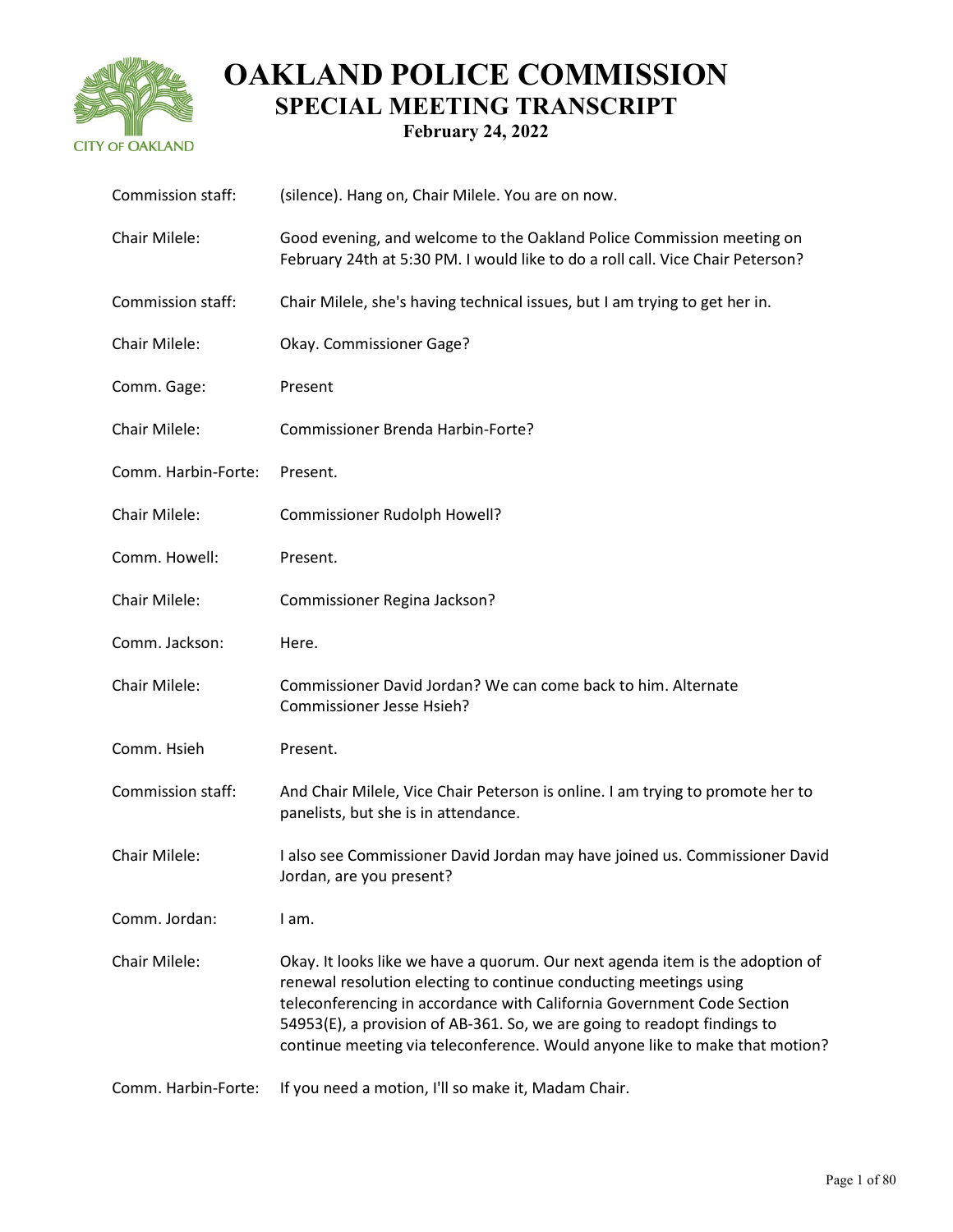# OAKLAND POLICE COMMISSION
## SPECIAL MEETING TRANSCRIPT
### February 24, 2022

| | |
|---|---|
| Commission staff: | (silence). Hang on, Chair Milele. You are on now. |
| Chair Milele: | Good evening, and welcome to the Oakland Police Commission meeting on February 24th at 5:30 PM. I would like to do a roll call. Vice Chair Peterson? |
| Commission staff: | Chair Milele, she's having technical issues, but I am trying to get her in. |
| Chair Milele: | Okay. Commissioner Gage? |
| Comm. Gage: | Present |
| Chair Milele: | Commissioner Brenda Harbin-Forte? |
| Comm. Harbin-Forte: | Present. |
| Chair Milele: | Commissioner Rudolph Howell? |
| Comm. Howell: | Present. |
| Chair Milele: | Commissioner Regina Jackson? |
| Comm. Jackson: | Here. |
| Chair Milele: | Commissioner David Jordan? We can come back to him. Alternate Commissioner Jesse Hsieh? |
| Comm. Hsieh | Present. |
| Commission staff: | And Chair Milele, Vice Chair Peterson is online. I am trying to promote her to panelists, but she is in attendance. |
| Chair Milele: | I also see Commissioner David Jordan may have joined us. Commissioner David Jordan, are you present? |
| Comm. Jordan: | I am. |
| Chair Milele: | Okay. It looks like we have a quorum. Our next agenda item is the adoption of renewal resolution electing to continue conducting meetings using teleconferencing in accordance with California Government Code Section 54953(E), a provision of AB-361. So, we are going to readopt findings to continue meeting via teleconference. Would anyone like to make that motion? |
| Comm. Harbin-Forte: | If you need a motion, I'll so make it, Madam Chair. |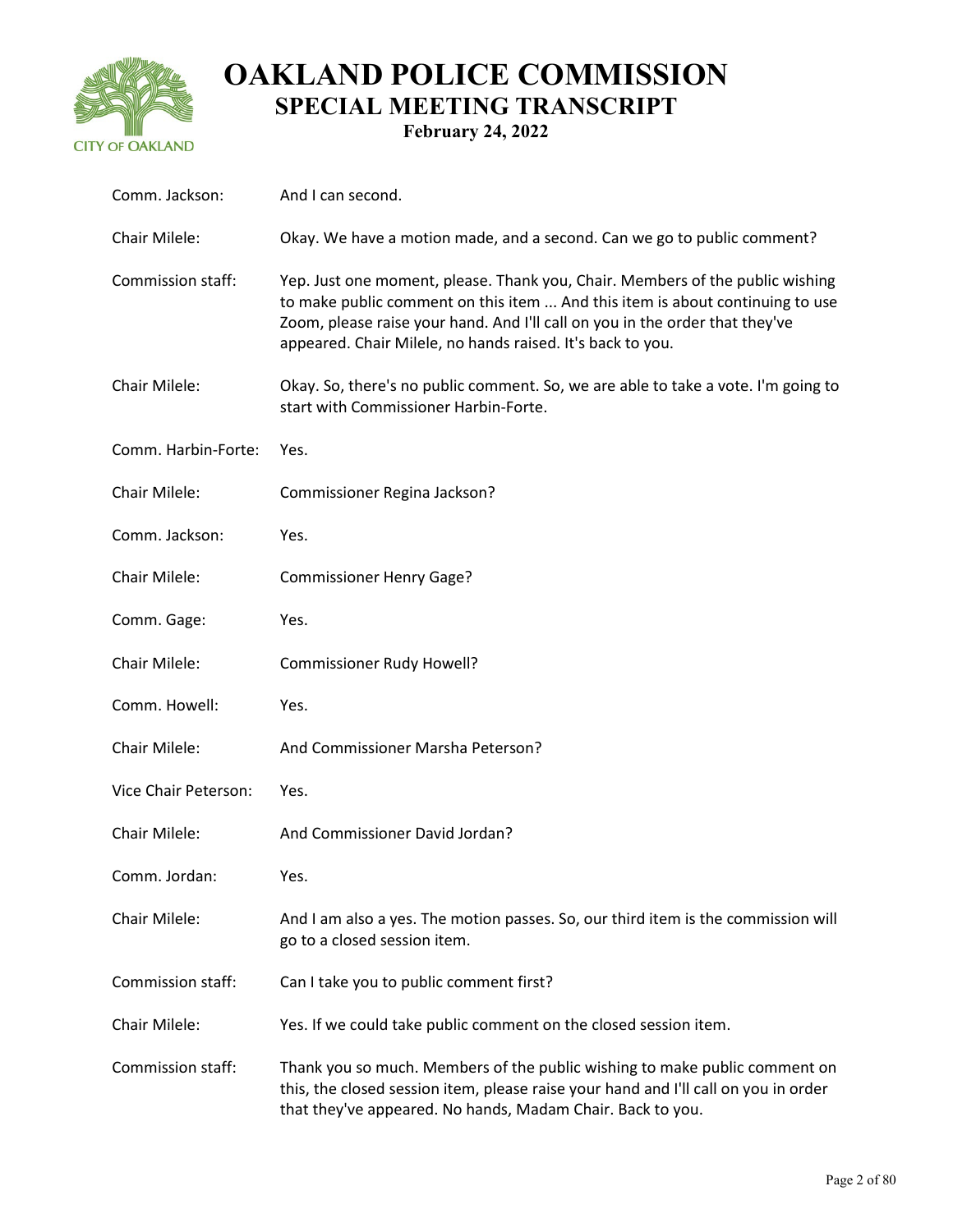Comm. Jackson: And I can second.

Chair Milele: Okay. We have a motion made, and a second. Can we go to public comment?

Commission staff: Yep. Just one moment, please. Thank you, Chair. Members of the public wishing to make public comment on this item ... And this item is about continuing to use Zoom, please raise your hand. And I'll call on you in the order that they've appeared. Chair Milele, no hands raised. It's back to you.

Chair Milele: Okay. So, there's no public comment. So, we are able to take a vote. I'm going to start with Commissioner Harbin-Forte.

Comm. Harbin-Forte: Yes.

Chair Milele: Commissioner Regina Jackson?

Comm. Jackson: Yes.

Chair Milele: Commissioner Henry Gage?

Comm. Gage: Yes.

Chair Milele: Commissioner Rudy Howell?

Comm. Howell: Yes.

Chair Milele: And Commissioner Marsha Peterson?

Vice Chair Peterson: Yes.

Chair Milele: And Commissioner David Jordan?

Comm. Jordan: Yes.

Chair Milele: And I am also a yes. The motion passes. So, our third item is the commission will go to a closed session item.

Commission staff: Can I take you to public comment first?

Chair Milele: Yes. If we could take public comment on the closed session item.

Commission staff: Thank you so much. Members of the public wishing to make public comment on this, the closed session item, please raise your hand and I'll call on you in order that they've appeared. No hands, Madam Chair. Back to you.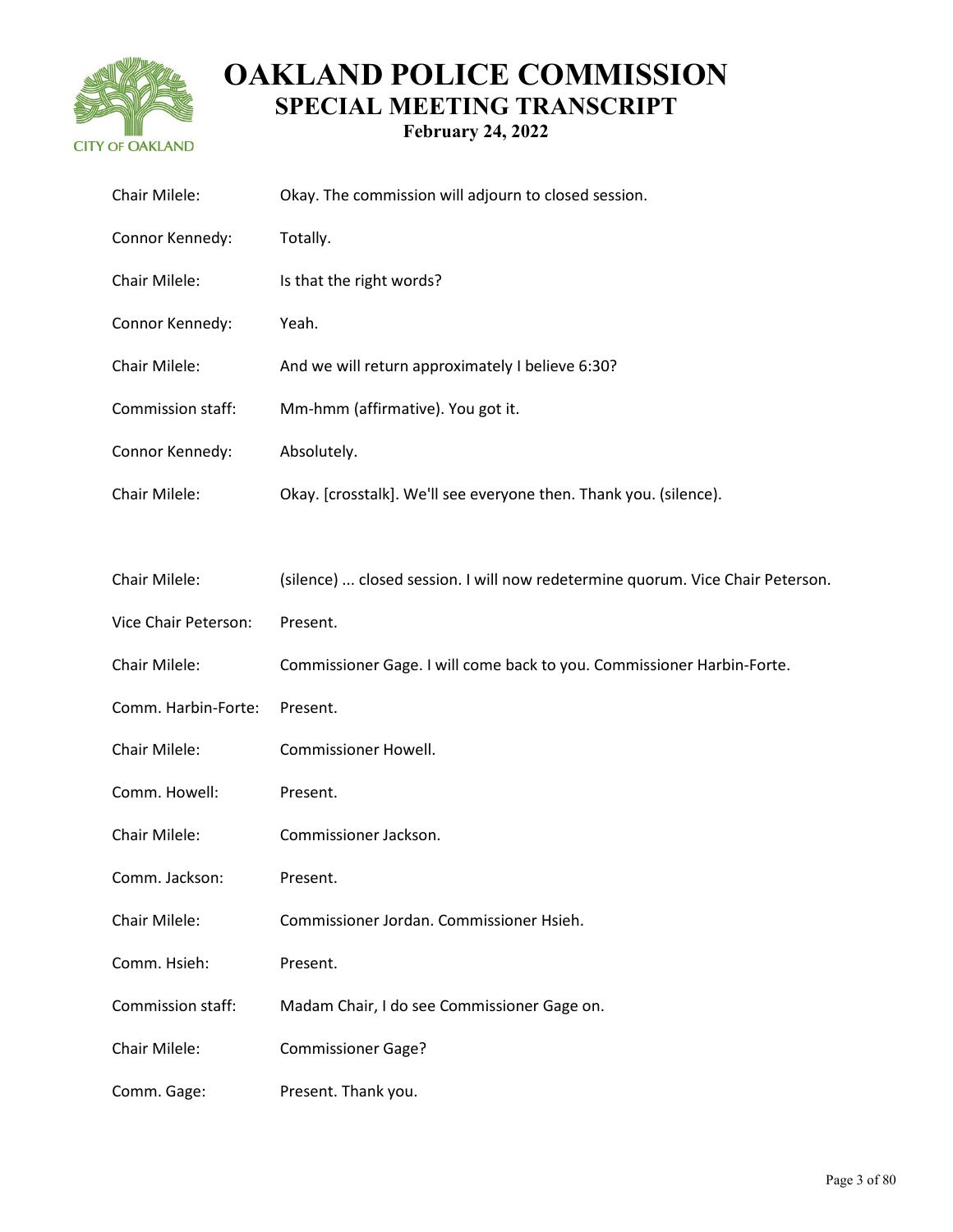| | |
|---|---|
| Chair Milele: | Okay. The commission will adjourn to closed session. |
| Connor Kennedy: | Totally. |
| Chair Milele: | Is that the right words? |
| Connor Kennedy: | Yeah. |
| Chair Milele: | And we will return approximately I believe 6:30? |
| Commission staff: | Mm-hmm (affirmative). You got it. |
| Connor Kennedy: | Absolutely. |
| Chair Milele: | Okay. [crosstalk]. We'll see everyone then. Thank you. (silence). |

| | |
|---|---|
| Chair Milele: | (silence) ... closed session. I will now redetermine quorum. Vice Chair Peterson. |
| Vice Chair Peterson: | Present. |
| Chair Milele: | Commissioner Gage. I will come back to you. Commissioner Harbin-Forte. |
| Comm. Harbin-Forte: | Present. |
| Chair Milele: | Commissioner Howell. |
| Comm. Howell: | Present. |
| Chair Milele: | Commissioner Jackson. |
| Comm. Jackson: | Present. |
| Chair Milele: | Commissioner Jordan. Commissioner Hsieh. |
| Comm. Hsieh: | Present. |
| Commission staff: | Madam Chair, I do see Commissioner Gage on. |
| Chair Milele: | Commissioner Gage? |
| Comm. Gage: | Present. Thank you. |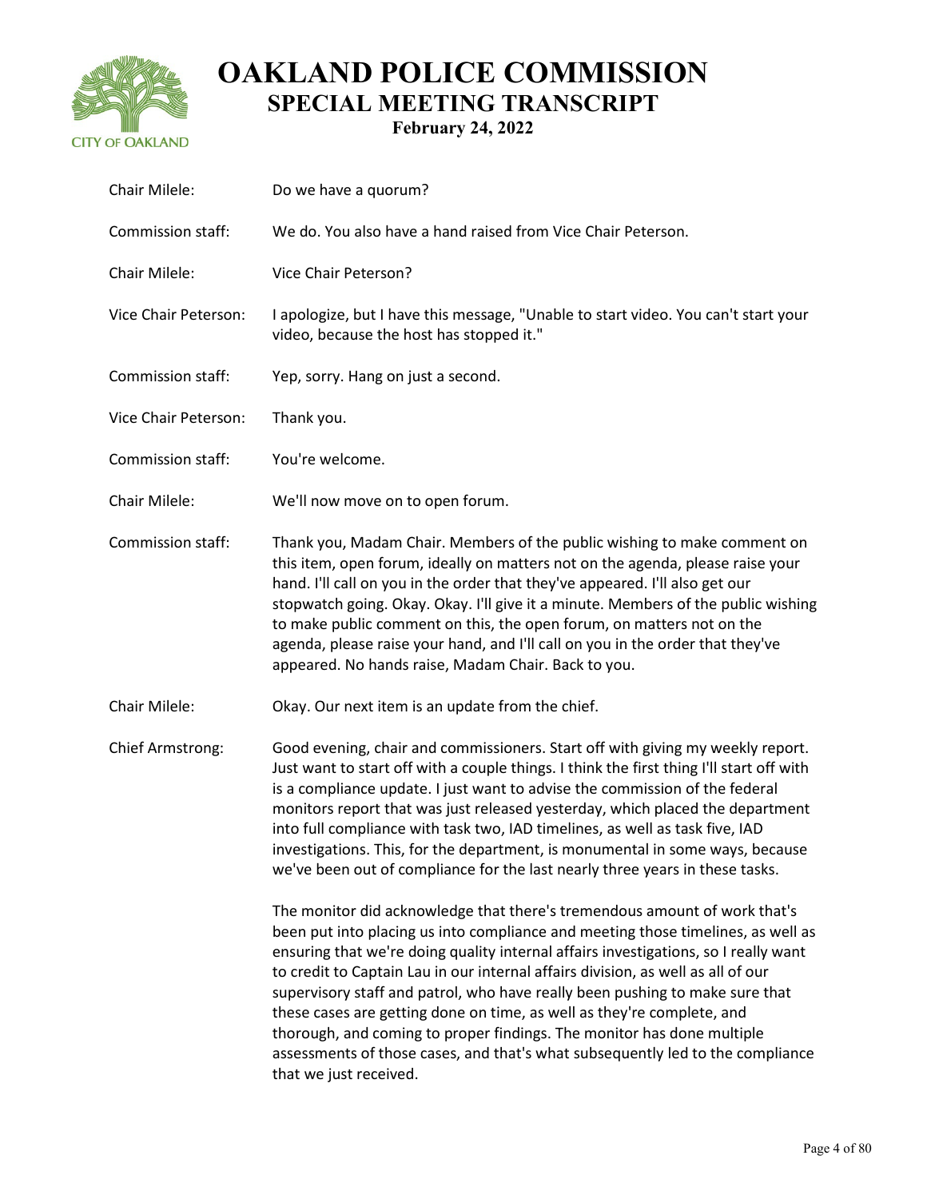| | |
|---|---|
| Chair Milele: | Do we have a quorum? |
| Commission staff: | We do. You also have a hand raised from Vice Chair Peterson. |
| Chair Milele: | Vice Chair Peterson? |
| Vice Chair Peterson: | I apologize, but I have this message, "Unable to start video. You can't start your video, because the host has stopped it." |
| Commission staff: | Yep, sorry. Hang on just a second. |
| Vice Chair Peterson: | Thank you. |
| Commission staff: | You're welcome. |
| Chair Milele: | We'll now move on to open forum. |
| Commission staff: | Thank you, Madam Chair. Members of the public wishing to make comment on this item, open forum, ideally on matters not on the agenda, please raise your hand. I'll call on you in the order that they've appeared. I'll also get our stopwatch going. Okay. Okay. I'll give it a minute. Members of the public wishing to make public comment on this, the open forum, on matters not on the agenda, please raise your hand, and I'll call on you in the order that they've appeared. No hands raise, Madam Chair. Back to you. |
| Chair Milele: | Okay. Our next item is an update from the chief. |
| Chief Armstrong: | Good evening, chair and commissioners. Start off with giving my weekly report. Just want to start off with a couple things. I think the first thing I'll start off with is a compliance update. I just want to advise the commission of the federal monitors report that was just released yesterday, which placed the department into full compliance with task two, IAD timelines, as well as task five, IAD investigations. This, for the department, is monumental in some ways, because we've been out of compliance for the last nearly three years in these tasks.<br><br>The monitor did acknowledge that there's tremendous amount of work that's been put into placing us into compliance and meeting those timelines, as well as ensuring that we're doing quality internal affairs investigations, so I really want to credit to Captain Lau in our internal affairs division, as well as all of our supervisory staff and patrol, who have really been pushing to make sure that these cases are getting done on time, as well as they're complete, and thorough, and coming to proper findings. The monitor has done multiple assessments of those cases, and that's what subsequently led to the compliance that we just received. |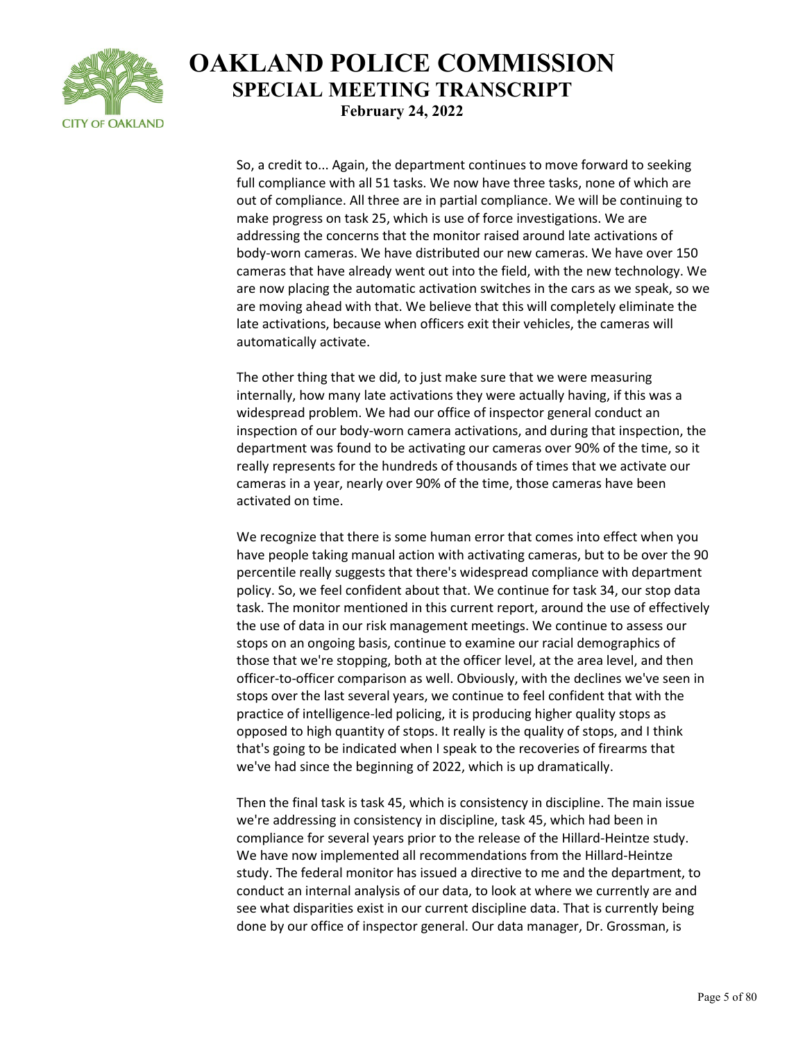So, a credit to... Again, the department continues to move forward to seeking full compliance with all 51 tasks. We now have three tasks, none of which are out of compliance. All three are in partial compliance. We will be continuing to make progress on task 25, which is use of force investigations. We are addressing the concerns that the monitor raised around late activations of body-worn cameras. We have distributed our new cameras. We have over 150 cameras that have already went out into the field, with the new technology. We are now placing the automatic activation switches in the cars as we speak, so we are moving ahead with that. We believe that this will completely eliminate the late activations, because when officers exit their vehicles, the cameras will automatically activate.

The other thing that we did, to just make sure that we were measuring internally, how many late activations they were actually having, if this was a widespread problem. We had our office of inspector general conduct an inspection of our body-worn camera activations, and during that inspection, the department was found to be activating our cameras over 90% of the time, so it really represents for the hundreds of thousands of times that we activate our cameras in a year, nearly over 90% of the time, those cameras have been activated on time.

We recognize that there is some human error that comes into effect when you have people taking manual action with activating cameras, but to be over the 90 percentile really suggests that there's widespread compliance with department policy. So, we feel confident about that. We continue for task 34, our stop data task. The monitor mentioned in this current report, around the use of effectively the use of data in our risk management meetings. We continue to assess our stops on an ongoing basis, continue to examine our racial demographics of those that we're stopping, both at the officer level, at the area level, and then officer-to-officer comparison as well. Obviously, with the declines we've seen in stops over the last several years, we continue to feel confident that with the practice of intelligence-led policing, it is producing higher quality stops as opposed to high quantity of stops. It really is the quality of stops, and I think that's going to be indicated when I speak to the recoveries of firearms that we've had since the beginning of 2022, which is up dramatically.

Then the final task is task 45, which is consistency in discipline. The main issue we're addressing in consistency in discipline, task 45, which had been in compliance for several years prior to the release of the Hillard-Heintze study. We have now implemented all recommendations from the Hillard-Heintze study. The federal monitor has issued a directive to me and the department, to conduct an internal analysis of our data, to look at where we currently are and see what disparities exist in our current discipline data. That is currently being done by our office of inspector general. Our data manager, Dr. Grossman, is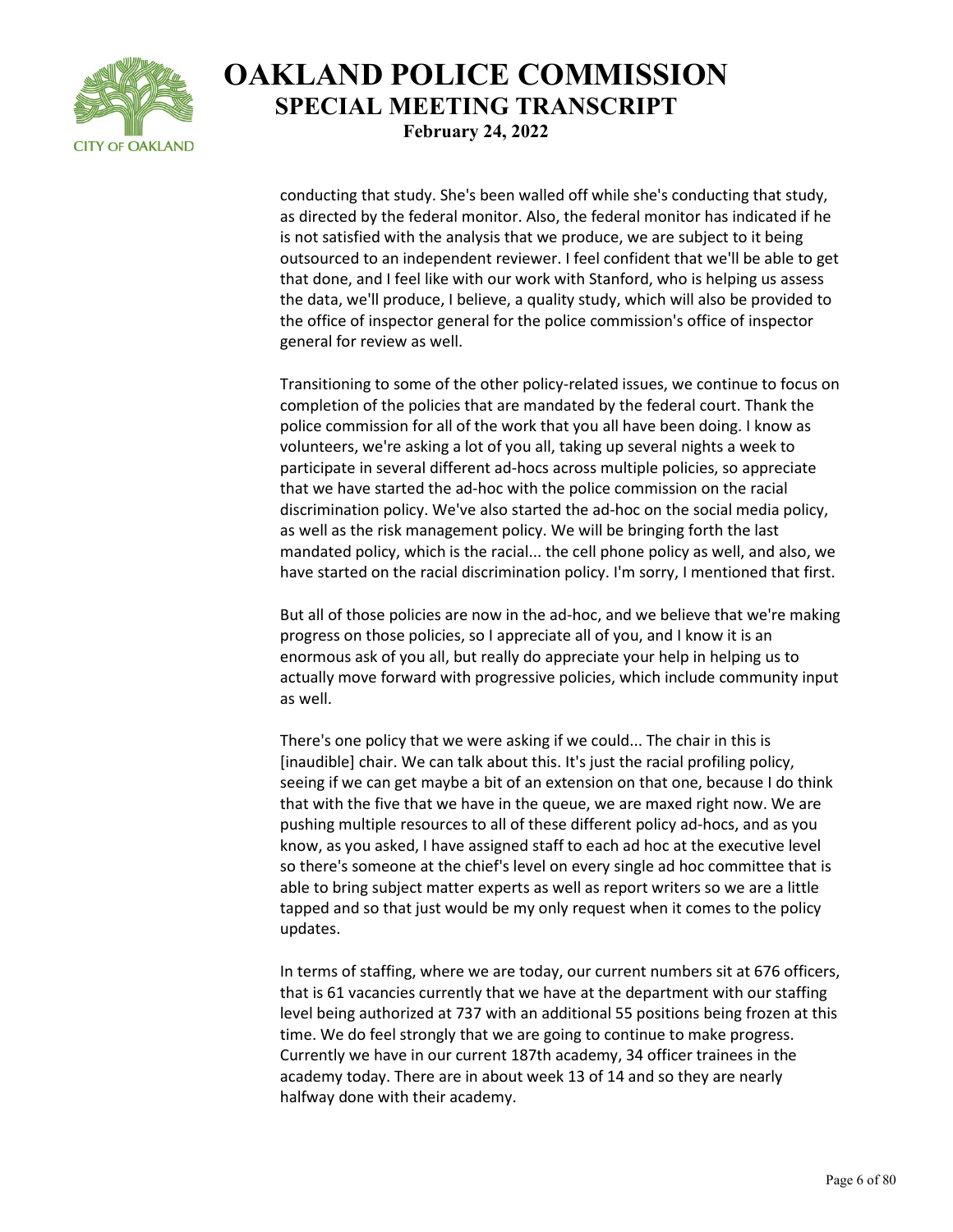conducting that study. She's been walled off while she's conducting that study, as directed by the federal monitor. Also, the federal monitor has indicated if he is not satisfied with the analysis that we produce, we are subject to it being outsourced to an independent reviewer. I feel confident that we'll be able to get that done, and I feel like with our work with Stanford, who is helping us assess the data, we'll produce, I believe, a quality study, which will also be provided to the office of inspector general for the police commission's office of inspector general for review as well.

Transitioning to some of the other policy-related issues, we continue to focus on completion of the policies that are mandated by the federal court. Thank the police commission for all of the work that you all have been doing. I know as volunteers, we're asking a lot of you all, taking up several nights a week to participate in several different ad-hocs across multiple policies, so appreciate that we have started the ad-hoc with the police commission on the racial discrimination policy. We've also started the ad-hoc on the social media policy, as well as the risk management policy. We will be bringing forth the last mandated policy, which is the racial... the cell phone policy as well, and also, we have started on the racial discrimination policy. I'm sorry, I mentioned that first.

But all of those policies are now in the ad-hoc, and we believe that we're making progress on those policies, so I appreciate all of you, and I know it is an enormous ask of you all, but really do appreciate your help in helping us to actually move forward with progressive policies, which include community input as well.

There's one policy that we were asking if we could... The chair in this is [inaudible] chair. We can talk about this. It's just the racial profiling policy, seeing if we can get maybe a bit of an extension on that one, because I do think that with the five that we have in the queue, we are maxed right now. We are pushing multiple resources to all of these different policy ad-hocs, and as you know, as you asked, I have assigned staff to each ad hoc at the executive level so there's someone at the chief's level on every single ad hoc committee that is able to bring subject matter experts as well as report writers so we are a little tapped and so that just would be my only request when it comes to the policy updates.

In terms of staffing, where we are today, our current numbers sit at 676 officers, that is 61 vacancies currently that we have at the department with our staffing level being authorized at 737 with an additional 55 positions being frozen at this time. We do feel strongly that we are going to continue to make progress. Currently we have in our current 187th academy, 34 officer trainees in the academy today. There are in about week 13 of 14 and so they are nearly halfway done with their academy.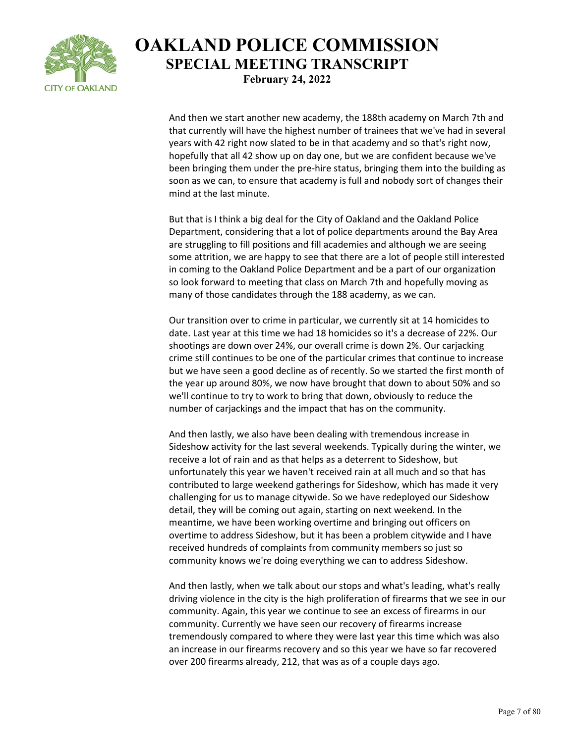And then we start another new academy, the 188th academy on March 7th and that currently will have the highest number of trainees that we've had in several years with 42 right now slated to be in that academy and so that's right now, hopefully that all 42 show up on day one, but we are confident because we've been bringing them under the pre-hire status, bringing them into the building as soon as we can, to ensure that academy is full and nobody sort of changes their mind at the last minute.

But that is I think a big deal for the City of Oakland and the Oakland Police Department, considering that a lot of police departments around the Bay Area are struggling to fill positions and fill academies and although we are seeing some attrition, we are happy to see that there are a lot of people still interested in coming to the Oakland Police Department and be a part of our organization so look forward to meeting that class on March 7th and hopefully moving as many of those candidates through the 188 academy, as we can.

Our transition over to crime in particular, we currently sit at 14 homicides to date. Last year at this time we had 18 homicides so it's a decrease of 22%. Our shootings are down over 24%, our overall crime is down 2%. Our carjacking crime still continues to be one of the particular crimes that continue to increase but we have seen a good decline as of recently. So we started the first month of the year up around 80%, we now have brought that down to about 50% and so we'll continue to try to work to bring that down, obviously to reduce the number of carjackings and the impact that has on the community.

And then lastly, we also have been dealing with tremendous increase in Sideshow activity for the last several weekends. Typically during the winter, we receive a lot of rain and as that helps as a deterrent to Sideshow, but unfortunately this year we haven't received rain at all much and so that has contributed to large weekend gatherings for Sideshow, which has made it very challenging for us to manage citywide. So we have redeployed our Sideshow detail, they will be coming out again, starting on next weekend. In the meantime, we have been working overtime and bringing out officers on overtime to address Sideshow, but it has been a problem citywide and I have received hundreds of complaints from community members so just so community knows we're doing everything we can to address Sideshow.

And then lastly, when we talk about our stops and what's leading, what's really driving violence in the city is the high proliferation of firearms that we see in our community. Again, this year we continue to see an excess of firearms in our community. Currently we have seen our recovery of firearms increase tremendously compared to where they were last year this time which was also an increase in our firearms recovery and so this year we have so far recovered over 200 firearms already, 212, that was as of a couple days ago.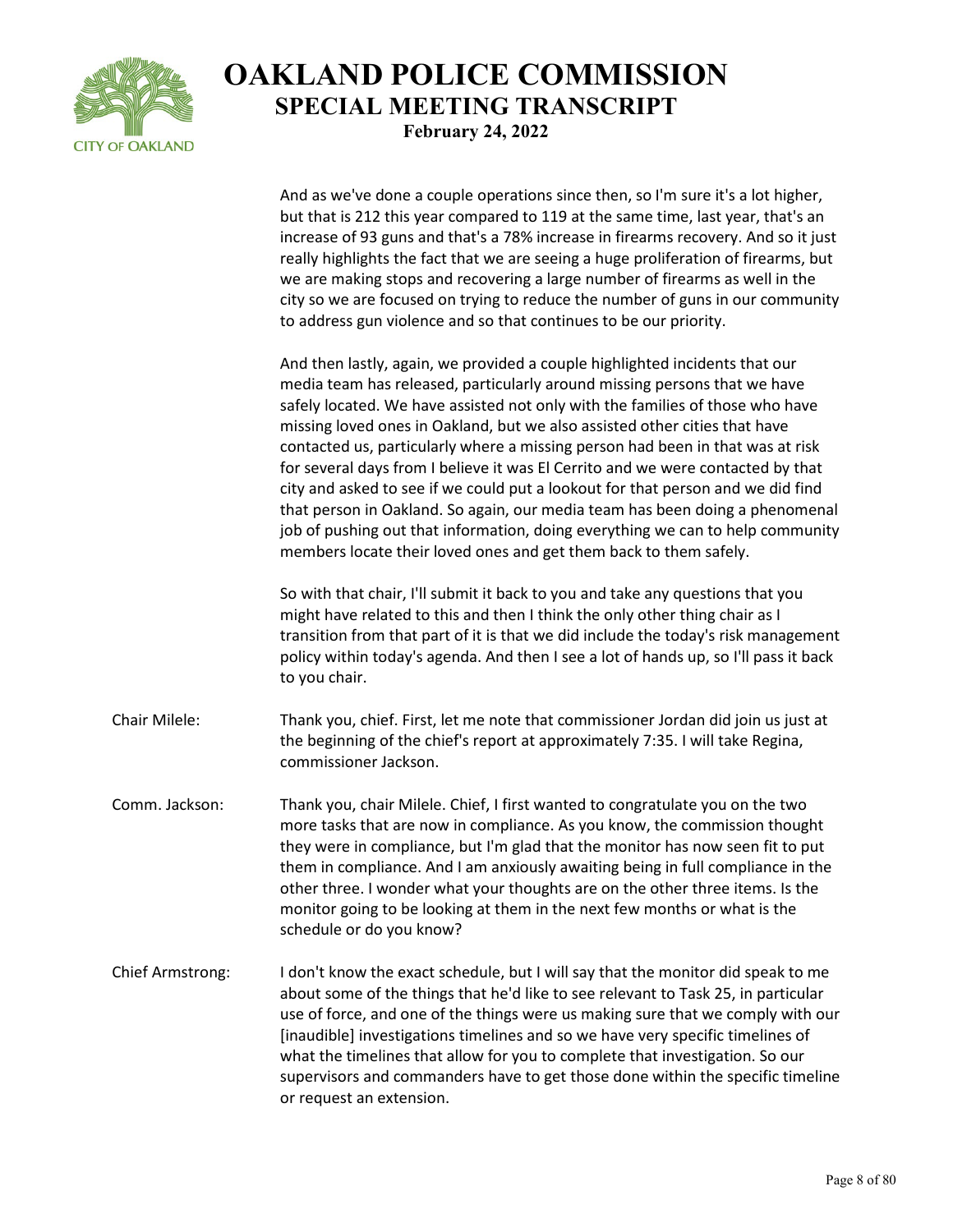And as we've done a couple operations since then, so I'm sure it's a lot higher, but that is 212 this year compared to 119 at the same time, last year, that's an increase of 93 guns and that's a 78% increase in firearms recovery. And so it just really highlights the fact that we are seeing a huge proliferation of firearms, but we are making stops and recovering a large number of firearms as well in the city so we are focused on trying to reduce the number of guns in our community to address gun violence and so that continues to be our priority.

And then lastly, again, we provided a couple highlighted incidents that our media team has released, particularly around missing persons that we have safely located. We have assisted not only with the families of those who have missing loved ones in Oakland, but we also assisted other cities that have contacted us, particularly where a missing person had been in that was at risk for several days from I believe it was El Cerrito and we were contacted by that city and asked to see if we could put a lookout for that person and we did find that person in Oakland. So again, our media team has been doing a phenomenal job of pushing out that information, doing everything we can to help community members locate their loved ones and get them back to them safely.

So with that chair, I'll submit it back to you and take any questions that you might have related to this and then I think the only other thing chair as I transition from that part of it is that we did include the today's risk management policy within today's agenda. And then I see a lot of hands up, so I'll pass it back to you chair.

Chair Milele: Thank you, chief. First, let me note that commissioner Jordan did join us just at the beginning of the chief's report at approximately 7:35. I will take Regina, commissioner Jackson.

Comm. Jackson: Thank you, chair Milele. Chief, I first wanted to congratulate you on the two more tasks that are now in compliance. As you know, the commission thought they were in compliance, but I'm glad that the monitor has now seen fit to put them in compliance. And I am anxiously awaiting being in full compliance in the other three. I wonder what your thoughts are on the other three items. Is the monitor going to be looking at them in the next few months or what is the schedule or do you know?

Chief Armstrong: I don't know the exact schedule, but I will say that the monitor did speak to me about some of the things that he'd like to see relevant to Task 25, in particular use of force, and one of the things were us making sure that we comply with our [inaudible] investigations timelines and so we have very specific timelines of what the timelines that allow for you to complete that investigation. So our supervisors and commanders have to get those done within the specific timeline or request an extension.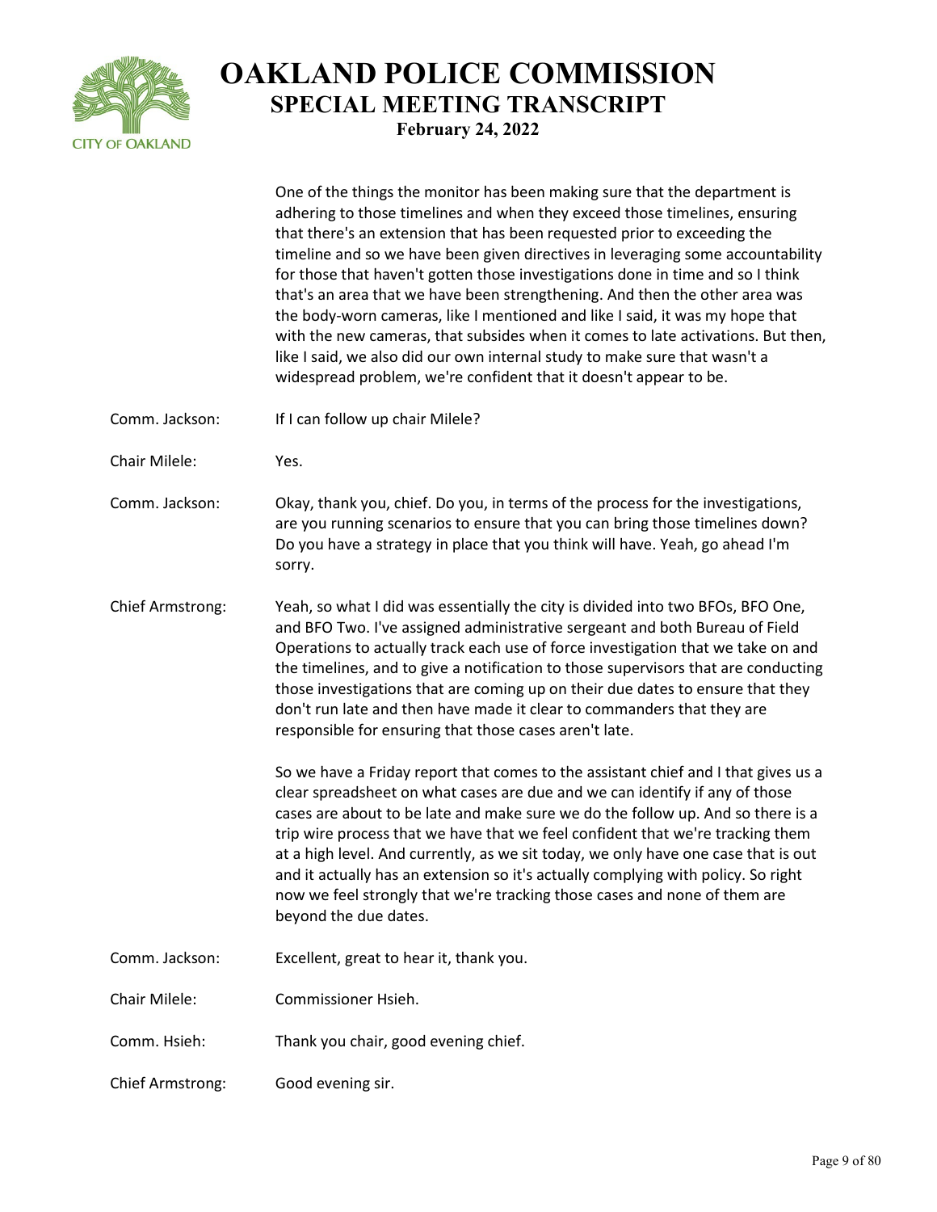One of the things the monitor has been making sure that the department is adhering to those timelines and when they exceed those timelines, ensuring that there's an extension that has been requested prior to exceeding the timeline and so we have been given directives in leveraging some accountability for those that haven't gotten those investigations done in time and so I think that's an area that we have been strengthening. And then the other area was the body-worn cameras, like I mentioned and like I said, it was my hope that with the new cameras, that subsides when it comes to late activations. But then, like I said, we also did our own internal study to make sure that wasn't a widespread problem, we're confident that it doesn't appear to be.

**Comm. Jackson:** If I can follow up chair Milele?

**Chair Milele:** Yes.

**Comm. Jackson:** Okay, thank you, chief. Do you, in terms of the process for the investigations, are you running scenarios to ensure that you can bring those timelines down? Do you have a strategy in place that you think will have. Yeah, go ahead I'm sorry.

**Chief Armstrong:** Yeah, so what I did was essentially the city is divided into two BFOs, BFO One, and BFO Two. I've assigned administrative sergeant and both Bureau of Field Operations to actually track each use of force investigation that we take on and the timelines, and to give a notification to those supervisors that are conducting those investigations that are coming up on their due dates to ensure that they don't run late and then have made it clear to commanders that they are responsible for ensuring that those cases aren't late.

So we have a Friday report that comes to the assistant chief and I that gives us a clear spreadsheet on what cases are due and we can identify if any of those cases are about to be late and make sure we do the follow up. And so there is a trip wire process that we have that we feel confident that we're tracking them at a high level. And currently, as we sit today, we only have one case that is out and it actually has an extension so it's actually complying with policy. So right now we feel strongly that we're tracking those cases and none of them are beyond the due dates.

**Comm. Jackson:** Excellent, great to hear it, thank you.

**Chair Milele:** Commissioner Hsieh.

**Comm. Hsieh:** Thank you chair, good evening chief.

**Chief Armstrong:** Good evening sir.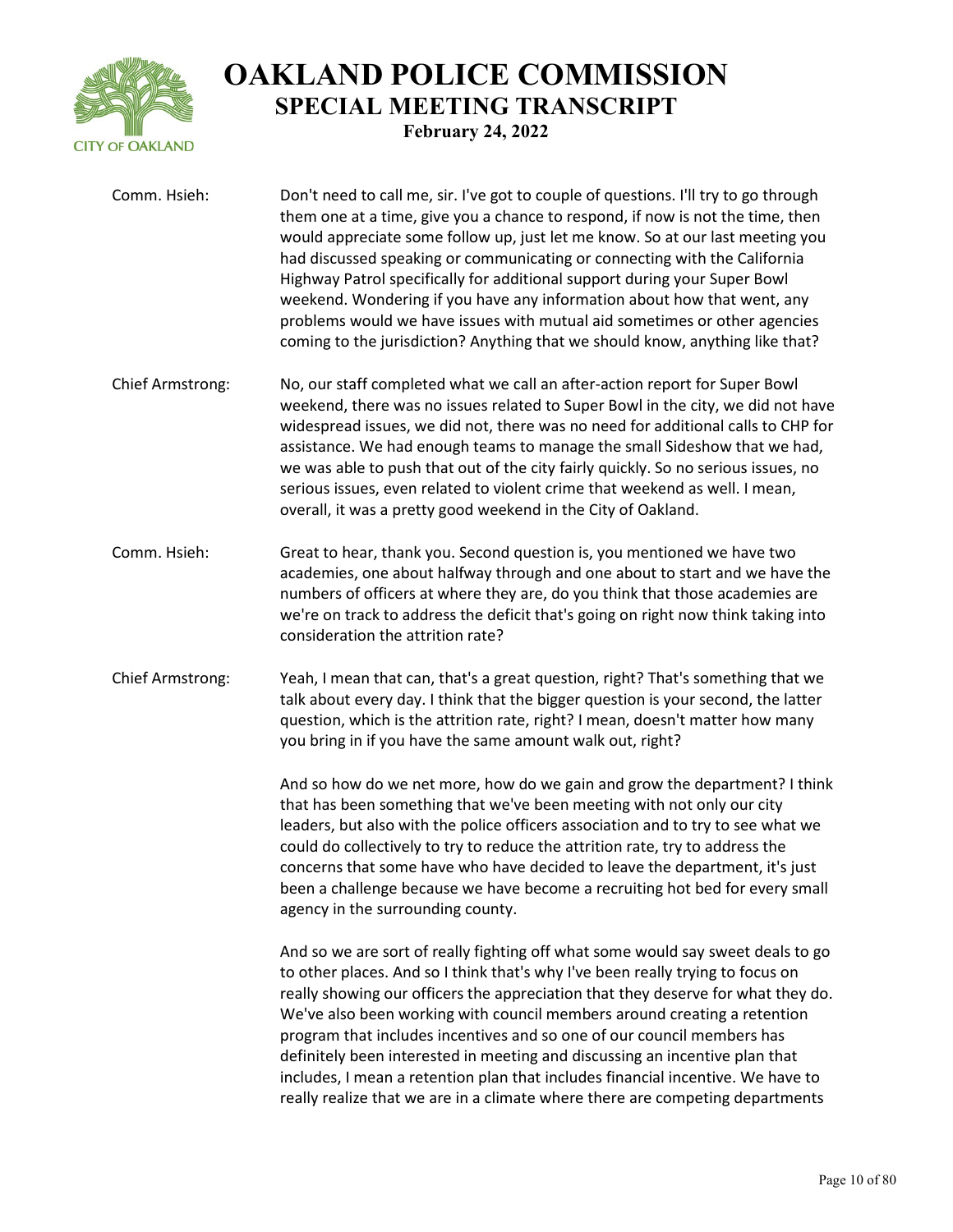Comm. Hsieh: Don't need to call me, sir. I've got to couple of questions. I'll try to go through them one at a time, give you a chance to respond, if now is not the time, then would appreciate some follow up, just let me know. So at our last meeting you had discussed speaking or communicating or connecting with the California Highway Patrol specifically for additional support during your Super Bowl weekend. Wondering if you have any information about how that went, any problems would we have issues with mutual aid sometimes or other agencies coming to the jurisdiction? Anything that we should know, anything like that?

Chief Armstrong: No, our staff completed what we call an after-action report for Super Bowl weekend, there was no issues related to Super Bowl in the city, we did not have widespread issues, we did not, there was no need for additional calls to CHP for assistance. We had enough teams to manage the small Sideshow that we had, we was able to push that out of the city fairly quickly. So no serious issues, no serious issues, even related to violent crime that weekend as well. I mean, overall, it was a pretty good weekend in the City of Oakland.

Comm. Hsieh: Great to hear, thank you. Second question is, you mentioned we have two academies, one about halfway through and one about to start and we have the numbers of officers at where they are, do you think that those academies are we're on track to address the deficit that's going on right now think taking into consideration the attrition rate?

Chief Armstrong: Yeah, I mean that can, that's a great question, right? That's something that we talk about every day. I think that the bigger question is your second, the latter question, which is the attrition rate, right? I mean, doesn't matter how many you bring in if you have the same amount walk out, right?

And so how do we net more, how do we gain and grow the department? I think that has been something that we've been meeting with not only our city leaders, but also with the police officers association and to try to see what we could do collectively to try to reduce the attrition rate, try to address the concerns that some have who have decided to leave the department, it's just been a challenge because we have become a recruiting hot bed for every small agency in the surrounding county.

And so we are sort of really fighting off what some would say sweet deals to go to other places. And so I think that's why I've been really trying to focus on really showing our officers the appreciation that they deserve for what they do. We've also been working with council members around creating a retention program that includes incentives and so one of our council members has definitely been interested in meeting and discussing an incentive plan that includes, I mean a retention plan that includes financial incentive. We have to really realize that we are in a climate where there are competing departments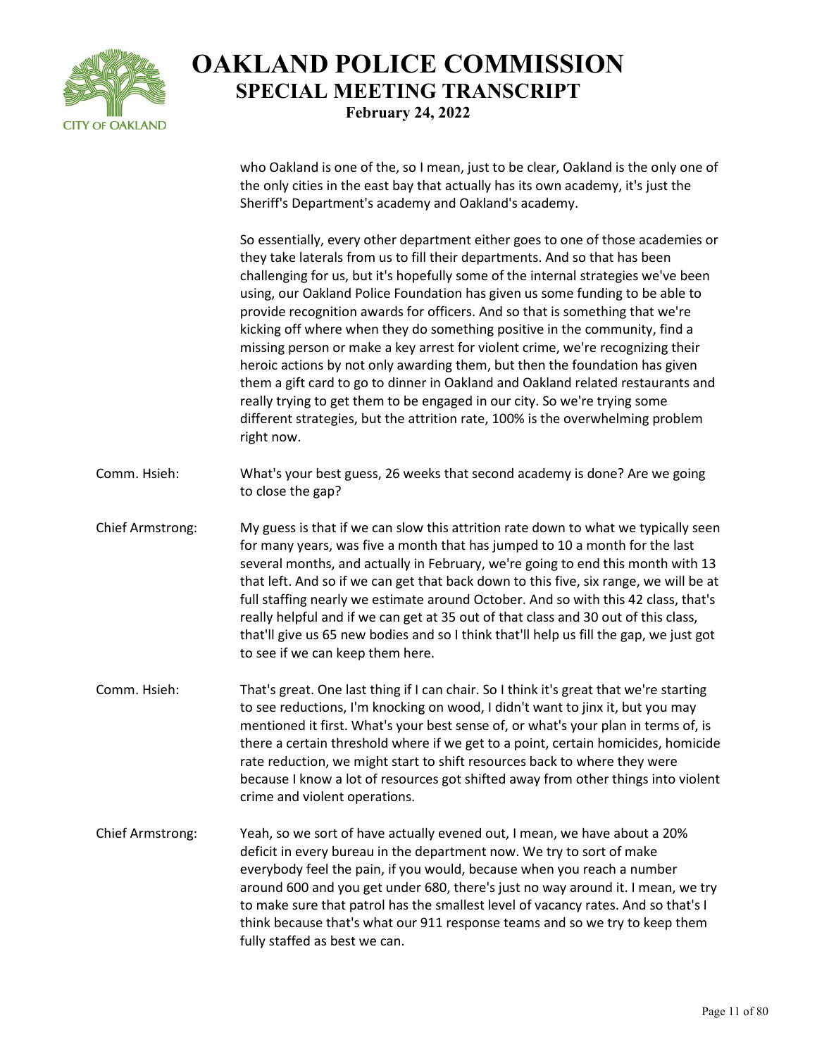who Oakland is one of the, so I mean, just to be clear, Oakland is the only one of the only cities in the east bay that actually has its own academy, it's just the Sheriff's Department's academy and Oakland's academy.

So essentially, every other department either goes to one of those academies or they take laterals from us to fill their departments. And so that has been challenging for us, but it's hopefully some of the internal strategies we've been using, our Oakland Police Foundation has given us some funding to be able to provide recognition awards for officers. And so that is something that we're kicking off where when they do something positive in the community, find a missing person or make a key arrest for violent crime, we're recognizing their heroic actions by not only awarding them, but then the foundation has given them a gift card to go to dinner in Oakland and Oakland related restaurants and really trying to get them to be engaged in our city. So we're trying some different strategies, but the attrition rate, 100% is the overwhelming problem right now.

**Comm. Hsieh:** What's your best guess, 26 weeks that second academy is done? Are we going to close the gap?

**Chief Armstrong:** My guess is that if we can slow this attrition rate down to what we typically seen for many years, was five a month that has jumped to 10 a month for the last several months, and actually in February, we're going to end this month with 13 that left. And so if we can get that back down to this five, six range, we will be at full staffing nearly we estimate around October. And so with this 42 class, that's really helpful and if we can get at 35 out of that class and 30 out of this class, that'll give us 65 new bodies and so I think that'll help us fill the gap, we just got to see if we can keep them here.

**Comm. Hsieh:** That's great. One last thing if I can chair. So I think it's great that we're starting to see reductions, I'm knocking on wood, I didn't want to jinx it, but you may mentioned it first. What's your best sense of, or what's your plan in terms of, is there a certain threshold where if we get to a point, certain homicides, homicide rate reduction, we might start to shift resources back to where they were because I know a lot of resources got shifted away from other things into violent crime and violent operations.

**Chief Armstrong:** Yeah, so we sort of have actually evened out, I mean, we have about a 20% deficit in every bureau in the department now. We try to sort of make everybody feel the pain, if you would, because when you reach a number around 600 and you get under 680, there's just no way around it. I mean, we try to make sure that patrol has the smallest level of vacancy rates. And so that's I think because that's what our 911 response teams and so we try to keep them fully staffed as best we can.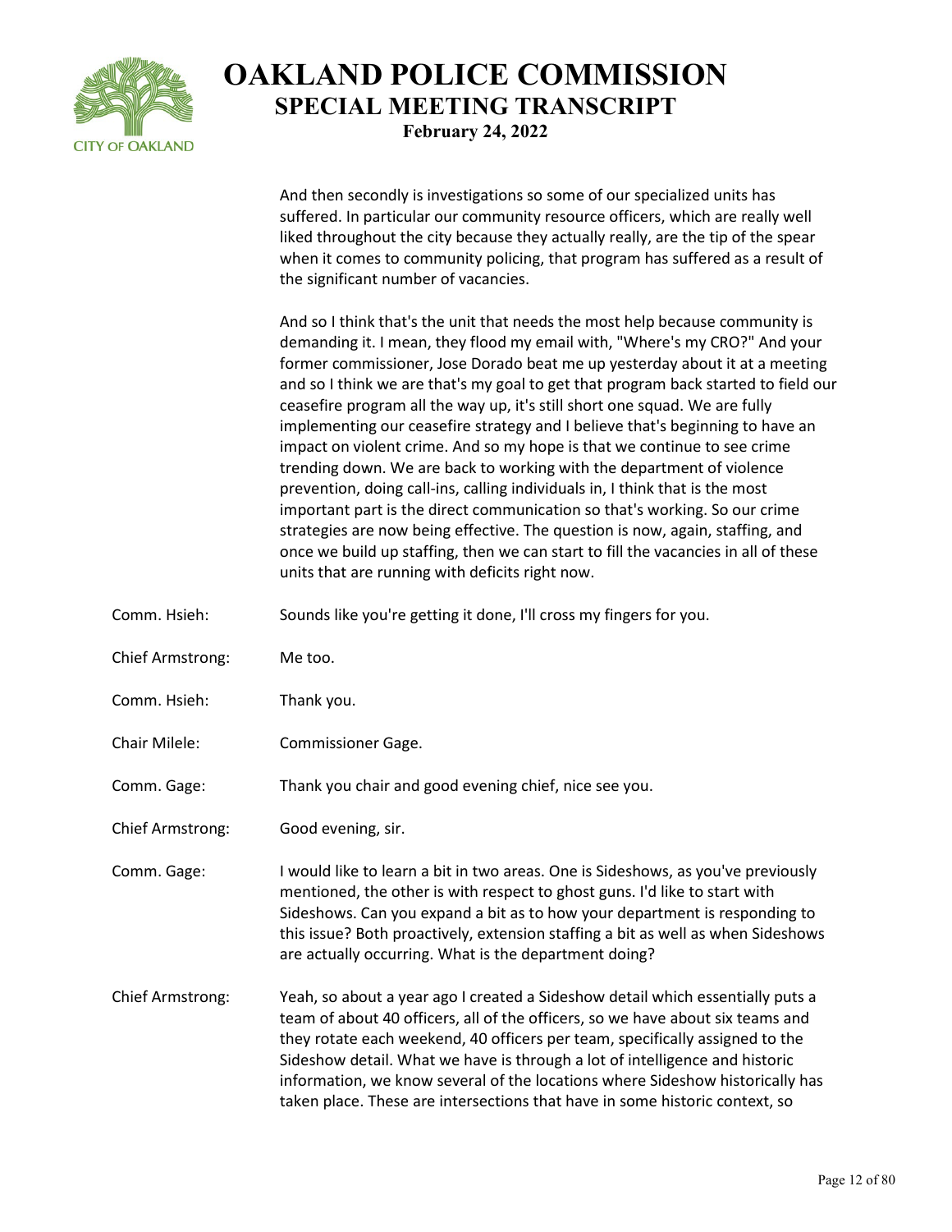And then secondly is investigations so some of our specialized units has suffered. In particular our community resource officers, which are really well liked throughout the city because they actually really, are the tip of the spear when it comes to community policing, that program has suffered as a result of the significant number of vacancies.

And so I think that's the unit that needs the most help because community is demanding it. I mean, they flood my email with, "Where's my CRO?" And your former commissioner, Jose Dorado beat me up yesterday about it at a meeting and so I think we are that's my goal to get that program back started to field our ceasefire program all the way up, it's still short one squad. We are fully implementing our ceasefire strategy and I believe that's beginning to have an impact on violent crime. And so my hope is that we continue to see crime trending down. We are back to working with the department of violence prevention, doing call-ins, calling individuals in, I think that is the most important part is the direct communication so that's working. So our crime strategies are now being effective. The question is now, again, staffing, and once we build up staffing, then we can start to fill the vacancies in all of these units that are running with deficits right now.

Comm. Hsieh: Sounds like you're getting it done, I'll cross my fingers for you.

Chief Armstrong: Me too.

Comm. Hsieh: Thank you.

Chair Milele: Commissioner Gage.

Comm. Gage: Thank you chair and good evening chief, nice see you.

Chief Armstrong: Good evening, sir.

Comm. Gage: I would like to learn a bit in two areas. One is Sideshows, as you've previously mentioned, the other is with respect to ghost guns. I'd like to start with Sideshows. Can you expand a bit as to how your department is responding to this issue? Both proactively, extension staffing a bit as well as when Sideshows are actually occurring. What is the department doing?

Chief Armstrong: Yeah, so about a year ago I created a Sideshow detail which essentially puts a team of about 40 officers, all of the officers, so we have about six teams and they rotate each weekend, 40 officers per team, specifically assigned to the Sideshow detail. What we have is through a lot of intelligence and historic information, we know several of the locations where Sideshow historically has taken place. These are intersections that have in some historic context, so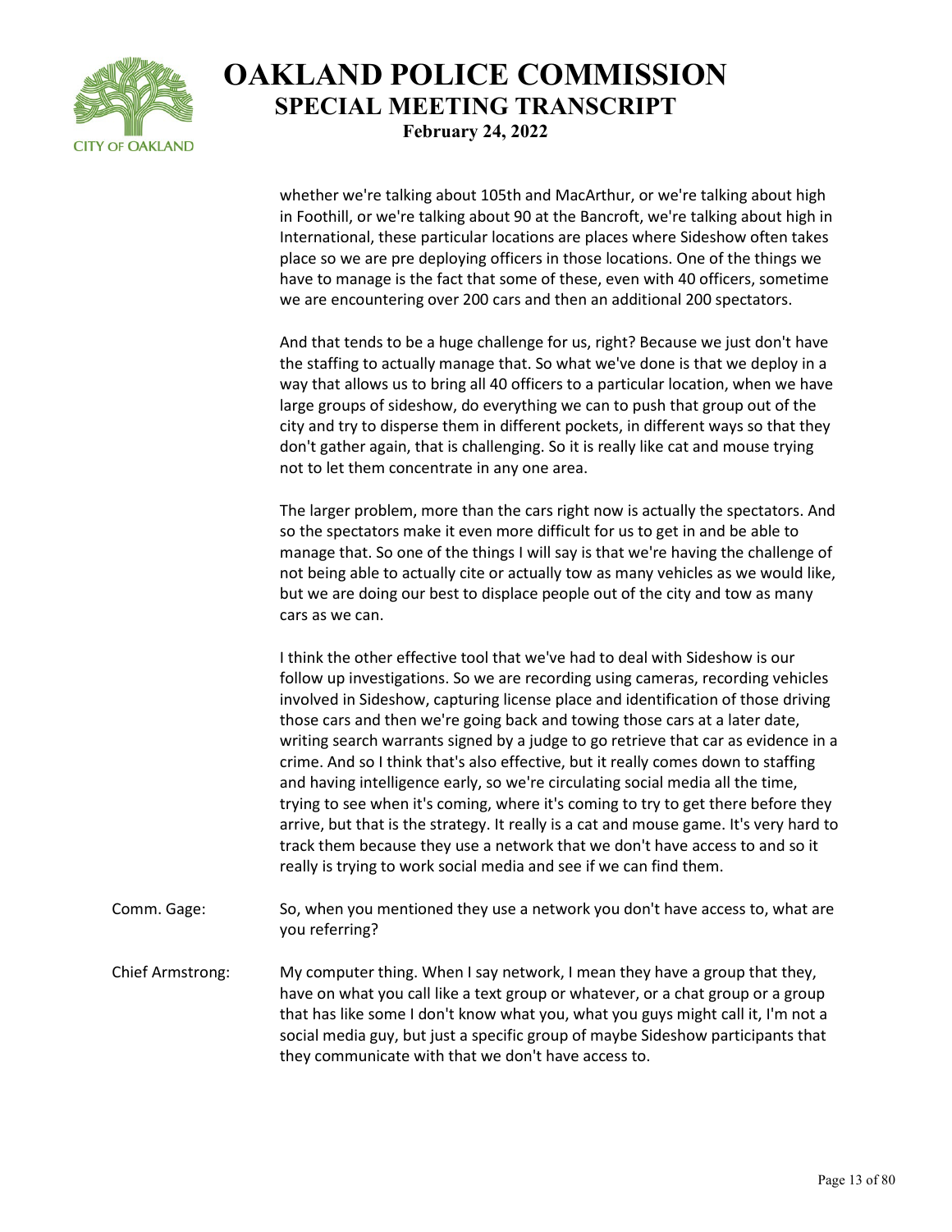whether we're talking about 105th and MacArthur, or we're talking about high in Foothill, or we're talking about 90 at the Bancroft, we're talking about high in International, these particular locations are places where Sideshow often takes place so we are pre deploying officers in those locations. One of the things we have to manage is the fact that some of these, even with 40 officers, sometime we are encountering over 200 cars and then an additional 200 spectators.

And that tends to be a huge challenge for us, right? Because we just don't have the staffing to actually manage that. So what we've done is that we deploy in a way that allows us to bring all 40 officers to a particular location, when we have large groups of sideshow, do everything we can to push that group out of the city and try to disperse them in different pockets, in different ways so that they don't gather again, that is challenging. So it is really like cat and mouse trying not to let them concentrate in any one area.

The larger problem, more than the cars right now is actually the spectators. And so the spectators make it even more difficult for us to get in and be able to manage that. So one of the things I will say is that we're having the challenge of not being able to actually cite or actually tow as many vehicles as we would like, but we are doing our best to displace people out of the city and tow as many cars as we can.

I think the other effective tool that we've had to deal with Sideshow is our follow up investigations. So we are recording using cameras, recording vehicles involved in Sideshow, capturing license place and identification of those driving those cars and then we're going back and towing those cars at a later date, writing search warrants signed by a judge to go retrieve that car as evidence in a crime. And so I think that's also effective, but it really comes down to staffing and having intelligence early, so we're circulating social media all the time, trying to see when it's coming, where it's coming to try to get there before they arrive, but that is the strategy. It really is a cat and mouse game. It's very hard to track them because they use a network that we don't have access to and so it really is trying to work social media and see if we can find them.

Comm. Gage: So, when you mentioned they use a network you don't have access to, what are you referring?

Chief Armstrong: My computer thing. When I say network, I mean they have a group that they, have on what you call like a text group or whatever, or a chat group or a group that has like some I don't know what you, what you guys might call it, I'm not a social media guy, but just a specific group of maybe Sideshow participants that they communicate with that we don't have access to.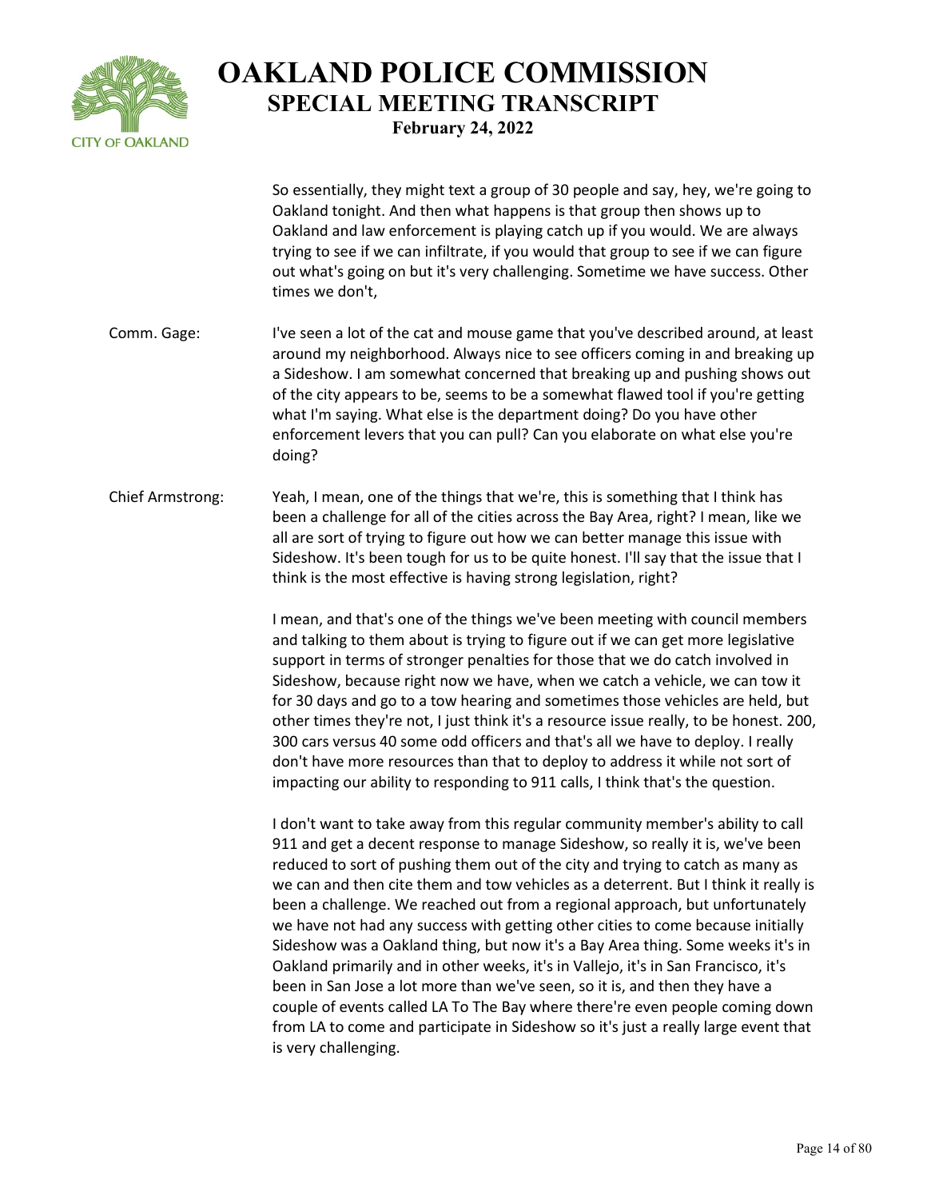So essentially, they might text a group of 30 people and say, hey, we're going to Oakland tonight. And then what happens is that group then shows up to Oakland and law enforcement is playing catch up if you would. We are always trying to see if we can infiltrate, if you would that group to see if we can figure out what's going on but it's very challenging. Sometime we have success. Other times we don't,

**Comm. Gage:** I've seen a lot of the cat and mouse game that you've described around, at least around my neighborhood. Always nice to see officers coming in and breaking up a Sideshow. I am somewhat concerned that breaking up and pushing shows out of the city appears to be, seems to be a somewhat flawed tool if you're getting what I'm saying. What else is the department doing? Do you have other enforcement levers that you can pull? Can you elaborate on what else you're doing?

**Chief Armstrong:** Yeah, I mean, one of the things that we're, this is something that I think has been a challenge for all of the cities across the Bay Area, right? I mean, like we all are sort of trying to figure out how we can better manage this issue with Sideshow. It's been tough for us to be quite honest. I'll say that the issue that I think is the most effective is having strong legislation, right?

I mean, and that's one of the things we've been meeting with council members and talking to them about is trying to figure out if we can get more legislative support in terms of stronger penalties for those that we do catch involved in Sideshow, because right now we have, when we catch a vehicle, we can tow it for 30 days and go to a tow hearing and sometimes those vehicles are held, but other times they're not, I just think it's a resource issue really, to be honest. 200, 300 cars versus 40 some odd officers and that's all we have to deploy. I really don't have more resources than that to deploy to address it while not sort of impacting our ability to responding to 911 calls, I think that's the question.

I don't want to take away from this regular community member's ability to call 911 and get a decent response to manage Sideshow, so really it is, we've been reduced to sort of pushing them out of the city and trying to catch as many as we can and then cite them and tow vehicles as a deterrent. But I think it really is been a challenge. We reached out from a regional approach, but unfortunately we have not had any success with getting other cities to come because initially Sideshow was a Oakland thing, but now it's a Bay Area thing. Some weeks it's in Oakland primarily and in other weeks, it's in Vallejo, it's in San Francisco, it's been in San Jose a lot more than we've seen, so it is, and then they have a couple of events called LA To The Bay where there're even people coming down from LA to come and participate in Sideshow so it's just a really large event that is very challenging.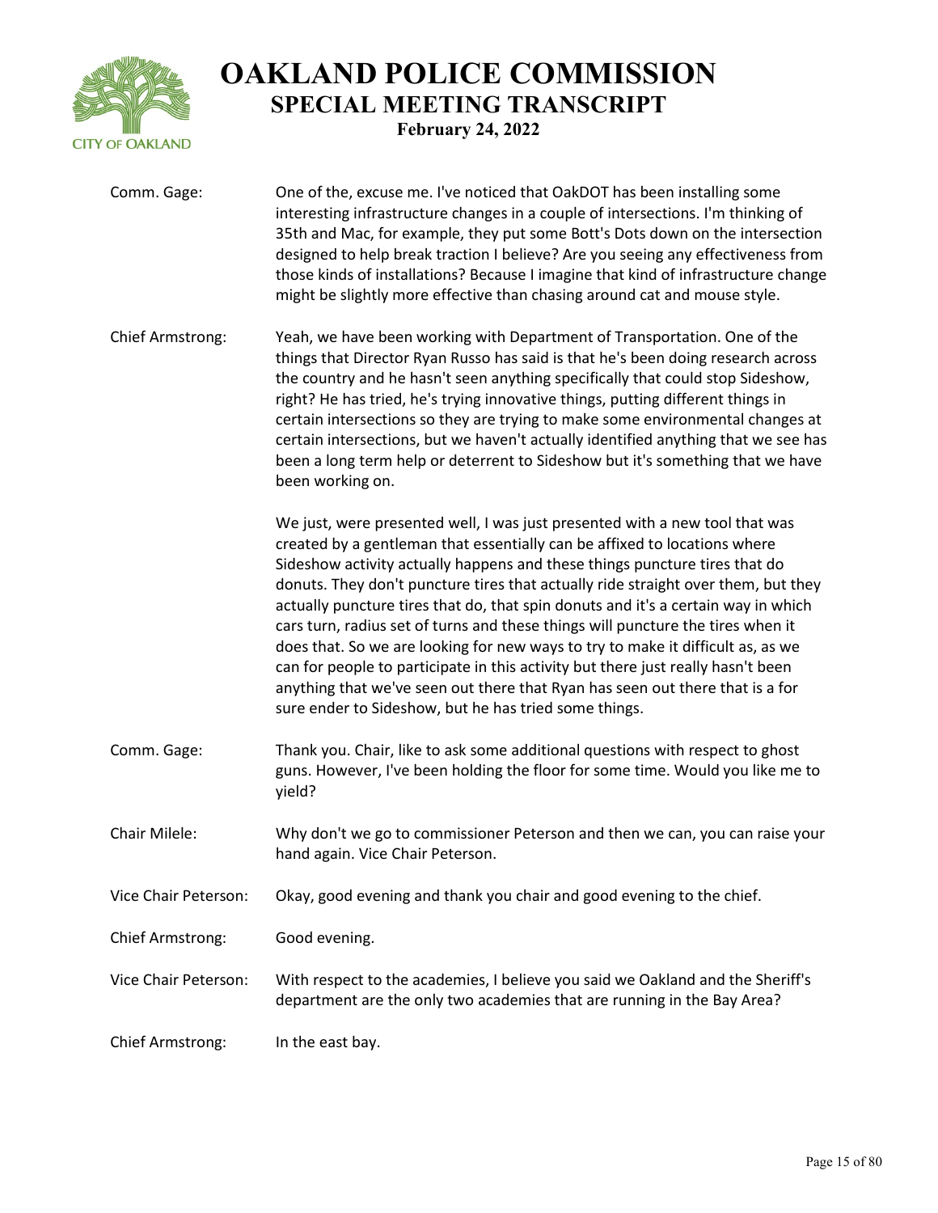Comm. Gage: One of the, excuse me. I've noticed that OakDOT has been installing some interesting infrastructure changes in a couple of intersections. I'm thinking of 35th and Mac, for example, they put some Bott's Dots down on the intersection designed to help break traction I believe? Are you seeing any effectiveness from those kinds of installations? Because I imagine that kind of infrastructure change might be slightly more effective than chasing around cat and mouse style.

Chief Armstrong: Yeah, we have been working with Department of Transportation. One of the things that Director Ryan Russo has said is that he's been doing research across the country and he hasn't seen anything specifically that could stop Sideshow, right? He has tried, he's trying innovative things, putting different things in certain intersections so they are trying to make some environmental changes at certain intersections, but we haven't actually identified anything that we see has been a long term help or deterrent to Sideshow but it's something that we have been working on.

We just, were presented well, I was just presented with a new tool that was created by a gentleman that essentially can be affixed to locations where Sideshow activity actually happens and these things puncture tires that do donuts. They don't puncture tires that actually ride straight over them, but they actually puncture tires that do, that spin donuts and it's a certain way in which cars turn, radius set of turns and these things will puncture the tires when it does that. So we are looking for new ways to try to make it difficult as, as we can for people to participate in this activity but there just really hasn't been anything that we've seen out there that Ryan has seen out there that is a for sure ender to Sideshow, but he has tried some things.

Comm. Gage: Thank you. Chair, like to ask some additional questions with respect to ghost guns. However, I've been holding the floor for some time. Would you like me to yield?

Chair Milele: Why don't we go to commissioner Peterson and then we can, you can raise your hand again. Vice Chair Peterson.

Vice Chair Peterson: Okay, good evening and thank you chair and good evening to the chief.

Chief Armstrong: Good evening.

Vice Chair Peterson: With respect to the academies, I believe you said we Oakland and the Sheriff's department are the only two academies that are running in the Bay Area?

Chief Armstrong: In the east bay.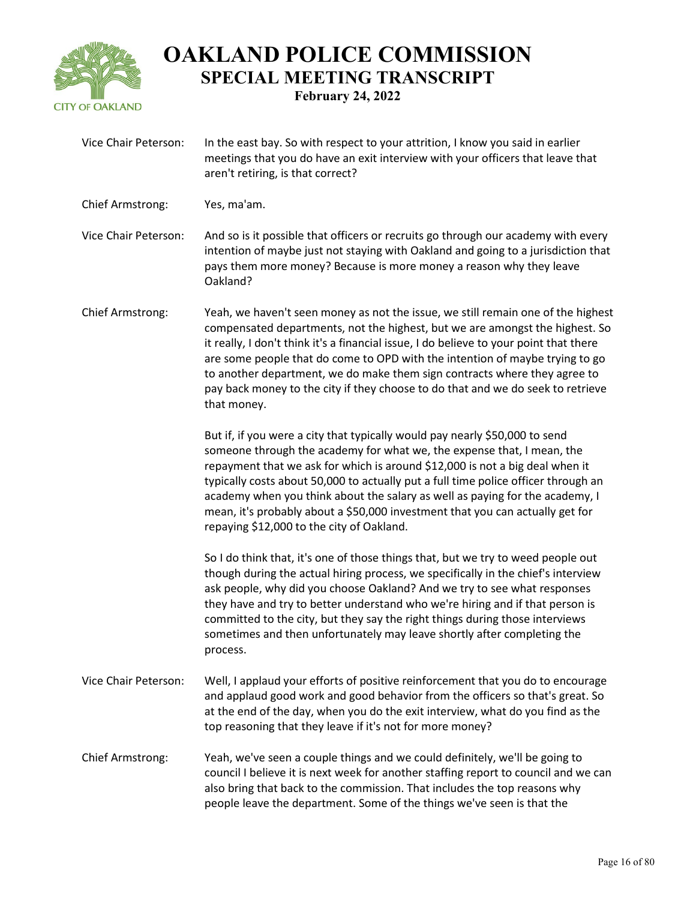Vice Chair Peterson: In the east bay. So with respect to your attrition, I know you said in earlier meetings that you do have an exit interview with your officers that leave that aren't retiring, is that correct?

Chief Armstrong: Yes, ma'am.

Vice Chair Peterson: And so is it possible that officers or recruits go through our academy with every intention of maybe just not staying with Oakland and going to a jurisdiction that pays them more money? Because is more money a reason why they leave Oakland?

Chief Armstrong: Yeah, we haven't seen money as not the issue, we still remain one of the highest compensated departments, not the highest, but we are amongst the highest. So it really, I don't think it's a financial issue, I do believe to your point that there are some people that do come to OPD with the intention of maybe trying to go to another department, we do make them sign contracts where they agree to pay back money to the city if they choose to do that and we do seek to retrieve that money.

But if, if you were a city that typically would pay nearly $50,000 to send someone through the academy for what we, the expense that, I mean, the repayment that we ask for which is around $12,000 is not a big deal when it typically costs about 50,000 to actually put a full time police officer through an academy when you think about the salary as well as paying for the academy, I mean, it's probably about a $50,000 investment that you can actually get for repaying $12,000 to the city of Oakland.

So I do think that, it's one of those things that, but we try to weed people out though during the actual hiring process, we specifically in the chief's interview ask people, why did you choose Oakland? And we try to see what responses they have and try to better understand who we're hiring and if that person is committed to the city, but they say the right things during those interviews sometimes and then unfortunately may leave shortly after completing the process.

Vice Chair Peterson: Well, I applaud your efforts of positive reinforcement that you do to encourage and applaud good work and good behavior from the officers so that's great. So at the end of the day, when you do the exit interview, what do you find as the top reasoning that they leave if it's not for more money?

Chief Armstrong: Yeah, we've seen a couple things and we could definitely, we'll be going to council I believe it is next week for another staffing report to council and we can also bring that back to the commission. That includes the top reasons why people leave the department. Some of the things we've seen is that the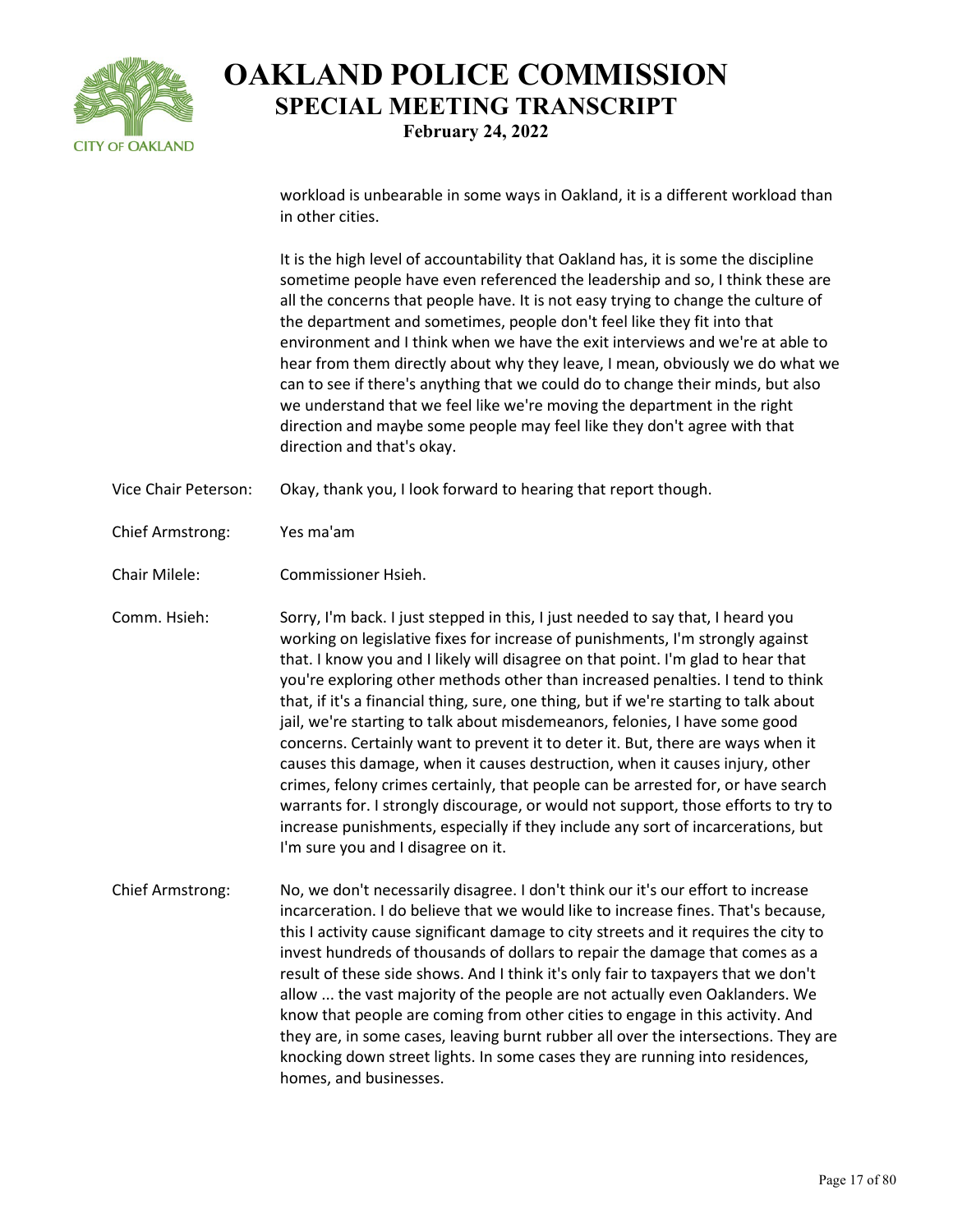workload is unbearable in some ways in Oakland, it is a different workload than in other cities.

It is the high level of accountability that Oakland has, it is some the discipline sometime people have even referenced the leadership and so, I think these are all the concerns that people have. It is not easy trying to change the culture of the department and sometimes, people don't feel like they fit into that environment and I think when we have the exit interviews and we're at able to hear from them directly about why they leave, I mean, obviously we do what we can to see if there's anything that we could do to change their minds, but also we understand that we feel like we're moving the department in the right direction and maybe some people may feel like they don't agree with that direction and that's okay.

Vice Chair Peterson: Okay, thank you, I look forward to hearing that report though.

Chief Armstrong: Yes ma'am

Chair Milele: Commissioner Hsieh.

Comm. Hsieh: Sorry, I'm back. I just stepped in this, I just needed to say that, I heard you working on legislative fixes for increase of punishments, I'm strongly against that. I know you and I likely will disagree on that point. I'm glad to hear that you're exploring other methods other than increased penalties. I tend to think that, if it's a financial thing, sure, one thing, but if we're starting to talk about jail, we're starting to talk about misdemeanors, felonies, I have some good concerns. Certainly want to prevent it to deter it. But, there are ways when it causes this damage, when it causes destruction, when it causes injury, other crimes, felony crimes certainly, that people can be arrested for, or have search warrants for. I strongly discourage, or would not support, those efforts to try to increase punishments, especially if they include any sort of incarcerations, but I'm sure you and I disagree on it.

Chief Armstrong: No, we don't necessarily disagree. I don't think our it's our effort to increase incarceration. I do believe that we would like to increase fines. That's because, this I activity cause significant damage to city streets and it requires the city to invest hundreds of thousands of dollars to repair the damage that comes as a result of these side shows. And I think it's only fair to taxpayers that we don't allow ... the vast majority of the people are not actually even Oaklanders. We know that people are coming from other cities to engage in this activity. And they are, in some cases, leaving burnt rubber all over the intersections. They are knocking down street lights. In some cases they are running into residences, homes, and businesses.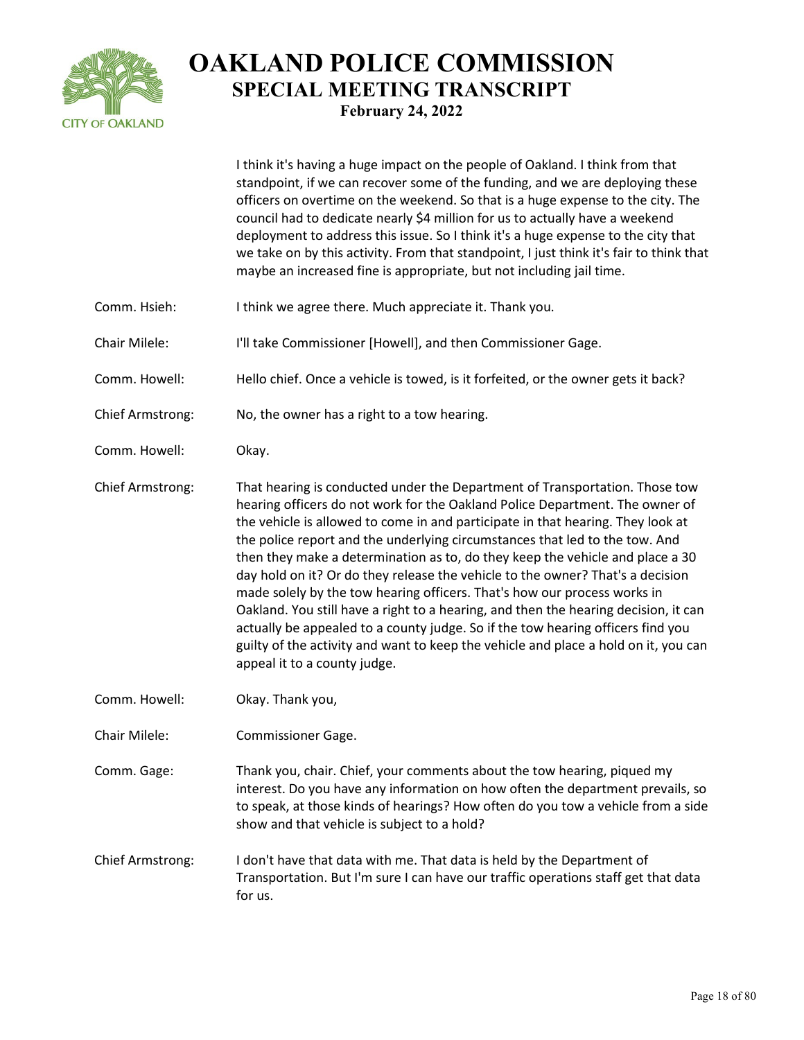I think it's having a huge impact on the people of Oakland. I think from that standpoint, if we can recover some of the funding, and we are deploying these officers on overtime on the weekend. So that is a huge expense to the city. The council had to dedicate nearly $4 million for us to actually have a weekend deployment to address this issue. So I think it's a huge expense to the city that we take on by this activity. From that standpoint, I just think it's fair to think that maybe an increased fine is appropriate, but not including jail time.

Comm. Hsieh: I think we agree there. Much appreciate it. Thank you.

Chair Milele: I'll take Commissioner [Howell], and then Commissioner Gage.

Comm. Howell: Hello chief. Once a vehicle is towed, is it forfeited, or the owner gets it back?

Chief Armstrong: No, the owner has a right to a tow hearing.

Comm. Howell: Okay.

Chief Armstrong: That hearing is conducted under the Department of Transportation. Those tow hearing officers do not work for the Oakland Police Department. The owner of the vehicle is allowed to come in and participate in that hearing. They look at the police report and the underlying circumstances that led to the tow. And then they make a determination as to, do they keep the vehicle and place a 30 day hold on it? Or do they release the vehicle to the owner? That's a decision made solely by the tow hearing officers. That's how our process works in Oakland. You still have a right to a hearing, and then the hearing decision, it can actually be appealed to a county judge. So if the tow hearing officers find you guilty of the activity and want to keep the vehicle and place a hold on it, you can appeal it to a county judge.

Comm. Howell: Okay. Thank you,

Chair Milele: Commissioner Gage.

Comm. Gage: Thank you, chair. Chief, your comments about the tow hearing, piqued my interest. Do you have any information on how often the department prevails, so to speak, at those kinds of hearings? How often do you tow a vehicle from a side show and that vehicle is subject to a hold?

Chief Armstrong: I don't have that data with me. That data is held by the Department of Transportation. But I'm sure I can have our traffic operations staff get that data for us.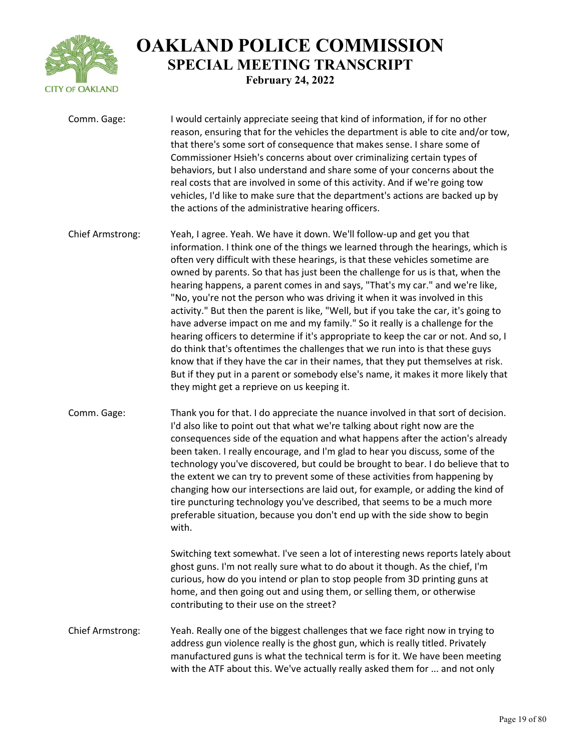Comm. Gage: I would certainly appreciate seeing that kind of information, if for no other reason, ensuring that for the vehicles the department is able to cite and/or tow, that there's some sort of consequence that makes sense. I share some of Commissioner Hsieh's concerns about over criminalizing certain types of behaviors, but I also understand and share some of your concerns about the real costs that are involved in some of this activity. And if we're going tow vehicles, I'd like to make sure that the department's actions are backed up by the actions of the administrative hearing officers.

Chief Armstrong: Yeah, I agree. Yeah. We have it down. We'll follow-up and get you that information. I think one of the things we learned through the hearings, which is often very difficult with these hearings, is that these vehicles sometime are owned by parents. So that has just been the challenge for us is that, when the hearing happens, a parent comes in and says, "That's my car." and we're like, "No, you're not the person who was driving it when it was involved in this activity." But then the parent is like, "Well, but if you take the car, it's going to have adverse impact on me and my family." So it really is a challenge for the hearing officers to determine if it's appropriate to keep the car or not. And so, I do think that's oftentimes the challenges that we run into is that these guys know that if they have the car in their names, that they put themselves at risk. But if they put in a parent or somebody else's name, it makes it more likely that they might get a reprieve on us keeping it.

Comm. Gage: Thank you for that. I do appreciate the nuance involved in that sort of decision. I'd also like to point out that what we're talking about right now are the consequences side of the equation and what happens after the action's already been taken. I really encourage, and I'm glad to hear you discuss, some of the technology you've discovered, but could be brought to bear. I do believe that to the extent we can try to prevent some of these activities from happening by changing how our intersections are laid out, for example, or adding the kind of tire puncturing technology you've described, that seems to be a much more preferable situation, because you don't end up with the side show to begin with.

Switching text somewhat. I've seen a lot of interesting news reports lately about ghost guns. I'm not really sure what to do about it though. As the chief, I'm curious, how do you intend or plan to stop people from 3D printing guns at home, and then going out and using them, or selling them, or otherwise contributing to their use on the street?

Chief Armstrong: Yeah. Really one of the biggest challenges that we face right now in trying to address gun violence really is the ghost gun, which is really titled. Privately manufactured guns is what the technical term is for it. We have been meeting with the ATF about this. We've actually really asked them for ... and not only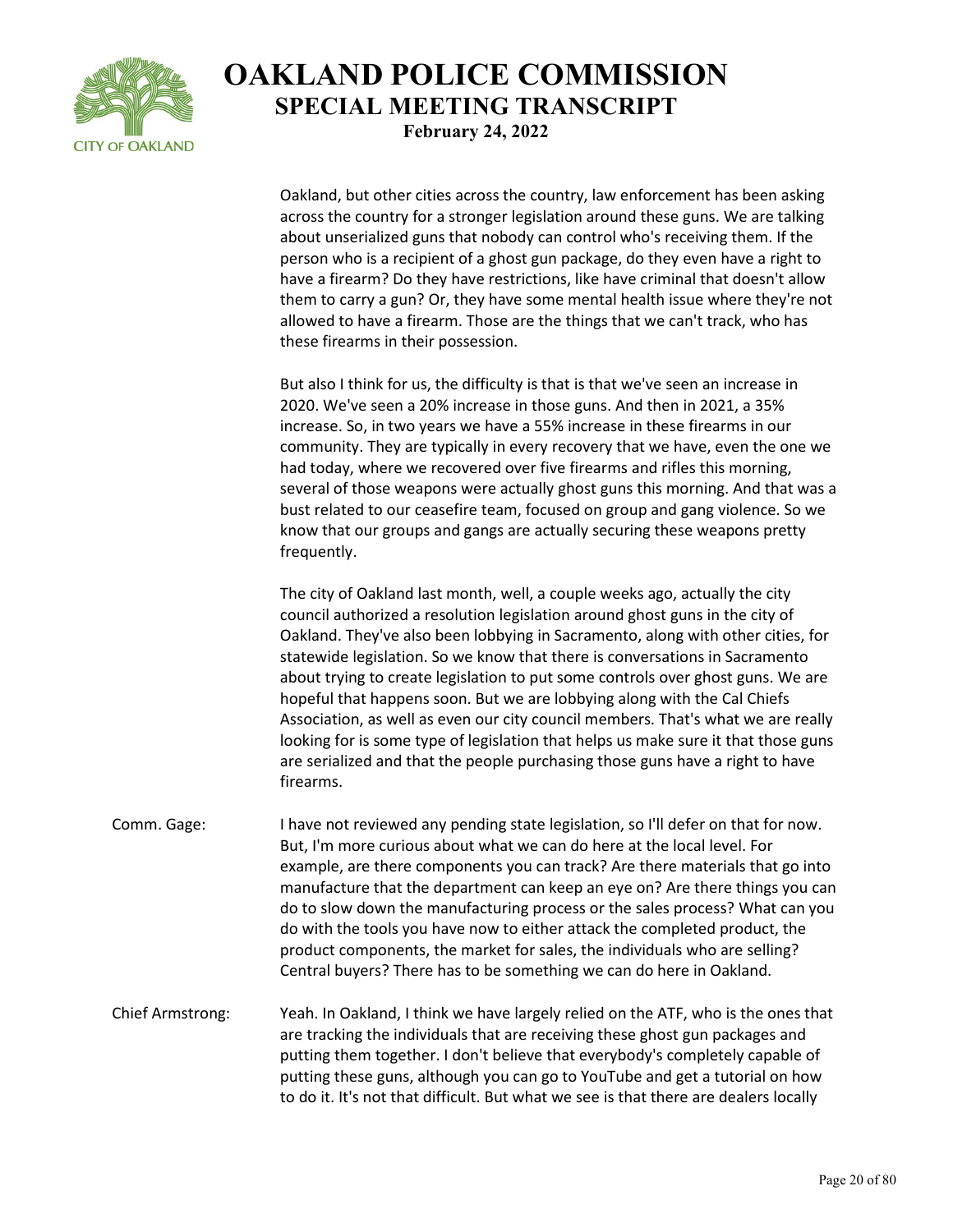Oakland, but other cities across the country, law enforcement has been asking across the country for a stronger legislation around these guns. We are talking about unserialized guns that nobody can control who's receiving them. If the person who is a recipient of a ghost gun package, do they even have a right to have a firearm? Do they have restrictions, like have criminal that doesn't allow them to carry a gun? Or, they have some mental health issue where they're not allowed to have a firearm. Those are the things that we can't track, who has these firearms in their possession.

But also I think for us, the difficulty is that is that we've seen an increase in 2020. We've seen a 20% increase in those guns. And then in 2021, a 35% increase. So, in two years we have a 55% increase in these firearms in our community. They are typically in every recovery that we have, even the one we had today, where we recovered over five firearms and rifles this morning, several of those weapons were actually ghost guns this morning. And that was a bust related to our ceasefire team, focused on group and gang violence. So we know that our groups and gangs are actually securing these weapons pretty frequently.

The city of Oakland last month, well, a couple weeks ago, actually the city council authorized a resolution legislation around ghost guns in the city of Oakland. They've also been lobbying in Sacramento, along with other cities, for statewide legislation. So we know that there is conversations in Sacramento about trying to create legislation to put some controls over ghost guns. We are hopeful that happens soon. But we are lobbying along with the Cal Chiefs Association, as well as even our city council members. That's what we are really looking for is some type of legislation that helps us make sure it that those guns are serialized and that the people purchasing those guns have a right to have firearms.

Comm. Gage: I have not reviewed any pending state legislation, so I'll defer on that for now. But, I'm more curious about what we can do here at the local level. For example, are there components you can track? Are there materials that go into manufacture that the department can keep an eye on? Are there things you can do to slow down the manufacturing process or the sales process? What can you do with the tools you have now to either attack the completed product, the product components, the market for sales, the individuals who are selling? Central buyers? There has to be something we can do here in Oakland.

Chief Armstrong: Yeah. In Oakland, I think we have largely relied on the ATF, who is the ones that are tracking the individuals that are receiving these ghost gun packages and putting them together. I don't believe that everybody's completely capable of putting these guns, although you can go to YouTube and get a tutorial on how to do it. It's not that difficult. But what we see is that there are dealers locally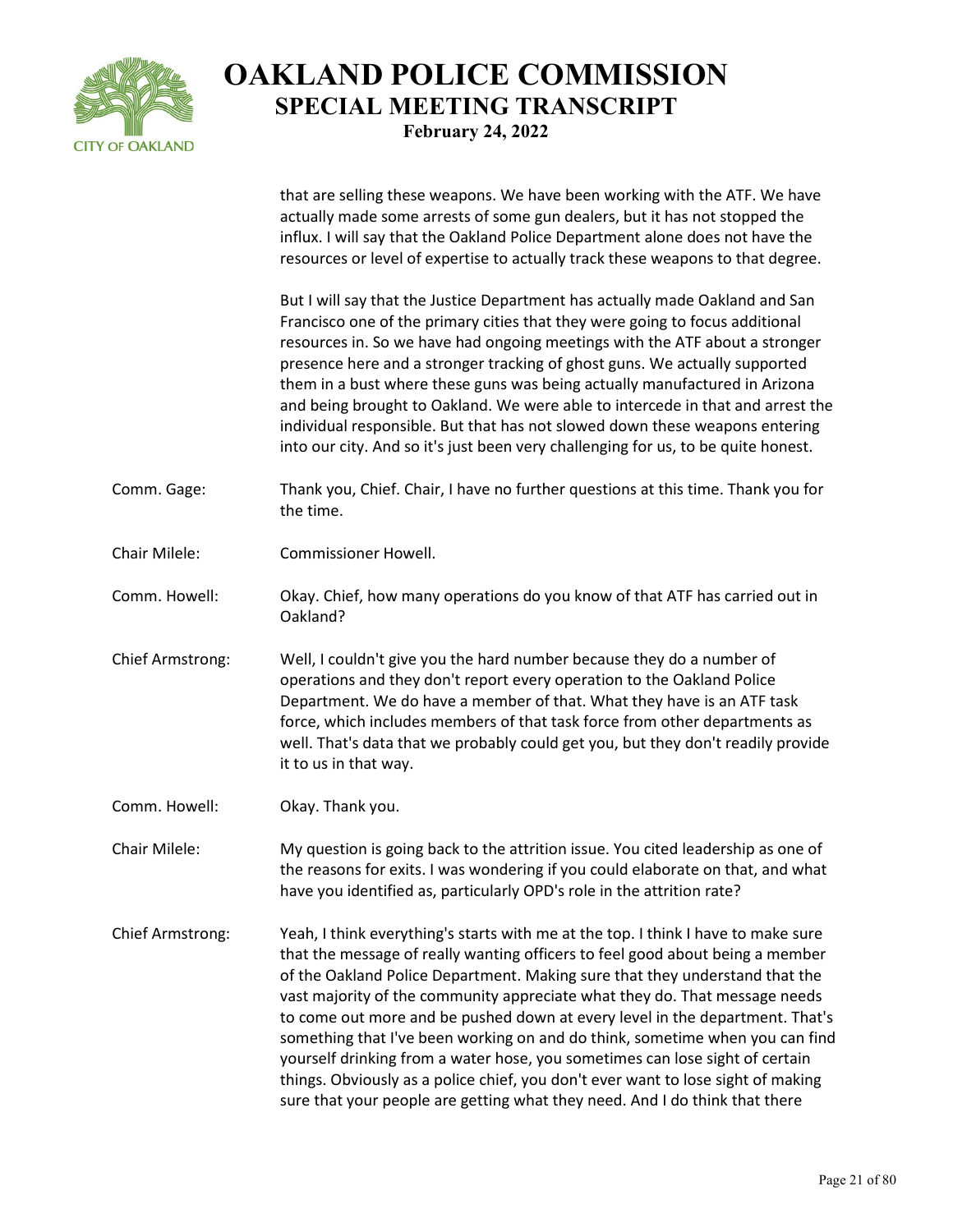that are selling these weapons. We have been working with the ATF. We have actually made some arrests of some gun dealers, but it has not stopped the influx. I will say that the Oakland Police Department alone does not have the resources or level of expertise to actually track these weapons to that degree.

But I will say that the Justice Department has actually made Oakland and San Francisco one of the primary cities that they were going to focus additional resources in. So we have had ongoing meetings with the ATF about a stronger presence here and a stronger tracking of ghost guns. We actually supported them in a bust where these guns was being actually manufactured in Arizona and being brought to Oakland. We were able to intercede in that and arrest the individual responsible. But that has not slowed down these weapons entering into our city. And so it's just been very challenging for us, to be quite honest.

**Comm. Gage:** Thank you, Chief. Chair, I have no further questions at this time. Thank you for the time.

**Chair Milele:** Commissioner Howell.

**Comm. Howell:** Okay. Chief, how many operations do you know of that ATF has carried out in Oakland?

**Chief Armstrong:** Well, I couldn't give you the hard number because they do a number of operations and they don't report every operation to the Oakland Police Department. We do have a member of that. What they have is an ATF task force, which includes members of that task force from other departments as well. That's data that we probably could get you, but they don't readily provide it to us in that way.

**Comm. Howell:** Okay. Thank you.

**Chair Milele:** My question is going back to the attrition issue. You cited leadership as one of the reasons for exits. I was wondering if you could elaborate on that, and what have you identified as, particularly OPD's role in the attrition rate?

**Chief Armstrong:** Yeah, I think everything's starts with me at the top. I think I have to make sure that the message of really wanting officers to feel good about being a member of the Oakland Police Department. Making sure that they understand that the vast majority of the community appreciate what they do. That message needs to come out more and be pushed down at every level in the department. That's something that I've been working on and do think, sometime when you can find yourself drinking from a water hose, you sometimes can lose sight of certain things. Obviously as a police chief, you don't ever want to lose sight of making sure that your people are getting what they need. And I do think that there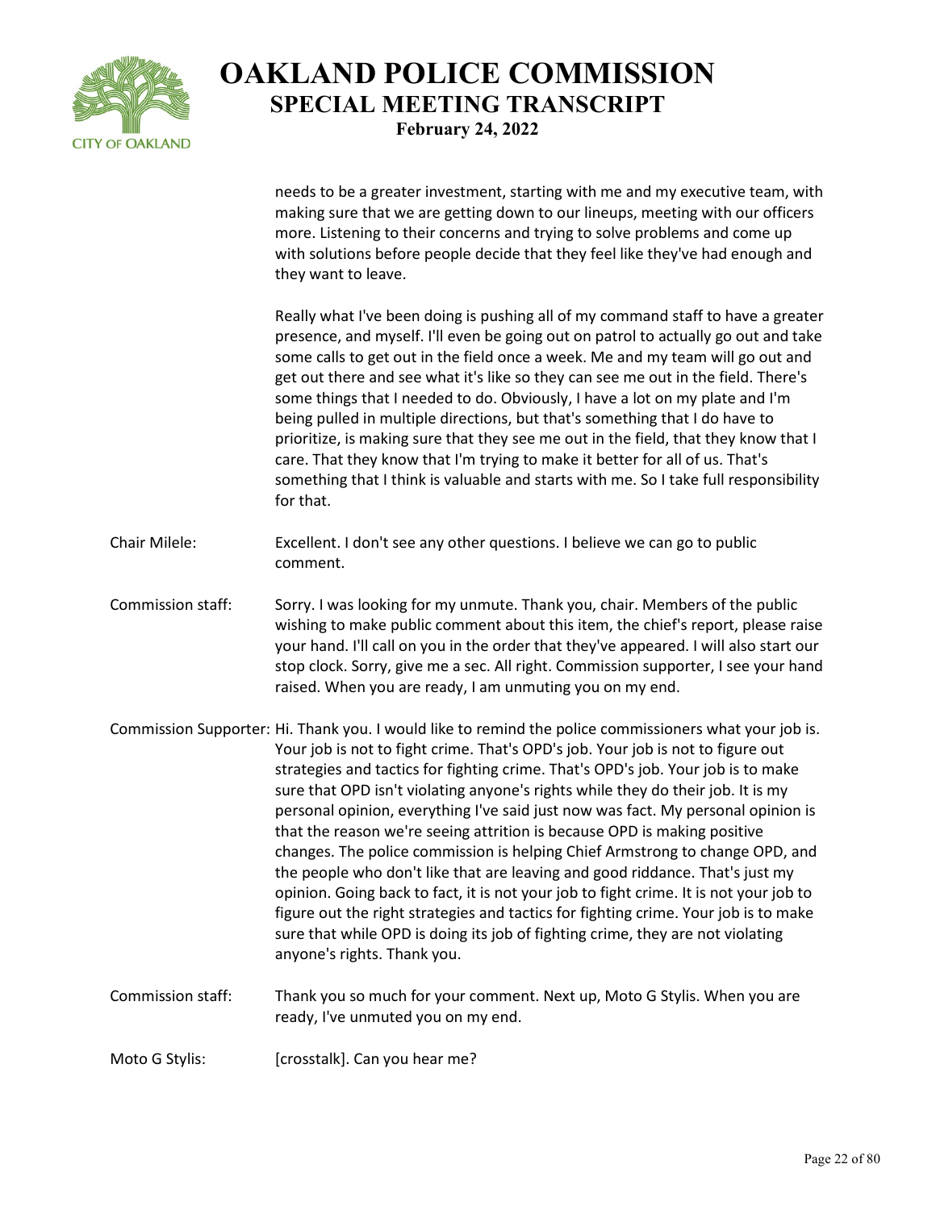needs to be a greater investment, starting with me and my executive team, with making sure that we are getting down to our lineups, meeting with our officers more. Listening to their concerns and trying to solve problems and come up with solutions before people decide that they feel like they've had enough and they want to leave.

Really what I've been doing is pushing all of my command staff to have a greater presence, and myself. I'll even be going out on patrol to actually go out and take some calls to get out in the field once a week. Me and my team will go out and get out there and see what it's like so they can see me out in the field. There's some things that I needed to do. Obviously, I have a lot on my plate and I'm being pulled in multiple directions, but that's something that I do have to prioritize, is making sure that they see me out in the field, that they know that I care. That they know that I'm trying to make it better for all of us. That's something that I think is valuable and starts with me. So I take full responsibility for that.

Chair Milele: Excellent. I don't see any other questions. I believe we can go to public comment.

Commission staff: Sorry. I was looking for my unmute. Thank you, chair. Members of the public wishing to make public comment about this item, the chief's report, please raise your hand. I'll call on you in the order that they've appeared. I will also start our stop clock. Sorry, give me a sec. All right. Commission supporter, I see your hand raised. When you are ready, I am unmuting you on my end.

Commission Supporter: Hi. Thank you. I would like to remind the police commissioners what your job is. Your job is not to fight crime. That's OPD's job. Your job is not to figure out strategies and tactics for fighting crime. That's OPD's job. Your job is to make sure that OPD isn't violating anyone's rights while they do their job. It is my personal opinion, everything I've said just now was fact. My personal opinion is that the reason we're seeing attrition is because OPD is making positive changes. The police commission is helping Chief Armstrong to change OPD, and the people who don't like that are leaving and good riddance. That's just my opinion. Going back to fact, it is not your job to fight crime. It is not your job to figure out the right strategies and tactics for fighting crime. Your job is to make sure that while OPD is doing its job of fighting crime, they are not violating anyone's rights. Thank you.

Commission staff: Thank you so much for your comment. Next up, Moto G Stylis. When you are ready, I've unmuted you on my end.

Moto G Stylis: [crosstalk]. Can you hear me?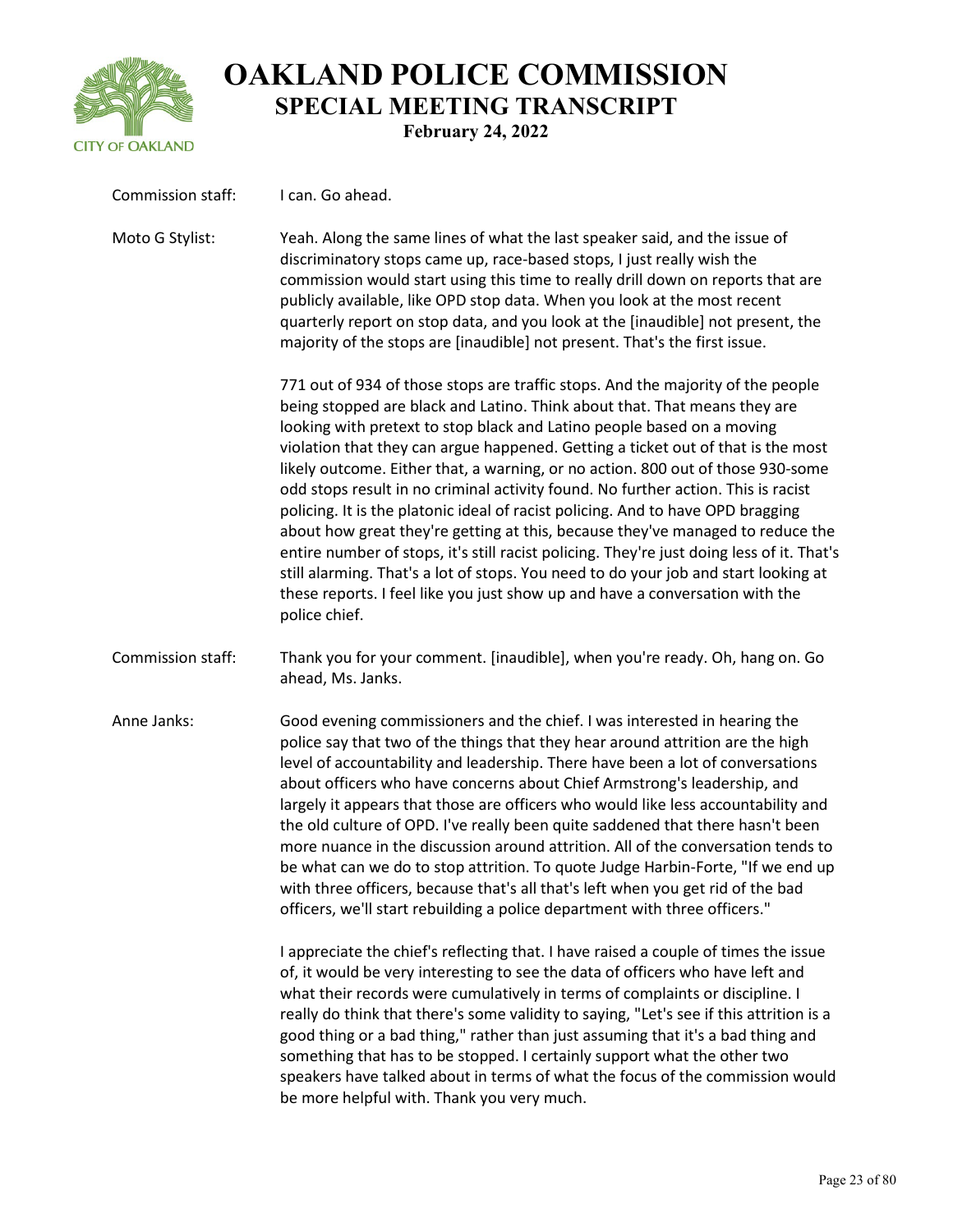Commission staff: I can. Go ahead.

Moto G Stylist: Yeah. Along the same lines of what the last speaker said, and the issue of discriminatory stops came up, race-based stops, I just really wish the commission would start using this time to really drill down on reports that are publicly available, like OPD stop data. When you look at the most recent quarterly report on stop data, and you look at the [inaudible] not present, the majority of the stops are [inaudible] not present. That's the first issue.

771 out of 934 of those stops are traffic stops. And the majority of the people being stopped are black and Latino. Think about that. That means they are looking with pretext to stop black and Latino people based on a moving violation that they can argue happened. Getting a ticket out of that is the most likely outcome. Either that, a warning, or no action. 800 out of those 930-some odd stops result in no criminal activity found. No further action. This is racist policing. It is the platonic ideal of racist policing. And to have OPD bragging about how great they're getting at this, because they've managed to reduce the entire number of stops, it's still racist policing. They're just doing less of it. That's still alarming. That's a lot of stops. You need to do your job and start looking at these reports. I feel like you just show up and have a conversation with the police chief.

Commission staff: Thank you for your comment. [inaudible], when you're ready. Oh, hang on. Go ahead, Ms. Janks.

Anne Janks: Good evening commissioners and the chief. I was interested in hearing the police say that two of the things that they hear around attrition are the high level of accountability and leadership. There have been a lot of conversations about officers who have concerns about Chief Armstrong's leadership, and largely it appears that those are officers who would like less accountability and the old culture of OPD. I've really been quite saddened that there hasn't been more nuance in the discussion around attrition. All of the conversation tends to be what can we do to stop attrition. To quote Judge Harbin-Forte, "If we end up with three officers, because that's all that's left when you get rid of the bad officers, we'll start rebuilding a police department with three officers."

I appreciate the chief's reflecting that. I have raised a couple of times the issue of, it would be very interesting to see the data of officers who have left and what their records were cumulatively in terms of complaints or discipline. I really do think that there's some validity to saying, "Let's see if this attrition is a good thing or a bad thing," rather than just assuming that it's a bad thing and something that has to be stopped. I certainly support what the other two speakers have talked about in terms of what the focus of the commission would be more helpful with. Thank you very much.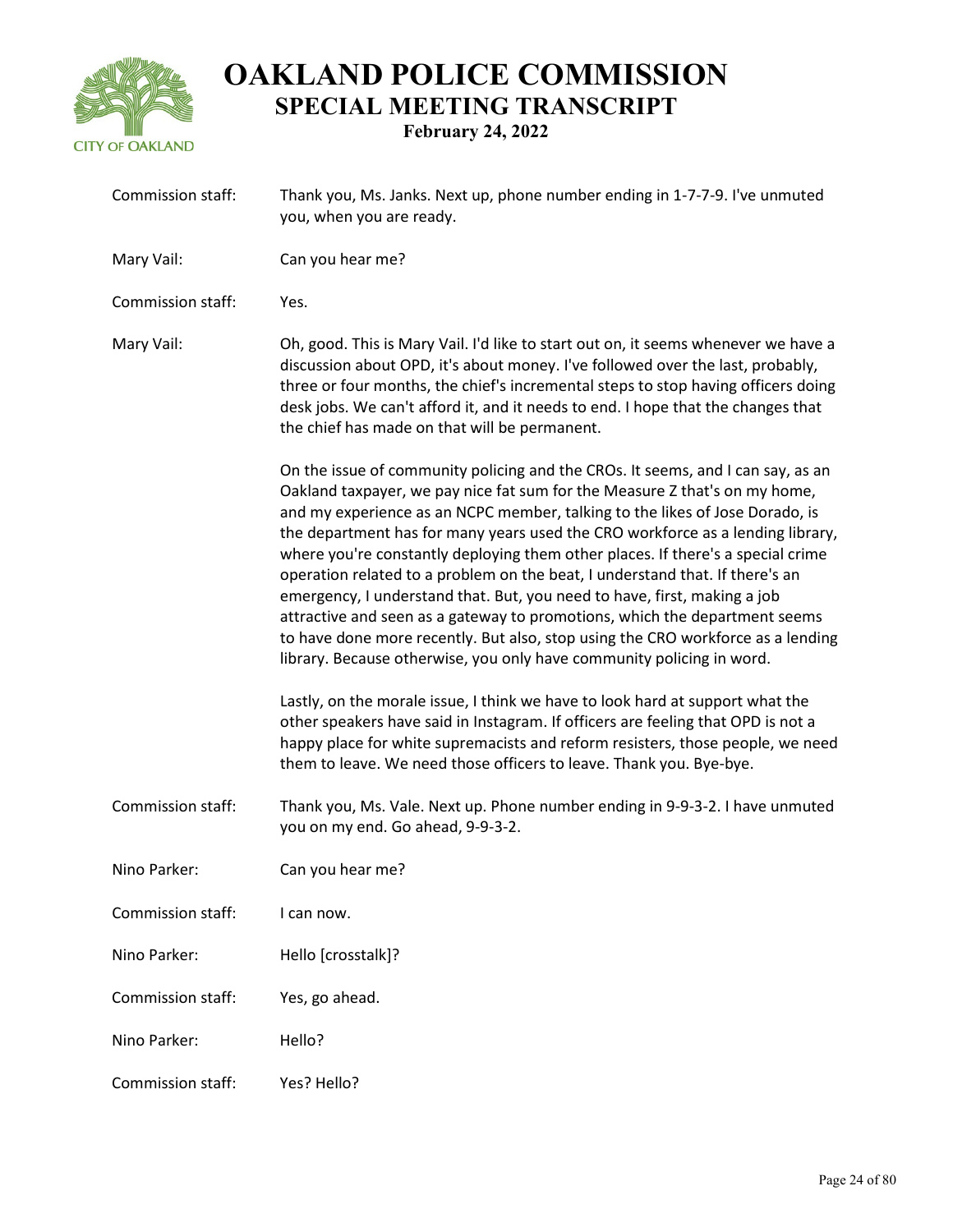Commission staff: Thank you, Ms. Janks. Next up, phone number ending in 1-7-7-9. I've unmuted you, when you are ready.

Mary Vail: Can you hear me?

Commission staff: Yes.

Mary Vail: Oh, good. This is Mary Vail. I'd like to start out on, it seems whenever we have a discussion about OPD, it's about money. I've followed over the last, probably, three or four months, the chief's incremental steps to stop having officers doing desk jobs. We can't afford it, and it needs to end. I hope that the changes that the chief has made on that will be permanent.

On the issue of community policing and the CROs. It seems, and I can say, as an Oakland taxpayer, we pay nice fat sum for the Measure Z that's on my home, and my experience as an NCPC member, talking to the likes of Jose Dorado, is the department has for many years used the CRO workforce as a lending library, where you're constantly deploying them other places. If there's a special crime operation related to a problem on the beat, I understand that. If there's an emergency, I understand that. But, you need to have, first, making a job attractive and seen as a gateway to promotions, which the department seems to have done more recently. But also, stop using the CRO workforce as a lending library. Because otherwise, you only have community policing in word.

Lastly, on the morale issue, I think we have to look hard at support what the other speakers have said in Instagram. If officers are feeling that OPD is not a happy place for white supremacists and reform resisters, those people, we need them to leave. We need those officers to leave. Thank you. Bye-bye.

Commission staff: Thank you, Ms. Vale. Next up. Phone number ending in 9-9-3-2. I have unmuted you on my end. Go ahead, 9-9-3-2.

Nino Parker: Can you hear me?

Commission staff: I can now.

Nino Parker: Hello [crosstalk]?

Commission staff: Yes, go ahead.

Nino Parker: Hello?

Commission staff: Yes? Hello?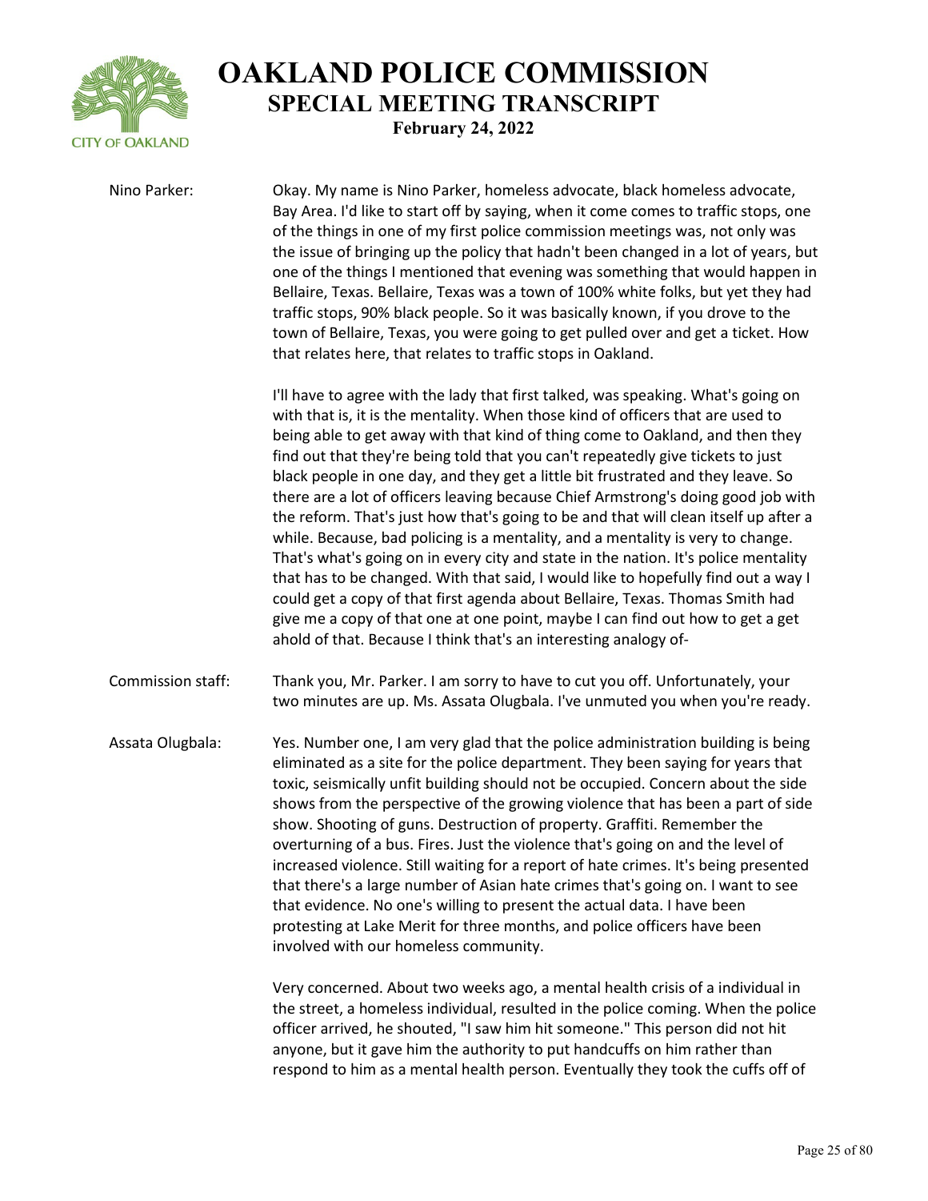**Nino Parker:** Okay. My name is Nino Parker, homeless advocate, black homeless advocate, Bay Area. I'd like to start off by saying, when it come comes to traffic stops, one of the things in one of my first police commission meetings was, not only was the issue of bringing up the policy that hadn't been changed in a lot of years, but one of the things I mentioned that evening was something that would happen in Bellaire, Texas. Bellaire, Texas was a town of 100% white folks, but yet they had traffic stops, 90% black people. So it was basically known, if you drove to the town of Bellaire, Texas, you were going to get pulled over and get a ticket. How that relates here, that relates to traffic stops in Oakland.

I'll have to agree with the lady that first talked, was speaking. What's going on with that is, it is the mentality. When those kind of officers that are used to being able to get away with that kind of thing come to Oakland, and then they find out that they're being told that you can't repeatedly give tickets to just black people in one day, and they get a little bit frustrated and they leave. So there are a lot of officers leaving because Chief Armstrong's doing good job with the reform. That's just how that's going to be and that will clean itself up after a while. Because, bad policing is a mentality, and a mentality is very to change. That's what's going on in every city and state in the nation. It's police mentality that has to be changed. With that said, I would like to hopefully find out a way I could get a copy of that first agenda about Bellaire, Texas. Thomas Smith had give me a copy of that one at one point, maybe I can find out how to get a get ahold of that. Because I think that's an interesting analogy of-

**Commission staff:** Thank you, Mr. Parker. I am sorry to have to cut you off. Unfortunately, your two minutes are up. Ms. Assata Olugbala. I've unmuted you when you're ready.

**Assata Olugbala:** Yes. Number one, I am very glad that the police administration building is being eliminated as a site for the police department. They been saying for years that toxic, seismically unfit building should not be occupied. Concern about the side shows from the perspective of the growing violence that has been a part of side show. Shooting of guns. Destruction of property. Graffiti. Remember the overturning of a bus. Fires. Just the violence that's going on and the level of increased violence. Still waiting for a report of hate crimes. It's being presented that there's a large number of Asian hate crimes that's going on. I want to see that evidence. No one's willing to present the actual data. I have been protesting at Lake Merit for three months, and police officers have been involved with our homeless community.

Very concerned. About two weeks ago, a mental health crisis of a individual in the street, a homeless individual, resulted in the police coming. When the police officer arrived, he shouted, "I saw him hit someone." This person did not hit anyone, but it gave him the authority to put handcuffs on him rather than respond to him as a mental health person. Eventually they took the cuffs off of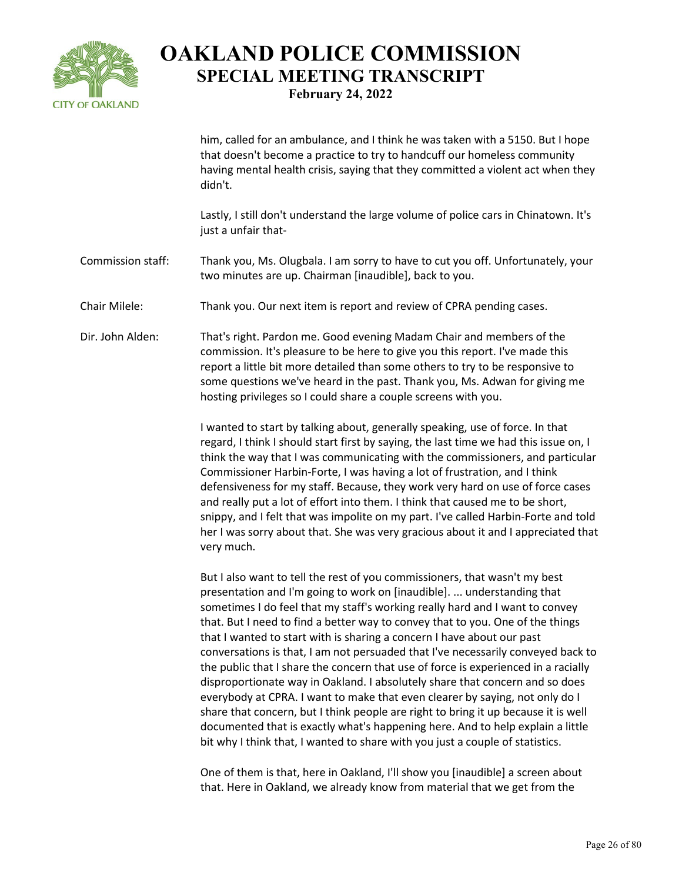him, called for an ambulance, and I think he was taken with a 5150. But I hope that doesn't become a practice to try to handcuff our homeless community having mental health crisis, saying that they committed a violent act when they didn't.

Lastly, I still don't understand the large volume of police cars in Chinatown. It's just a unfair that-

Commission staff: Thank you, Ms. Olugbala. I am sorry to have to cut you off. Unfortunately, your two minutes are up. Chairman [inaudible], back to you.

Chair Milele: Thank you. Our next item is report and review of CPRA pending cases.

Dir. John Alden: That's right. Pardon me. Good evening Madam Chair and members of the commission. It's pleasure to be here to give you this report. I've made this report a little bit more detailed than some others to try to be responsive to some questions we've heard in the past. Thank you, Ms. Adwan for giving me hosting privileges so I could share a couple screens with you.

I wanted to start by talking about, generally speaking, use of force. In that regard, I think I should start first by saying, the last time we had this issue on, I think the way that I was communicating with the commissioners, and particular Commissioner Harbin-Forte, I was having a lot of frustration, and I think defensiveness for my staff. Because, they work very hard on use of force cases and really put a lot of effort into them. I think that caused me to be short, snippy, and I felt that was impolite on my part. I've called Harbin-Forte and told her I was sorry about that. She was very gracious about it and I appreciated that very much.

But I also want to tell the rest of you commissioners, that wasn't my best presentation and I'm going to work on [inaudible]. ... understanding that sometimes I do feel that my staff's working really hard and I want to convey that. But I need to find a better way to convey that to you. One of the things that I wanted to start with is sharing a concern I have about our past conversations is that, I am not persuaded that I've necessarily conveyed back to the public that I share the concern that use of force is experienced in a racially disproportionate way in Oakland. I absolutely share that concern and so does everybody at CPRA. I want to make that even clearer by saying, not only do I share that concern, but I think people are right to bring it up because it is well documented that is exactly what's happening here. And to help explain a little bit why I think that, I wanted to share with you just a couple of statistics.

One of them is that, here in Oakland, I'll show you [inaudible] a screen about that. Here in Oakland, we already know from material that we get from the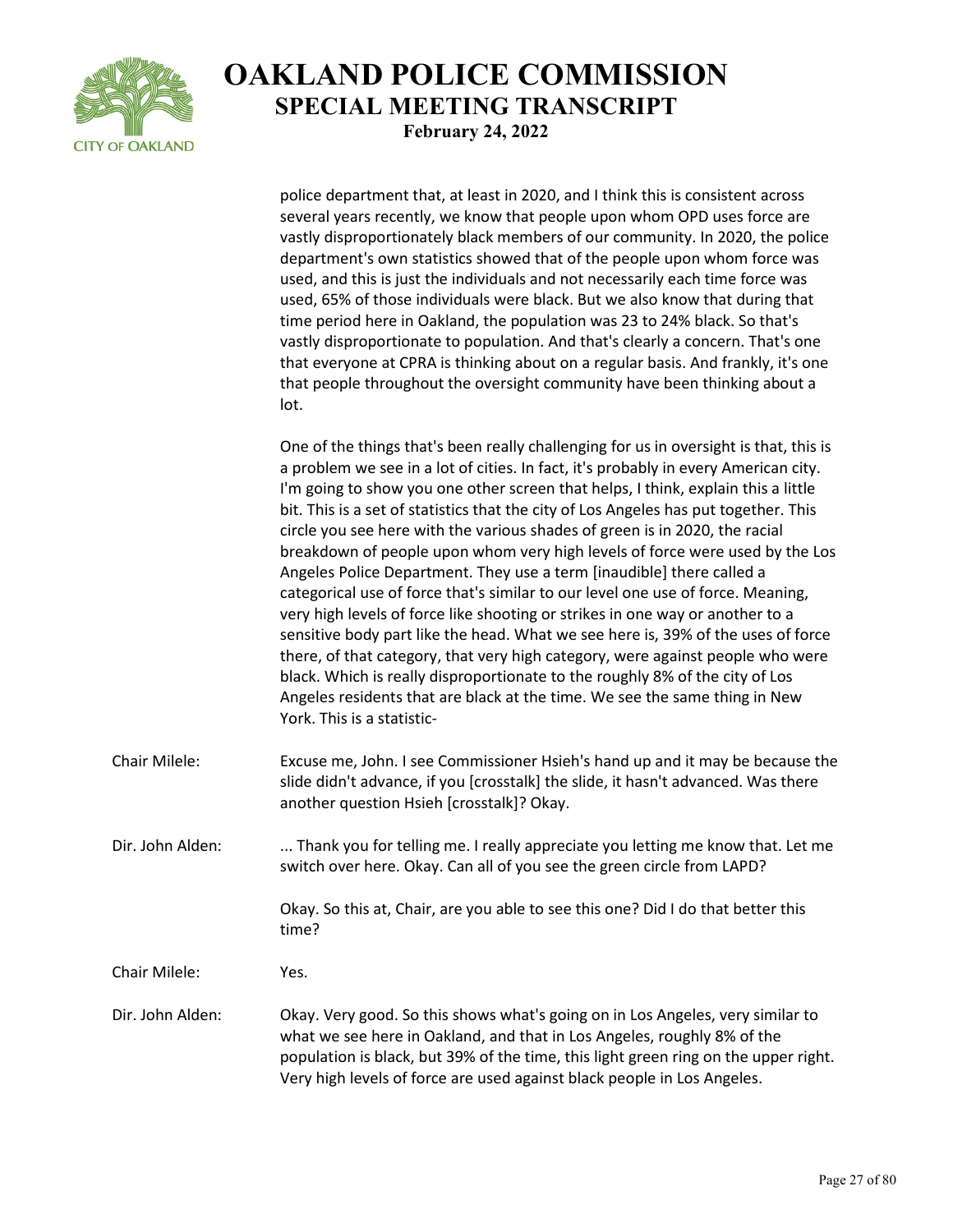police department that, at least in 2020, and I think this is consistent across several years recently, we know that people upon whom OPD uses force are vastly disproportionately black members of our community. In 2020, the police department's own statistics showed that of the people upon whom force was used, and this is just the individuals and not necessarily each time force was used, 65% of those individuals were black. But we also know that during that time period here in Oakland, the population was 23 to 24% black. So that's vastly disproportionate to population. And that's clearly a concern. That's one that everyone at CPRA is thinking about on a regular basis. And frankly, it's one that people throughout the oversight community have been thinking about a lot.

One of the things that's been really challenging for us in oversight is that, this is a problem we see in a lot of cities. In fact, it's probably in every American city. I'm going to show you one other screen that helps, I think, explain this a little bit. This is a set of statistics that the city of Los Angeles has put together. This circle you see here with the various shades of green is in 2020, the racial breakdown of people upon whom very high levels of force were used by the Los Angeles Police Department. They use a term [inaudible] there called a categorical use of force that's similar to our level one use of force. Meaning, very high levels of force like shooting or strikes in one way or another to a sensitive body part like the head. What we see here is, 39% of the uses of force there, of that category, that very high category, were against people who were black. Which is really disproportionate to the roughly 8% of the city of Los Angeles residents that are black at the time. We see the same thing in New York. This is a statistic-

Chair Milele: Excuse me, John. I see Commissioner Hsieh's hand up and it may be because the slide didn't advance, if you [crosstalk] the slide, it hasn't advanced. Was there another question Hsieh [crosstalk]? Okay.

Dir. John Alden: ... Thank you for telling me. I really appreciate you letting me know that. Let me switch over here. Okay. Can all of you see the green circle from LAPD?

Okay. So this at, Chair, are you able to see this one? Did I do that better this time?

Chair Milele: Yes.

Dir. John Alden: Okay. Very good. So this shows what's going on in Los Angeles, very similar to what we see here in Oakland, and that in Los Angeles, roughly 8% of the population is black, but 39% of the time, this light green ring on the upper right. Very high levels of force are used against black people in Los Angeles.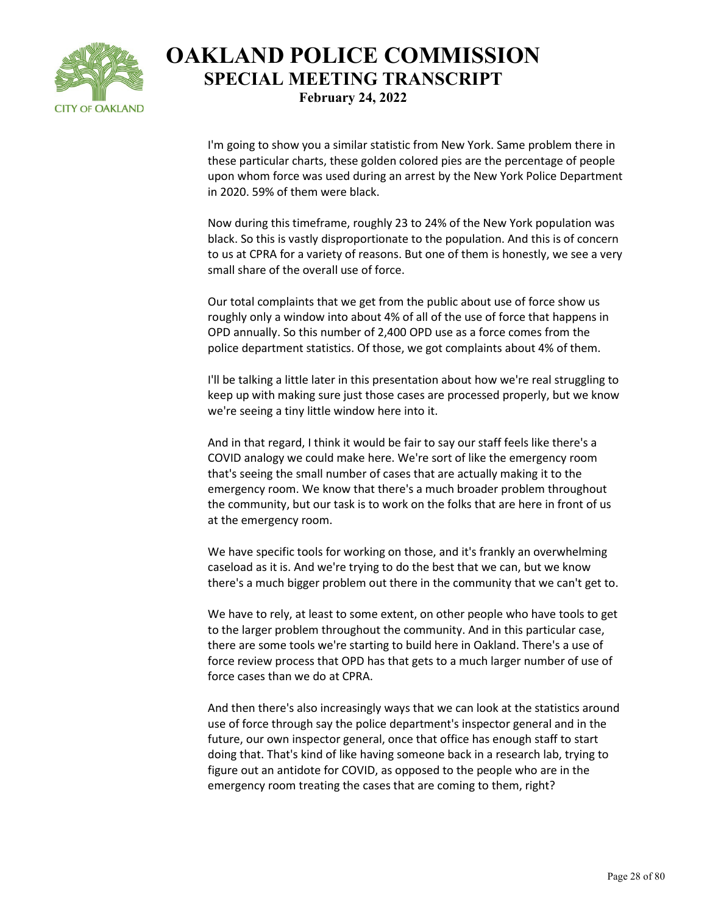I'm going to show you a similar statistic from New York. Same problem there in these particular charts, these golden colored pies are the percentage of people upon whom force was used during an arrest by the New York Police Department in 2020. 59% of them were black.

Now during this timeframe, roughly 23 to 24% of the New York population was black. So this is vastly disproportionate to the population. And this is of concern to us at CPRA for a variety of reasons. But one of them is honestly, we see a very small share of the overall use of force.

Our total complaints that we get from the public about use of force show us roughly only a window into about 4% of all of the use of force that happens in OPD annually. So this number of 2,400 OPD use as a force comes from the police department statistics. Of those, we got complaints about 4% of them.

I'll be talking a little later in this presentation about how we're real struggling to keep up with making sure just those cases are processed properly, but we know we're seeing a tiny little window here into it.

And in that regard, I think it would be fair to say our staff feels like there's a COVID analogy we could make here. We're sort of like the emergency room that's seeing the small number of cases that are actually making it to the emergency room. We know that there's a much broader problem throughout the community, but our task is to work on the folks that are here in front of us at the emergency room.

We have specific tools for working on those, and it's frankly an overwhelming caseload as it is. And we're trying to do the best that we can, but we know there's a much bigger problem out there in the community that we can't get to.

We have to rely, at least to some extent, on other people who have tools to get to the larger problem throughout the community. And in this particular case, there are some tools we're starting to build here in Oakland. There's a use of force review process that OPD has that gets to a much larger number of use of force cases than we do at CPRA.

And then there's also increasingly ways that we can look at the statistics around use of force through say the police department's inspector general and in the future, our own inspector general, once that office has enough staff to start doing that. That's kind of like having someone back in a research lab, trying to figure out an antidote for COVID, as opposed to the people who are in the emergency room treating the cases that are coming to them, right?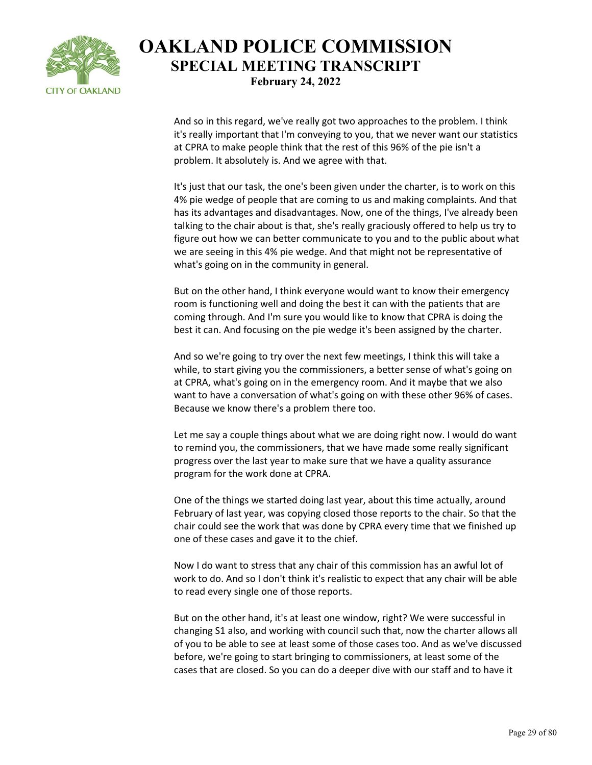And so in this regard, we've really got two approaches to the problem. I think it's really important that I'm conveying to you, that we never want our statistics at CPRA to make people think that the rest of this 96% of the pie isn't a problem. It absolutely is. And we agree with that.

It's just that our task, the one's been given under the charter, is to work on this 4% pie wedge of people that are coming to us and making complaints. And that has its advantages and disadvantages. Now, one of the things, I've already been talking to the chair about is that, she's really graciously offered to help us try to figure out how we can better communicate to you and to the public about what we are seeing in this 4% pie wedge. And that might not be representative of what's going on in the community in general.

But on the other hand, I think everyone would want to know their emergency room is functioning well and doing the best it can with the patients that are coming through. And I'm sure you would like to know that CPRA is doing the best it can. And focusing on the pie wedge it's been assigned by the charter.

And so we're going to try over the next few meetings, I think this will take a while, to start giving you the commissioners, a better sense of what's going on at CPRA, what's going on in the emergency room. And it maybe that we also want to have a conversation of what's going on with these other 96% of cases. Because we know there's a problem there too.

Let me say a couple things about what we are doing right now. I would do want to remind you, the commissioners, that we have made some really significant progress over the last year to make sure that we have a quality assurance program for the work done at CPRA.

One of the things we started doing last year, about this time actually, around February of last year, was copying closed those reports to the chair. So that the chair could see the work that was done by CPRA every time that we finished up one of these cases and gave it to the chief.

Now I do want to stress that any chair of this commission has an awful lot of work to do. And so I don't think it's realistic to expect that any chair will be able to read every single one of those reports.

But on the other hand, it's at least one window, right? We were successful in changing S1 also, and working with council such that, now the charter allows all of you to be able to see at least some of those cases too. And as we've discussed before, we're going to start bringing to commissioners, at least some of the cases that are closed. So you can do a deeper dive with our staff and to have it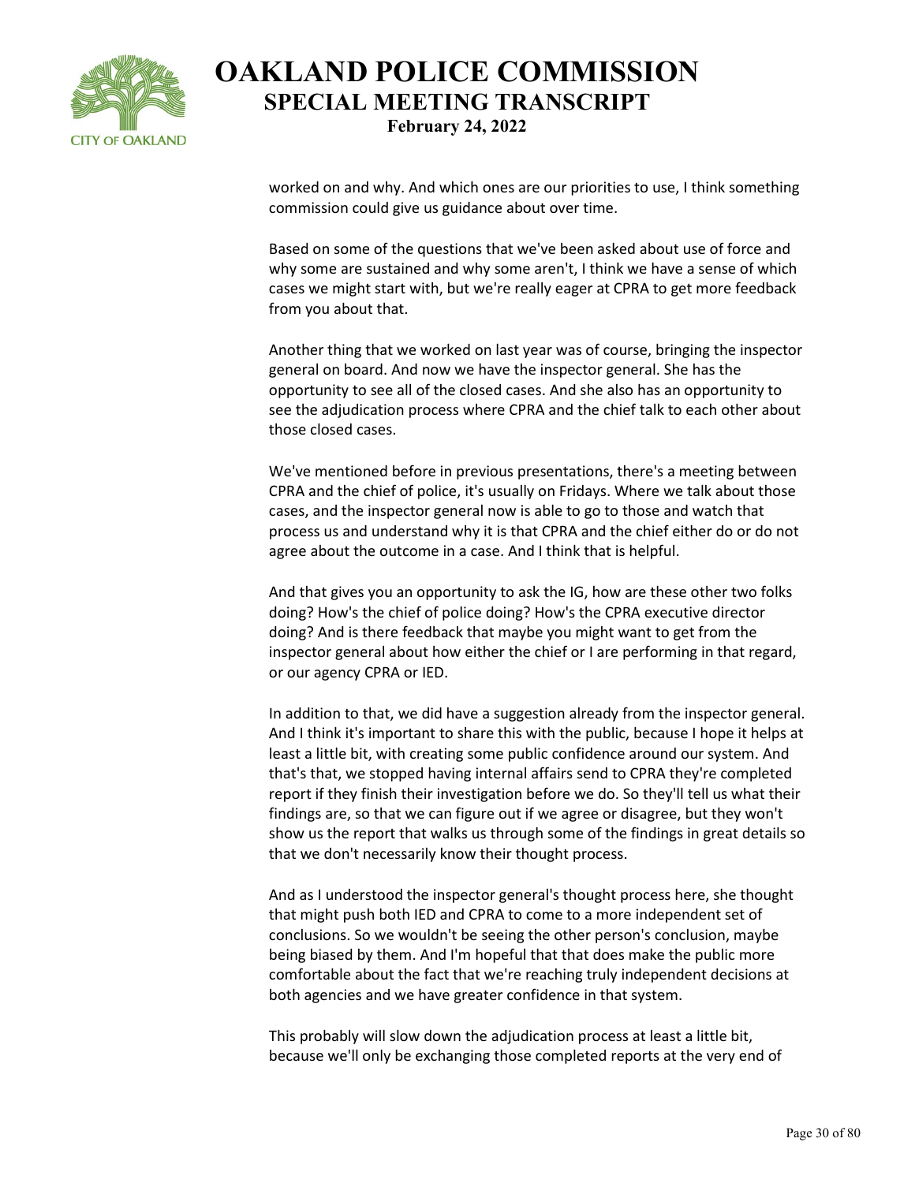worked on and why. And which ones are our priorities to use, I think something commission could give us guidance about over time.

Based on some of the questions that we've been asked about use of force and why some are sustained and why some aren't, I think we have a sense of which cases we might start with, but we're really eager at CPRA to get more feedback from you about that.

Another thing that we worked on last year was of course, bringing the inspector general on board. And now we have the inspector general. She has the opportunity to see all of the closed cases. And she also has an opportunity to see the adjudication process where CPRA and the chief talk to each other about those closed cases.

We've mentioned before in previous presentations, there's a meeting between CPRA and the chief of police, it's usually on Fridays. Where we talk about those cases, and the inspector general now is able to go to those and watch that process us and understand why it is that CPRA and the chief either do or do not agree about the outcome in a case. And I think that is helpful.

And that gives you an opportunity to ask the IG, how are these other two folks doing? How's the chief of police doing? How's the CPRA executive director doing? And is there feedback that maybe you might want to get from the inspector general about how either the chief or I are performing in that regard, or our agency CPRA or IED.

In addition to that, we did have a suggestion already from the inspector general. And I think it's important to share this with the public, because I hope it helps at least a little bit, with creating some public confidence around our system. And that's that, we stopped having internal affairs send to CPRA they're completed report if they finish their investigation before we do. So they'll tell us what their findings are, so that we can figure out if we agree or disagree, but they won't show us the report that walks us through some of the findings in great details so that we don't necessarily know their thought process.

And as I understood the inspector general's thought process here, she thought that might push both IED and CPRA to come to a more independent set of conclusions. So we wouldn't be seeing the other person's conclusion, maybe being biased by them. And I'm hopeful that that does make the public more comfortable about the fact that we're reaching truly independent decisions at both agencies and we have greater confidence in that system.

This probably will slow down the adjudication process at least a little bit, because we'll only be exchanging those completed reports at the very end of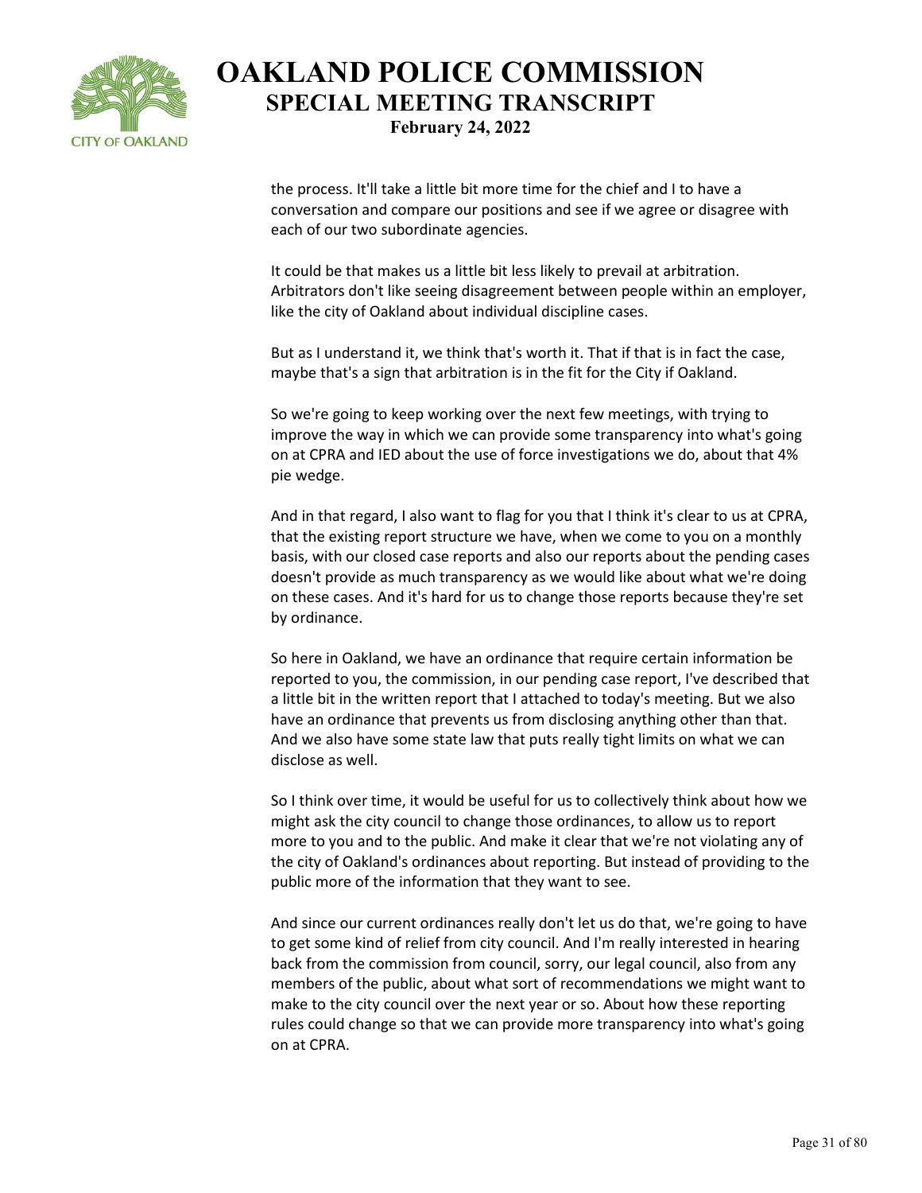the process. It'll take a little bit more time for the chief and I to have a conversation and compare our positions and see if we agree or disagree with each of our two subordinate agencies.

It could be that makes us a little bit less likely to prevail at arbitration. Arbitrators don't like seeing disagreement between people within an employer, like the city of Oakland about individual discipline cases.

But as I understand it, we think that's worth it. That if that is in fact the case, maybe that's a sign that arbitration is in the fit for the City if Oakland.

So we're going to keep working over the next few meetings, with trying to improve the way in which we can provide some transparency into what's going on at CPRA and IED about the use of force investigations we do, about that 4% pie wedge.

And in that regard, I also want to flag for you that I think it's clear to us at CPRA, that the existing report structure we have, when we come to you on a monthly basis, with our closed case reports and also our reports about the pending cases doesn't provide as much transparency as we would like about what we're doing on these cases. And it's hard for us to change those reports because they're set by ordinance.

So here in Oakland, we have an ordinance that require certain information be reported to you, the commission, in our pending case report, I've described that a little bit in the written report that I attached to today's meeting. But we also have an ordinance that prevents us from disclosing anything other than that. And we also have some state law that puts really tight limits on what we can disclose as well.

So I think over time, it would be useful for us to collectively think about how we might ask the city council to change those ordinances, to allow us to report more to you and to the public. And make it clear that we're not violating any of the city of Oakland's ordinances about reporting. But instead of providing to the public more of the information that they want to see.

And since our current ordinances really don't let us do that, we're going to have to get some kind of relief from city council. And I'm really interested in hearing back from the commission from council, sorry, our legal council, also from any members of the public, about what sort of recommendations we might want to make to the city council over the next year or so. About how these reporting rules could change so that we can provide more transparency into what's going on at CPRA.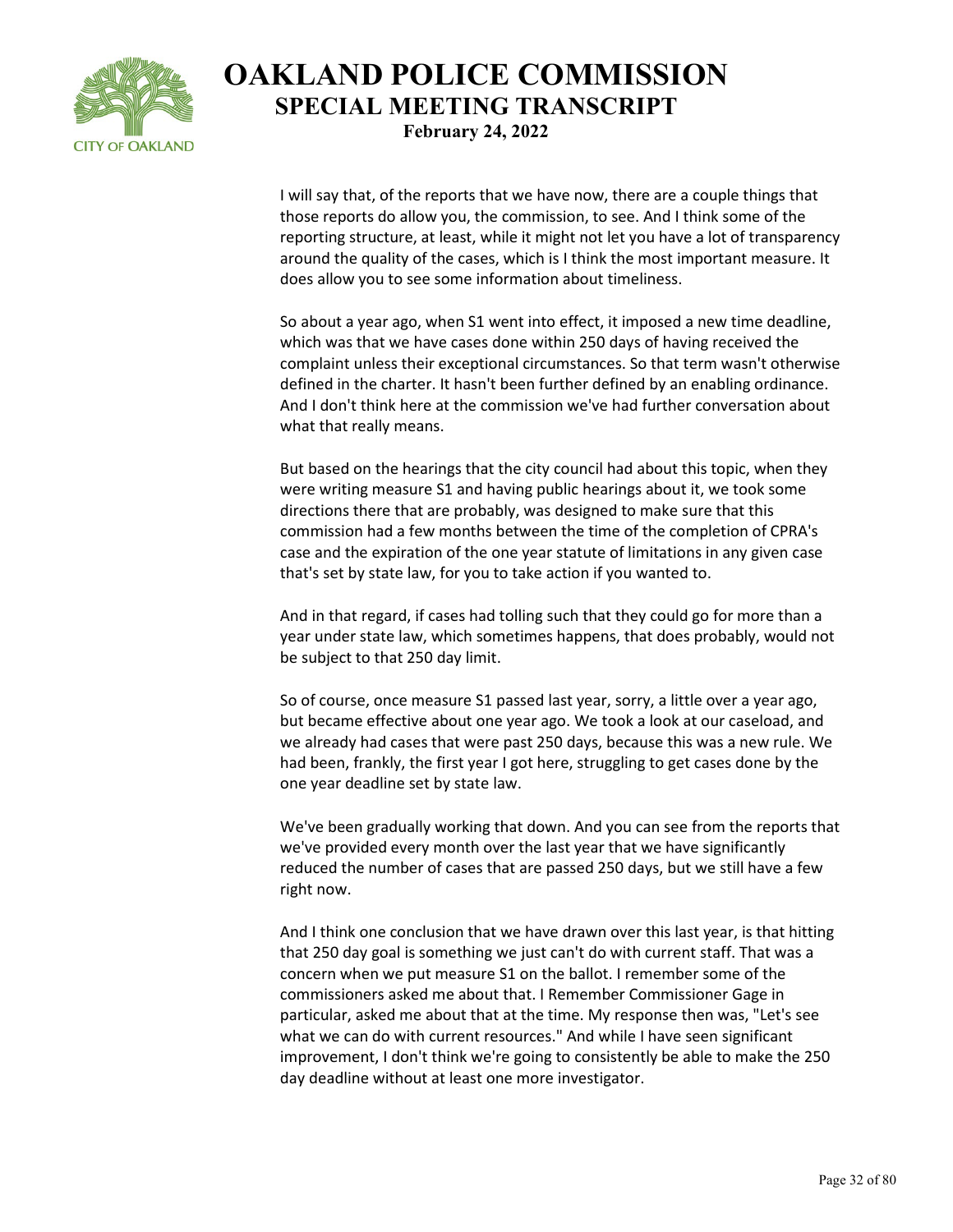I will say that, of the reports that we have now, there are a couple things that those reports do allow you, the commission, to see. And I think some of the reporting structure, at least, while it might not let you have a lot of transparency around the quality of the cases, which is I think the most important measure. It does allow you to see some information about timeliness.

So about a year ago, when S1 went into effect, it imposed a new time deadline, which was that we have cases done within 250 days of having received the complaint unless their exceptional circumstances. So that term wasn't otherwise defined in the charter. It hasn't been further defined by an enabling ordinance. And I don't think here at the commission we've had further conversation about what that really means.

But based on the hearings that the city council had about this topic, when they were writing measure S1 and having public hearings about it, we took some directions there that are probably, was designed to make sure that this commission had a few months between the time of the completion of CPRA's case and the expiration of the one year statute of limitations in any given case that's set by state law, for you to take action if you wanted to.

And in that regard, if cases had tolling such that they could go for more than a year under state law, which sometimes happens, that does probably, would not be subject to that 250 day limit.

So of course, once measure S1 passed last year, sorry, a little over a year ago, but became effective about one year ago. We took a look at our caseload, and we already had cases that were past 250 days, because this was a new rule. We had been, frankly, the first year I got here, struggling to get cases done by the one year deadline set by state law.

We've been gradually working that down. And you can see from the reports that we've provided every month over the last year that we have significantly reduced the number of cases that are passed 250 days, but we still have a few right now.

And I think one conclusion that we have drawn over this last year, is that hitting that 250 day goal is something we just can't do with current staff. That was a concern when we put measure S1 on the ballot. I remember some of the commissioners asked me about that. I Remember Commissioner Gage in particular, asked me about that at the time. My response then was, "Let's see what we can do with current resources." And while I have seen significant improvement, I don't think we're going to consistently be able to make the 250 day deadline without at least one more investigator.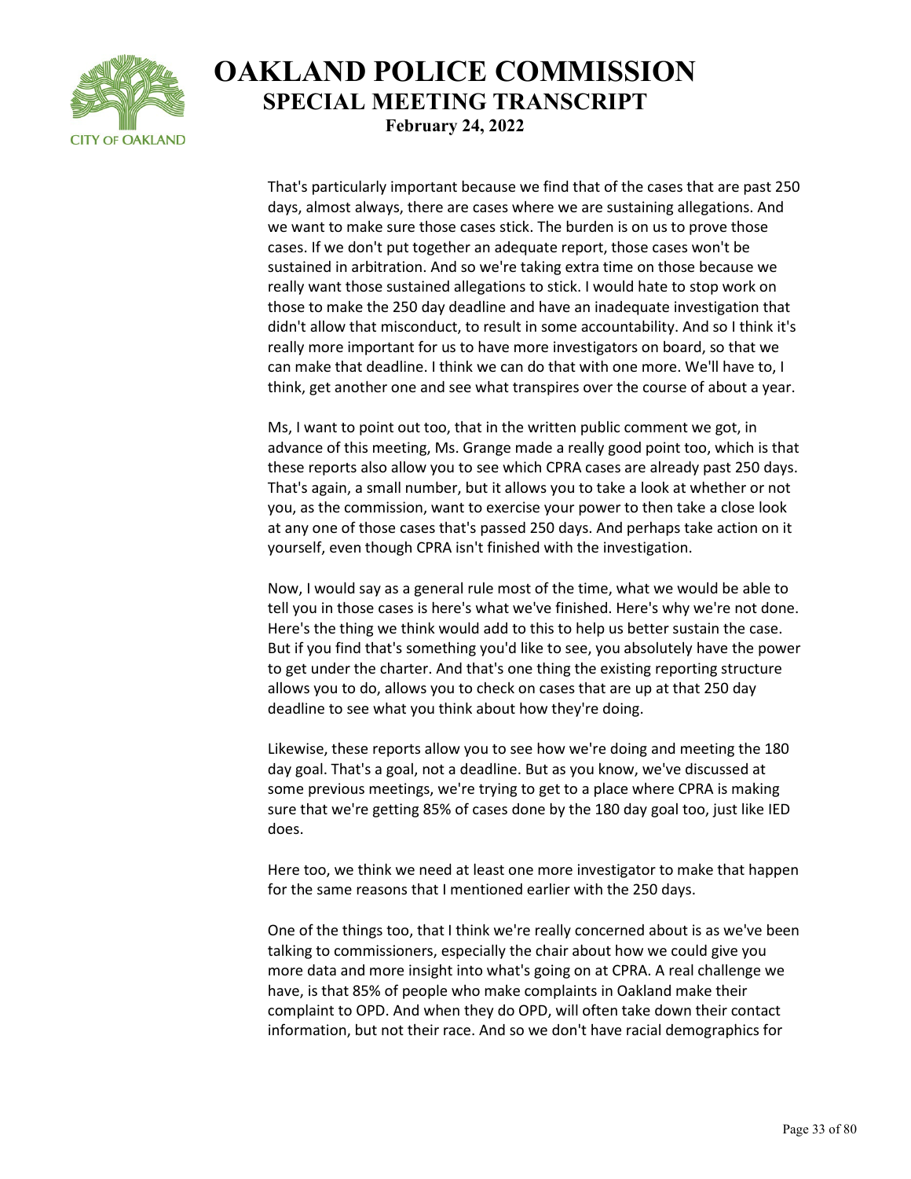That's particularly important because we find that of the cases that are past 250 days, almost always, there are cases where we are sustaining allegations. And we want to make sure those cases stick. The burden is on us to prove those cases. If we don't put together an adequate report, those cases won't be sustained in arbitration. And so we're taking extra time on those because we really want those sustained allegations to stick. I would hate to stop work on those to make the 250 day deadline and have an inadequate investigation that didn't allow that misconduct, to result in some accountability. And so I think it's really more important for us to have more investigators on board, so that we can make that deadline. I think we can do that with one more. We'll have to, I think, get another one and see what transpires over the course of about a year.

Ms, I want to point out too, that in the written public comment we got, in advance of this meeting, Ms. Grange made a really good point too, which is that these reports also allow you to see which CPRA cases are already past 250 days. That's again, a small number, but it allows you to take a look at whether or not you, as the commission, want to exercise your power to then take a close look at any one of those cases that's passed 250 days. And perhaps take action on it yourself, even though CPRA isn't finished with the investigation.

Now, I would say as a general rule most of the time, what we would be able to tell you in those cases is here's what we've finished. Here's why we're not done. Here's the thing we think would add to this to help us better sustain the case. But if you find that's something you'd like to see, you absolutely have the power to get under the charter. And that's one thing the existing reporting structure allows you to do, allows you to check on cases that are up at that 250 day deadline to see what you think about how they're doing.

Likewise, these reports allow you to see how we're doing and meeting the 180 day goal. That's a goal, not a deadline. But as you know, we've discussed at some previous meetings, we're trying to get to a place where CPRA is making sure that we're getting 85% of cases done by the 180 day goal too, just like IED does.

Here too, we think we need at least one more investigator to make that happen for the same reasons that I mentioned earlier with the 250 days.

One of the things too, that I think we're really concerned about is as we've been talking to commissioners, especially the chair about how we could give you more data and more insight into what's going on at CPRA. A real challenge we have, is that 85% of people who make complaints in Oakland make their complaint to OPD. And when they do OPD, will often take down their contact information, but not their race. And so we don't have racial demographics for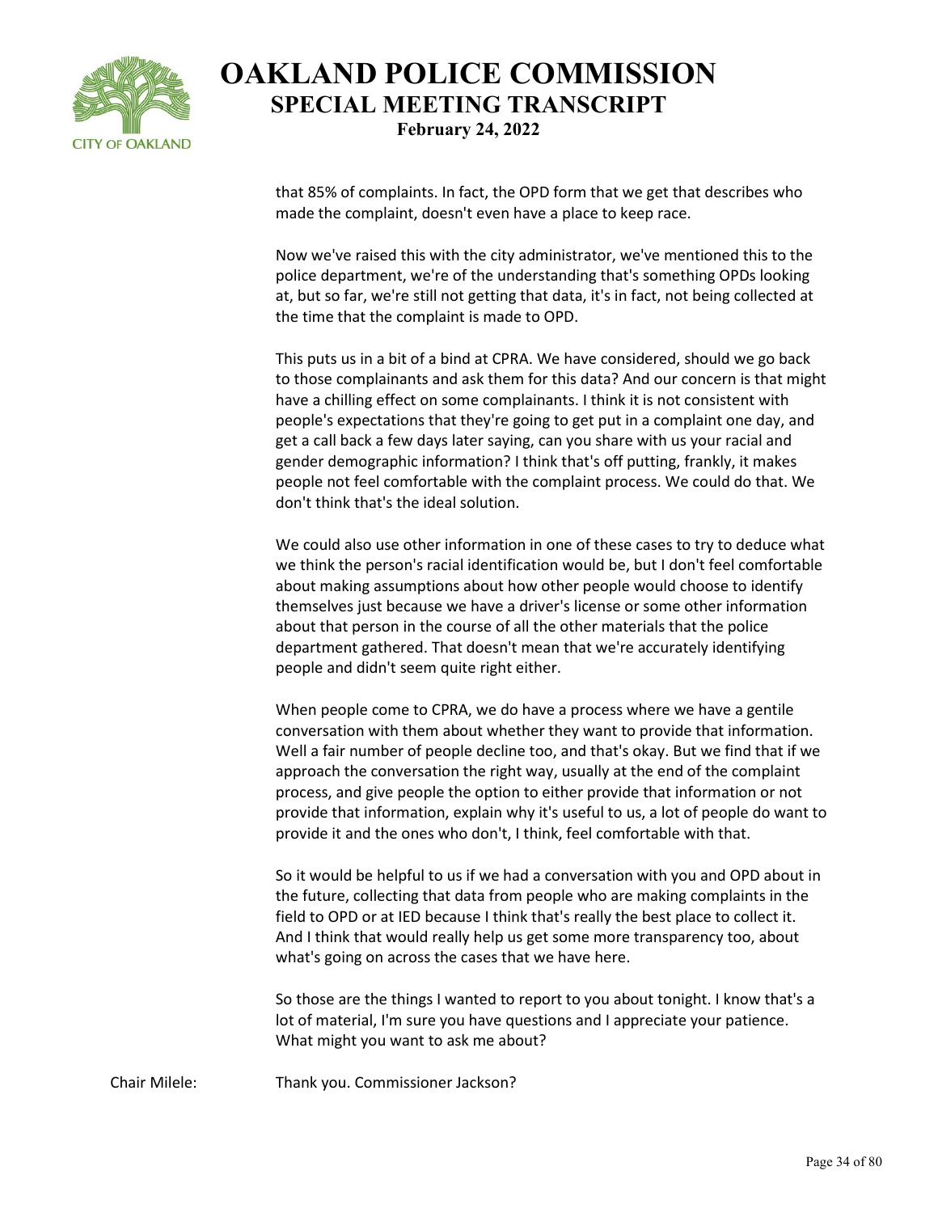that 85% of complaints. In fact, the OPD form that we get that describes who made the complaint, doesn't even have a place to keep race.

Now we've raised this with the city administrator, we've mentioned this to the police department, we're of the understanding that's something OPDs looking at, but so far, we're still not getting that data, it's in fact, not being collected at the time that the complaint is made to OPD.

This puts us in a bit of a bind at CPRA. We have considered, should we go back to those complainants and ask them for this data? And our concern is that might have a chilling effect on some complainants. I think it is not consistent with people's expectations that they're going to get put in a complaint one day, and get a call back a few days later saying, can you share with us your racial and gender demographic information? I think that's off putting, frankly, it makes people not feel comfortable with the complaint process. We could do that. We don't think that's the ideal solution.

We could also use other information in one of these cases to try to deduce what we think the person's racial identification would be, but I don't feel comfortable about making assumptions about how other people would choose to identify themselves just because we have a driver's license or some other information about that person in the course of all the other materials that the police department gathered. That doesn't mean that we're accurately identifying people and didn't seem quite right either.

When people come to CPRA, we do have a process where we have a gentile conversation with them about whether they want to provide that information. Well a fair number of people decline too, and that's okay. But we find that if we approach the conversation the right way, usually at the end of the complaint process, and give people the option to either provide that information or not provide that information, explain why it's useful to us, a lot of people do want to provide it and the ones who don't, I think, feel comfortable with that.

So it would be helpful to us if we had a conversation with you and OPD about in the future, collecting that data from people who are making complaints in the field to OPD or at IED because I think that's really the best place to collect it. And I think that would really help us get some more transparency too, about what's going on across the cases that we have here.

So those are the things I wanted to report to you about tonight. I know that's a lot of material, I'm sure you have questions and I appreciate your patience. What might you want to ask me about?

Chair Milele: Thank you. Commissioner Jackson?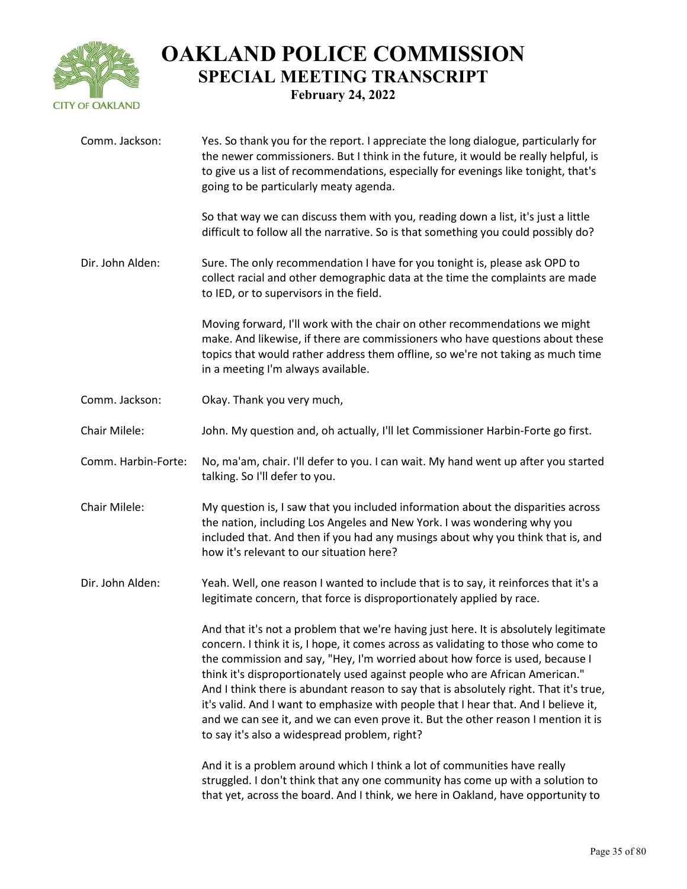Comm. Jackson: Yes. So thank you for the report. I appreciate the long dialogue, particularly for the newer commissioners. But I think in the future, it would be really helpful, is to give us a list of recommendations, especially for evenings like tonight, that's going to be particularly meaty agenda.

So that way we can discuss them with you, reading down a list, it's just a little difficult to follow all the narrative. So is that something you could possibly do?

Dir. John Alden: Sure. The only recommendation I have for you tonight is, please ask OPD to collect racial and other demographic data at the time the complaints are made to IED, or to supervisors in the field.

Moving forward, I'll work with the chair on other recommendations we might make. And likewise, if there are commissioners who have questions about these topics that would rather address them offline, so we're not taking as much time in a meeting I'm always available.

Comm. Jackson: Okay. Thank you very much,

Chair Milele: John. My question and, oh actually, I'll let Commissioner Harbin-Forte go first.

Comm. Harbin-Forte: No, ma'am, chair. I'll defer to you. I can wait. My hand went up after you started talking. So I'll defer to you.

Chair Milele: My question is, I saw that you included information about the disparities across the nation, including Los Angeles and New York. I was wondering why you included that. And then if you had any musings about why you think that is, and how it's relevant to our situation here?

Dir. John Alden: Yeah. Well, one reason I wanted to include that is to say, it reinforces that it's a legitimate concern, that force is disproportionately applied by race.

And that it's not a problem that we're having just here. It is absolutely legitimate concern. I think it is, I hope, it comes across as validating to those who come to the commission and say, "Hey, I'm worried about how force is used, because I think it's disproportionately used against people who are African American." And I think there is abundant reason to say that is absolutely right. That it's true, it's valid. And I want to emphasize with people that I hear that. And I believe it, and we can see it, and we can even prove it. But the other reason I mention it is to say it's also a widespread problem, right?

And it is a problem around which I think a lot of communities have really struggled. I don't think that any one community has come up with a solution to that yet, across the board. And I think, we here in Oakland, have opportunity to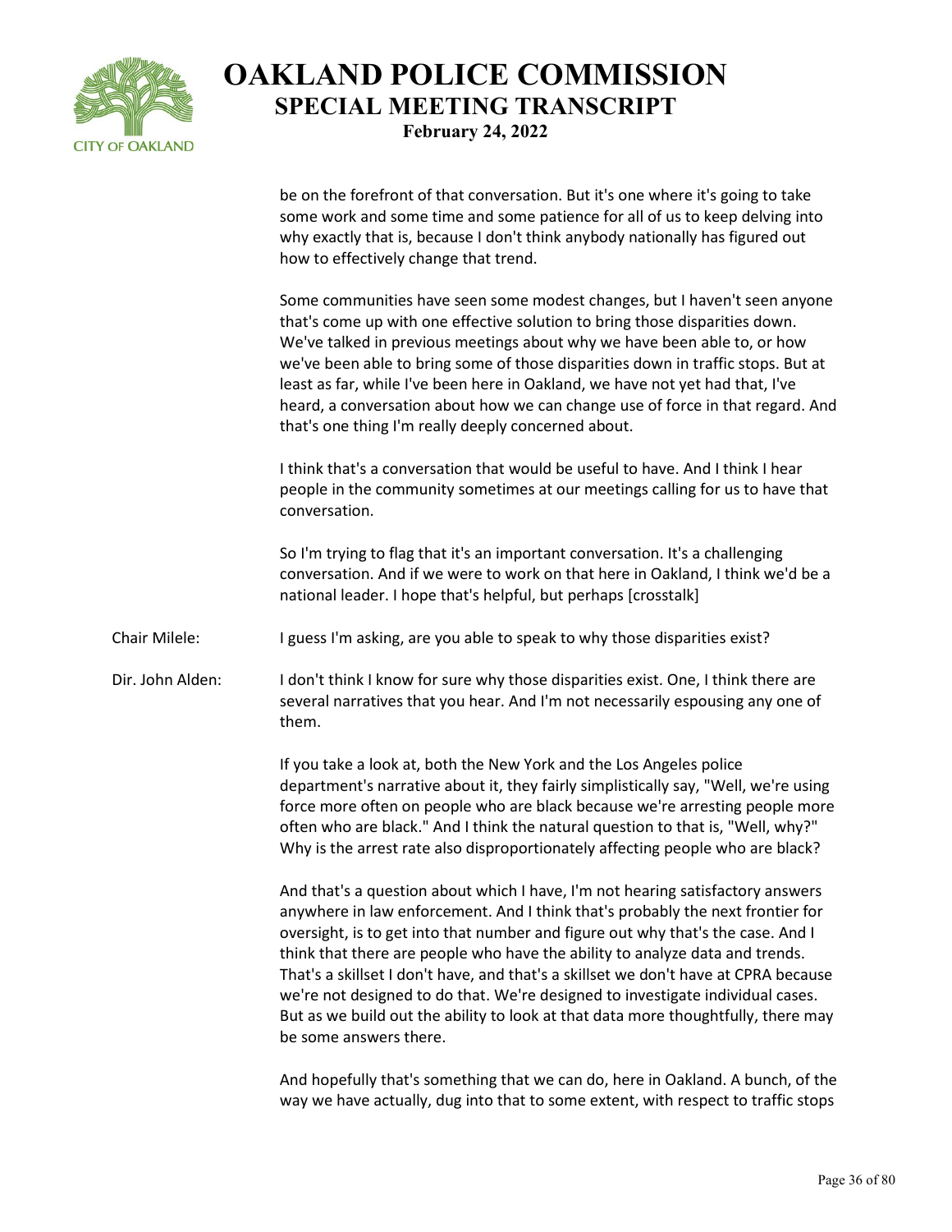be on the forefront of that conversation. But it's one where it's going to take some work and some time and some patience for all of us to keep delving into why exactly that is, because I don't think anybody nationally has figured out how to effectively change that trend.

Some communities have seen some modest changes, but I haven't seen anyone that's come up with one effective solution to bring those disparities down. We've talked in previous meetings about why we have been able to, or how we've been able to bring some of those disparities down in traffic stops. But at least as far, while I've been here in Oakland, we have not yet had that, I've heard, a conversation about how we can change use of force in that regard. And that's one thing I'm really deeply concerned about.

I think that's a conversation that would be useful to have. And I think I hear people in the community sometimes at our meetings calling for us to have that conversation.

So I'm trying to flag that it's an important conversation. It's a challenging conversation. And if we were to work on that here in Oakland, I think we'd be a national leader. I hope that's helpful, but perhaps [crosstalk]

Chair Milele: I guess I'm asking, are you able to speak to why those disparities exist?

Dir. John Alden: I don't think I know for sure why those disparities exist. One, I think there are several narratives that you hear. And I'm not necessarily espousing any one of them.

If you take a look at, both the New York and the Los Angeles police department's narrative about it, they fairly simplistically say, "Well, we're using force more often on people who are black because we're arresting people more often who are black." And I think the natural question to that is, "Well, why?" Why is the arrest rate also disproportionately affecting people who are black?

And that's a question about which I have, I'm not hearing satisfactory answers anywhere in law enforcement. And I think that's probably the next frontier for oversight, is to get into that number and figure out why that's the case. And I think that there are people who have the ability to analyze data and trends. That's a skillset I don't have, and that's a skillset we don't have at CPRA because we're not designed to do that. We're designed to investigate individual cases. But as we build out the ability to look at that data more thoughtfully, there may be some answers there.

And hopefully that's something that we can do, here in Oakland. A bunch, of the way we have actually, dug into that to some extent, with respect to traffic stops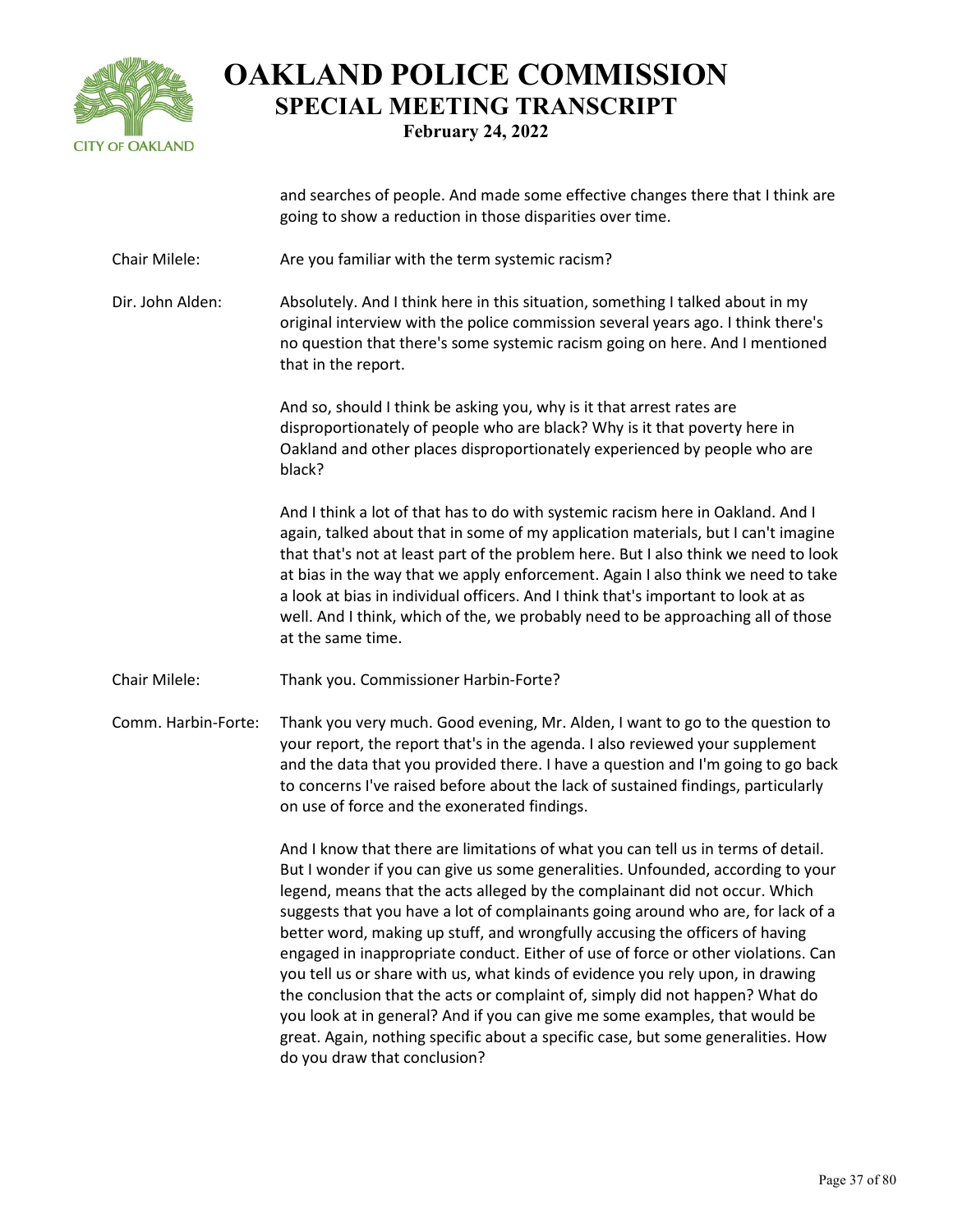and searches of people. And made some effective changes there that I think are going to show a reduction in those disparities over time.

Chair Milele: Are you familiar with the term systemic racism?

Dir. John Alden: Absolutely. And I think here in this situation, something I talked about in my original interview with the police commission several years ago. I think there's no question that there's some systemic racism going on here. And I mentioned that in the report.

And so, should I think be asking you, why is it that arrest rates are disproportionately of people who are black? Why is it that poverty here in Oakland and other places disproportionately experienced by people who are black?

And I think a lot of that has to do with systemic racism here in Oakland. And I again, talked about that in some of my application materials, but I can't imagine that that's not at least part of the problem here. But I also think we need to look at bias in the way that we apply enforcement. Again I also think we need to take a look at bias in individual officers. And I think that's important to look at as well. And I think, which of the, we probably need to be approaching all of those at the same time.

Chair Milele: Thank you. Commissioner Harbin-Forte?

Comm. Harbin-Forte: Thank you very much. Good evening, Mr. Alden, I want to go to the question to your report, the report that's in the agenda. I also reviewed your supplement and the data that you provided there. I have a question and I'm going to go back to concerns I've raised before about the lack of sustained findings, particularly on use of force and the exonerated findings.

And I know that there are limitations of what you can tell us in terms of detail. But I wonder if you can give us some generalities. Unfounded, according to your legend, means that the acts alleged by the complainant did not occur. Which suggests that you have a lot of complainants going around who are, for lack of a better word, making up stuff, and wrongfully accusing the officers of having engaged in inappropriate conduct. Either of use of force or other violations. Can you tell us or share with us, what kinds of evidence you rely upon, in drawing the conclusion that the acts or complaint of, simply did not happen? What do you look at in general? And if you can give me some examples, that would be great. Again, nothing specific about a specific case, but some generalities. How do you draw that conclusion?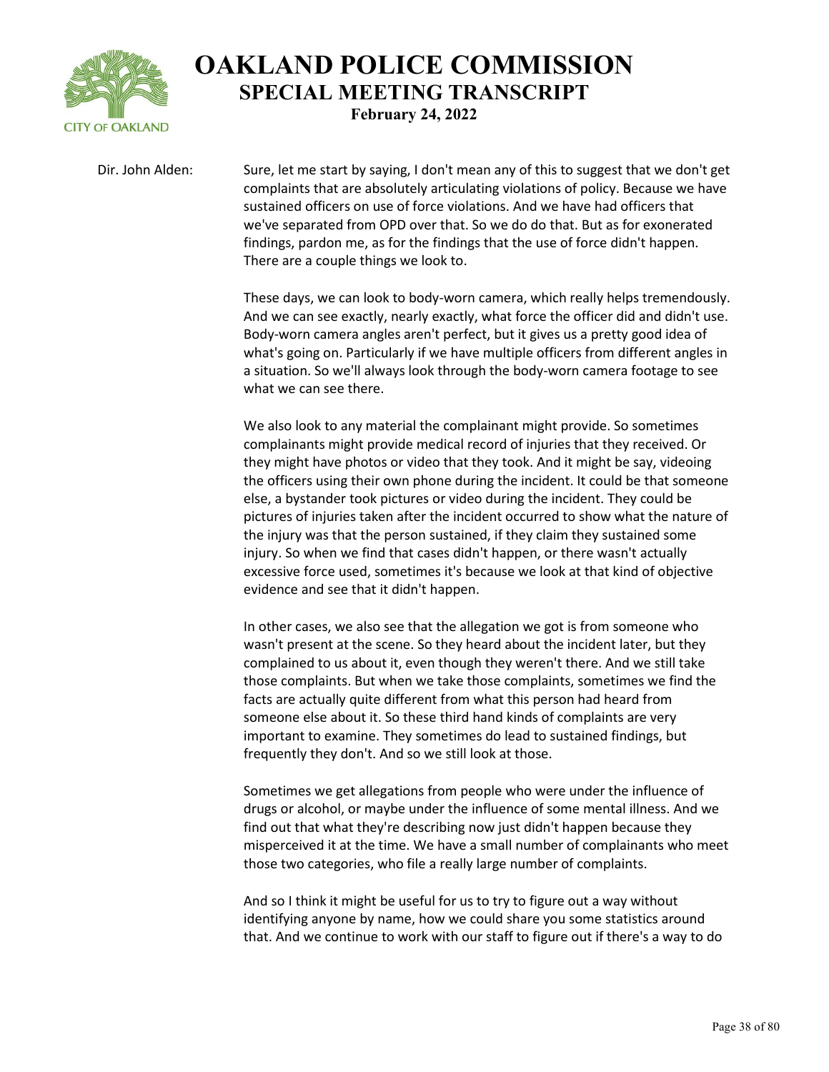Dir. John Alden: Sure, let me start by saying, I don't mean any of this to suggest that we don't get complaints that are absolutely articulating violations of policy. Because we have sustained officers on use of force violations. And we have had officers that we've separated from OPD over that. So we do do that. But as for exonerated findings, pardon me, as for the findings that the use of force didn't happen. There are a couple things we look to.

These days, we can look to body-worn camera, which really helps tremendously. And we can see exactly, nearly exactly, what force the officer did and didn't use. Body-worn camera angles aren't perfect, but it gives us a pretty good idea of what's going on. Particularly if we have multiple officers from different angles in a situation. So we'll always look through the body-worn camera footage to see what we can see there.

We also look to any material the complainant might provide. So sometimes complainants might provide medical record of injuries that they received. Or they might have photos or video that they took. And it might be say, videoing the officers using their own phone during the incident. It could be that someone else, a bystander took pictures or video during the incident. They could be pictures of injuries taken after the incident occurred to show what the nature of the injury was that the person sustained, if they claim they sustained some injury. So when we find that cases didn't happen, or there wasn't actually excessive force used, sometimes it's because we look at that kind of objective evidence and see that it didn't happen.

In other cases, we also see that the allegation we got is from someone who wasn't present at the scene. So they heard about the incident later, but they complained to us about it, even though they weren't there. And we still take those complaints. But when we take those complaints, sometimes we find the facts are actually quite different from what this person had heard from someone else about it. So these third hand kinds of complaints are very important to examine. They sometimes do lead to sustained findings, but frequently they don't. And so we still look at those.

Sometimes we get allegations from people who were under the influence of drugs or alcohol, or maybe under the influence of some mental illness. And we find out that what they're describing now just didn't happen because they misperceived it at the time. We have a small number of complainants who meet those two categories, who file a really large number of complaints.

And so I think it might be useful for us to try to figure out a way without identifying anyone by name, how we could share you some statistics around that. And we continue to work with our staff to figure out if there's a way to do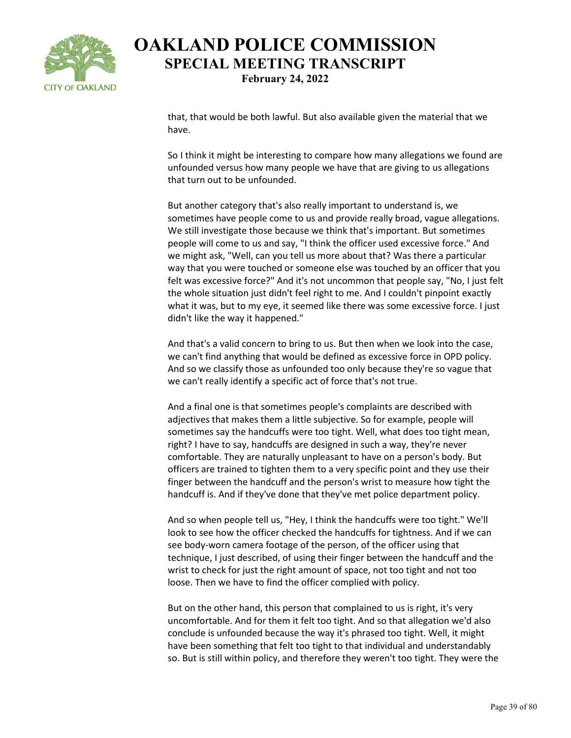that, that would be both lawful. But also available given the material that we have.

So I think it might be interesting to compare how many allegations we found are unfounded versus how many people we have that are giving to us allegations that turn out to be unfounded.

But another category that's also really important to understand is, we sometimes have people come to us and provide really broad, vague allegations. We still investigate those because we think that's important. But sometimes people will come to us and say, "I think the officer used excessive force." And we might ask, "Well, can you tell us more about that? Was there a particular way that you were touched or someone else was touched by an officer that you felt was excessive force?" And it's not uncommon that people say, "No, I just felt the whole situation just didn't feel right to me. And I couldn't pinpoint exactly what it was, but to my eye, it seemed like there was some excessive force. I just didn't like the way it happened."

And that's a valid concern to bring to us. But then when we look into the case, we can't find anything that would be defined as excessive force in OPD policy. And so we classify those as unfounded too only because they're so vague that we can't really identify a specific act of force that's not true.

And a final one is that sometimes people's complaints are described with adjectives that makes them a little subjective. So for example, people will sometimes say the handcuffs were too tight. Well, what does too tight mean, right? I have to say, handcuffs are designed in such a way, they're never comfortable. They are naturally unpleasant to have on a person's body. But officers are trained to tighten them to a very specific point and they use their finger between the handcuff and the person's wrist to measure how tight the handcuff is. And if they've done that they've met police department policy.

And so when people tell us, "Hey, I think the handcuffs were too tight." We'll look to see how the officer checked the handcuffs for tightness. And if we can see body-worn camera footage of the person, of the officer using that technique, I just described, of using their finger between the handcuff and the wrist to check for just the right amount of space, not too tight and not too loose. Then we have to find the officer complied with policy.

But on the other hand, this person that complained to us is right, it's very uncomfortable. And for them it felt too tight. And so that allegation we'd also conclude is unfounded because the way it's phrased too tight. Well, it might have been something that felt too tight to that individual and understandably so. But is still within policy, and therefore they weren't too tight. They were the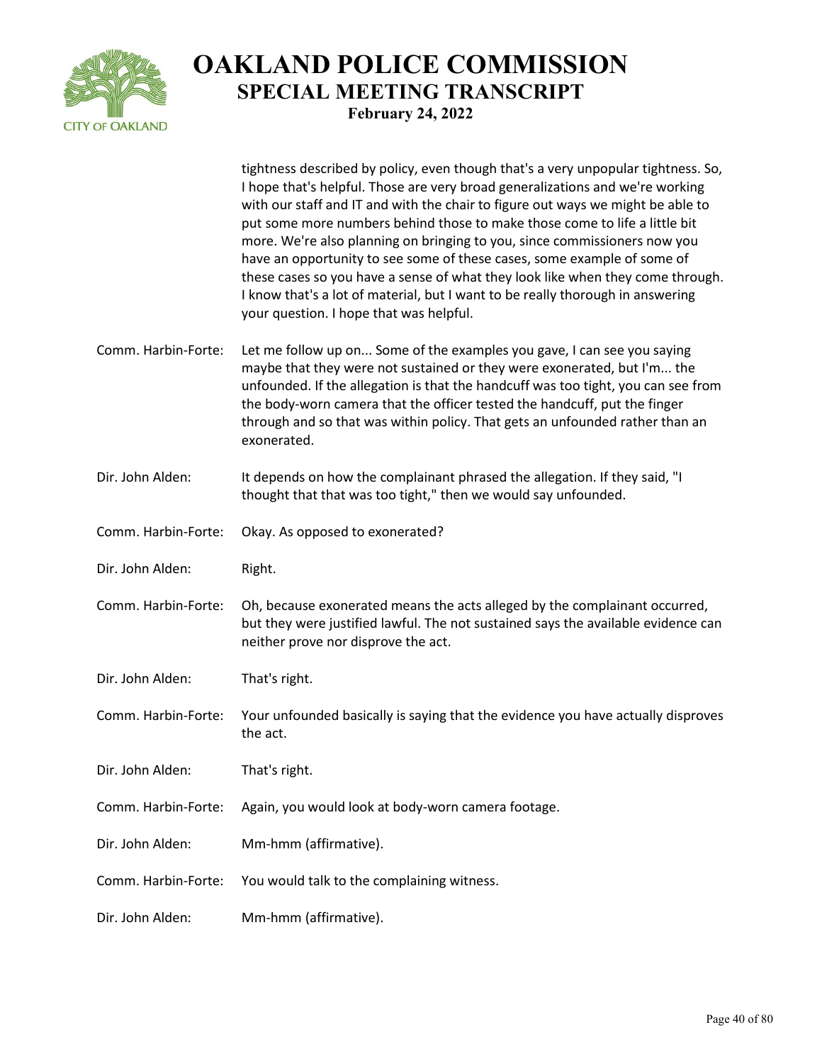tightness described by policy, even though that's a very unpopular tightness. So, I hope that's helpful. Those are very broad generalizations and we're working with our staff and IT and with the chair to figure out ways we might be able to put some more numbers behind those to make those come to life a little bit more. We're also planning on bringing to you, since commissioners now you have an opportunity to see some of these cases, some example of some of these cases so you have a sense of what they look like when they come through. I know that's a lot of material, but I want to be really thorough in answering your question. I hope that was helpful.

Comm. Harbin-Forte: Let me follow up on... Some of the examples you gave, I can see you saying maybe that they were not sustained or they were exonerated, but I'm... the unfounded. If the allegation is that the handcuff was too tight, you can see from the body-worn camera that the officer tested the handcuff, put the finger through and so that was within policy. That gets an unfounded rather than an exonerated.

Dir. John Alden: It depends on how the complainant phrased the allegation. If they said, "I thought that that was too tight," then we would say unfounded.

Comm. Harbin-Forte: Okay. As opposed to exonerated?

Dir. John Alden: Right.

Comm. Harbin-Forte: Oh, because exonerated means the acts alleged by the complainant occurred, but they were justified lawful. The not sustained says the available evidence can neither prove nor disprove the act.

Dir. John Alden: That's right.

Comm. Harbin-Forte: Your unfounded basically is saying that the evidence you have actually disproves the act.

Dir. John Alden: That's right.

Comm. Harbin-Forte: Again, you would look at body-worn camera footage.

Dir. John Alden: Mm-hmm (affirmative).

Comm. Harbin-Forte: You would talk to the complaining witness.

Dir. John Alden: Mm-hmm (affirmative).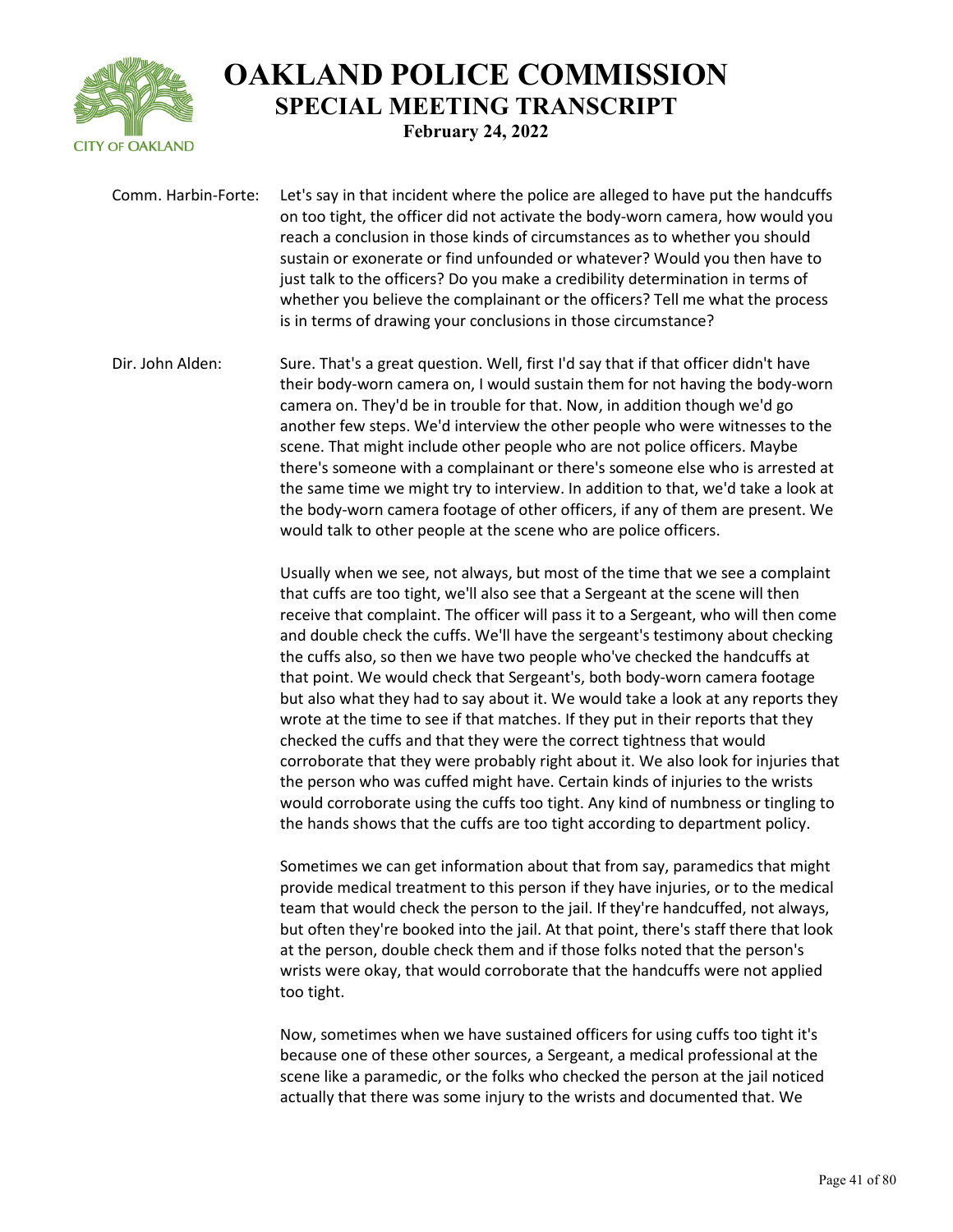Comm. Harbin-Forte: Let's say in that incident where the police are alleged to have put the handcuffs on too tight, the officer did not activate the body-worn camera, how would you reach a conclusion in those kinds of circumstances as to whether you should sustain or exonerate or find unfounded or whatever? Would you then have to just talk to the officers? Do you make a credibility determination in terms of whether you believe the complainant or the officers? Tell me what the process is in terms of drawing your conclusions in those circumstance?

Dir. John Alden: Sure. That's a great question. Well, first I'd say that if that officer didn't have their body-worn camera on, I would sustain them for not having the body-worn camera on. They'd be in trouble for that. Now, in addition though we'd go another few steps. We'd interview the other people who were witnesses to the scene. That might include other people who are not police officers. Maybe there's someone with a complainant or there's someone else who is arrested at the same time we might try to interview. In addition to that, we'd take a look at the body-worn camera footage of other officers, if any of them are present. We would talk to other people at the scene who are police officers.

Usually when we see, not always, but most of the time that we see a complaint that cuffs are too tight, we'll also see that a Sergeant at the scene will then receive that complaint. The officer will pass it to a Sergeant, who will then come and double check the cuffs. We'll have the sergeant's testimony about checking the cuffs also, so then we have two people who've checked the handcuffs at that point. We would check that Sergeant's, both body-worn camera footage but also what they had to say about it. We would take a look at any reports they wrote at the time to see if that matches. If they put in their reports that they checked the cuffs and that they were the correct tightness that would corroborate that they were probably right about it. We also look for injuries that the person who was cuffed might have. Certain kinds of injuries to the wrists would corroborate using the cuffs too tight. Any kind of numbness or tingling to the hands shows that the cuffs are too tight according to department policy.

Sometimes we can get information about that from say, paramedics that might provide medical treatment to this person if they have injuries, or to the medical team that would check the person to the jail. If they're handcuffed, not always, but often they're booked into the jail. At that point, there's staff there that look at the person, double check them and if those folks noted that the person's wrists were okay, that would corroborate that the handcuffs were not applied too tight.

Now, sometimes when we have sustained officers for using cuffs too tight it's because one of these other sources, a Sergeant, a medical professional at the scene like a paramedic, or the folks who checked the person at the jail noticed actually that there was some injury to the wrists and documented that. We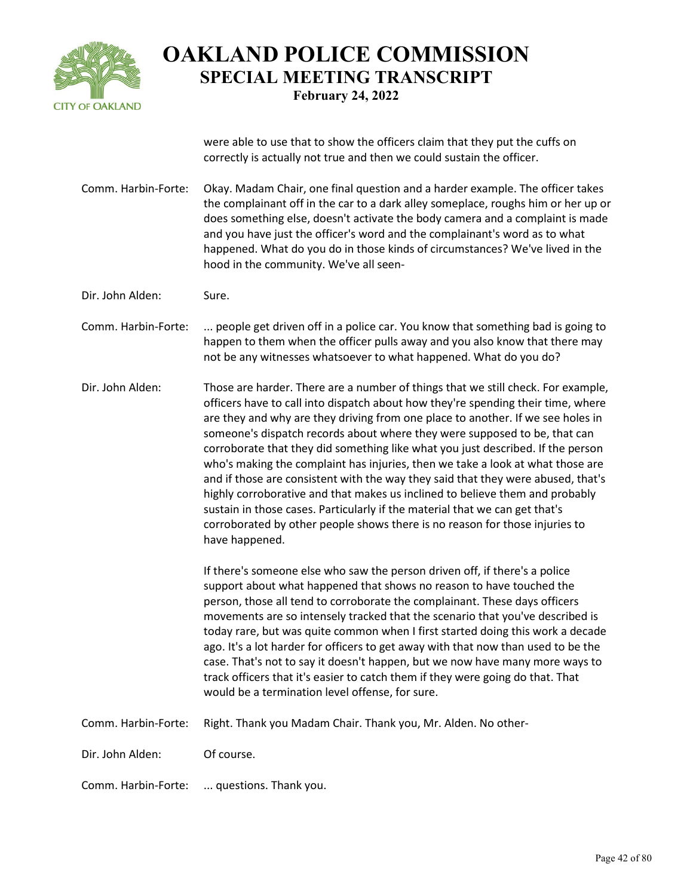were able to use that to show the officers claim that they put the cuffs on correctly is actually not true and then we could sustain the officer.

**Comm. Harbin-Forte:** Okay. Madam Chair, one final question and a harder example. The officer takes the complainant off in the car to a dark alley someplace, roughs him or her up or does something else, doesn't activate the body camera and a complaint is made and you have just the officer's word and the complainant's word as to what happened. What do you do in those kinds of circumstances? We've lived in the hood in the community. We've all seen-

**Dir. John Alden:** Sure.

**Comm. Harbin-Forte:** ... people get driven off in a police car. You know that something bad is going to happen to them when the officer pulls away and you also know that there may not be any witnesses whatsoever to what happened. What do you do?

**Dir. John Alden:** Those are harder. There are a number of things that we still check. For example, officers have to call into dispatch about how they're spending their time, where are they and why are they driving from one place to another. If we see holes in someone's dispatch records about where they were supposed to be, that can corroborate that they did something like what you just described. If the person who's making the complaint has injuries, then we take a look at what those are and if those are consistent with the way they said that they were abused, that's highly corroborative and that makes us inclined to believe them and probably sustain in those cases. Particularly if the material that we can get that's corroborated by other people shows there is no reason for those injuries to have happened.

If there's someone else who saw the person driven off, if there's a police support about what happened that shows no reason to have touched the person, those all tend to corroborate the complainant. These days officers movements are so intensely tracked that the scenario that you've described is today rare, but was quite common when I first started doing this work a decade ago. It's a lot harder for officers to get away with that now than used to be the case. That's not to say it doesn't happen, but we now have many more ways to track officers that it's easier to catch them if they were going do that. That would be a termination level offense, for sure.

**Comm. Harbin-Forte:** Right. Thank you Madam Chair. Thank you, Mr. Alden. No other-

**Dir. John Alden:** Of course.

**Comm. Harbin-Forte:** ... questions. Thank you.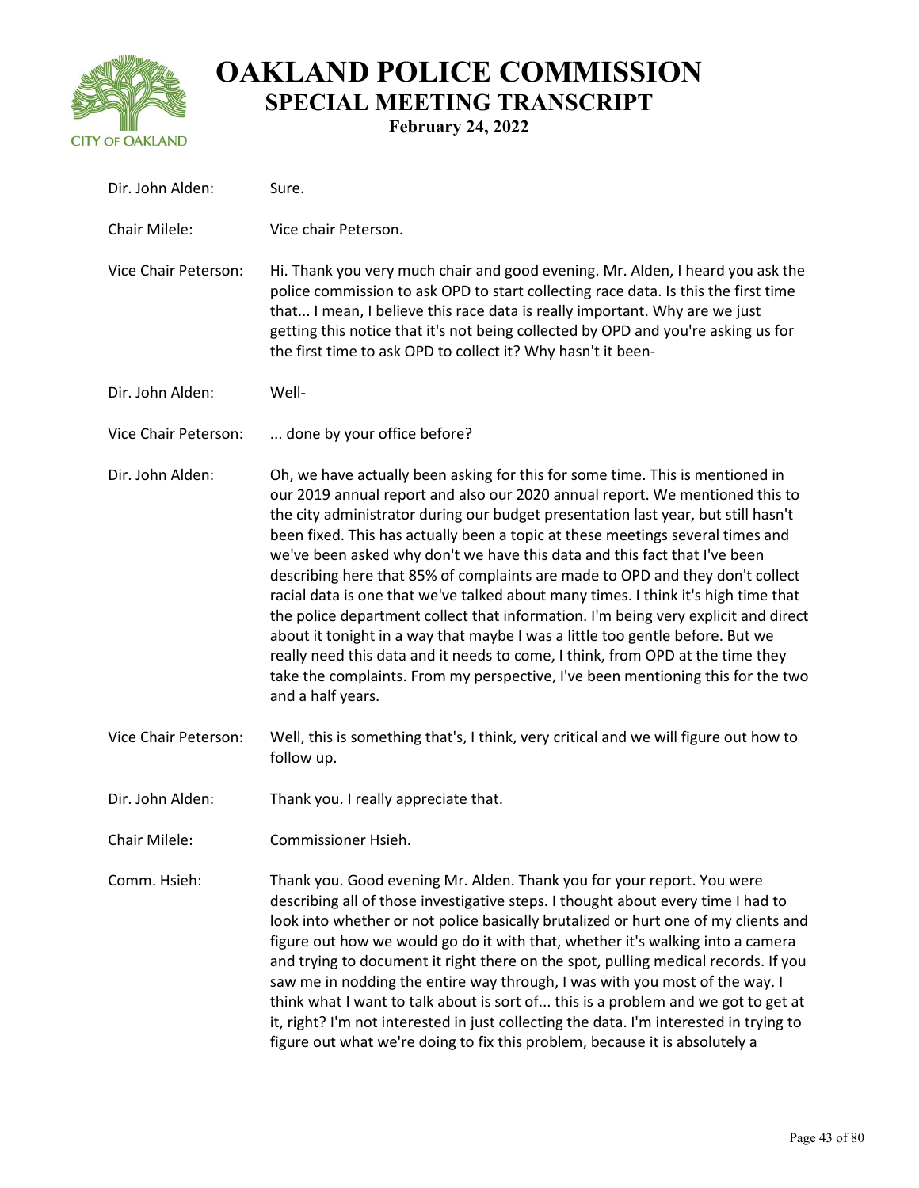**Dir. John Alden:** Sure.

**Chair Milele:** Vice chair Peterson.

**Vice Chair Peterson:** Hi. Thank you very much chair and good evening. Mr. Alden, I heard you ask the police commission to ask OPD to start collecting race data. Is this the first time that... I mean, I believe this race data is really important. Why are we just getting this notice that it's not being collected by OPD and you're asking us for the first time to ask OPD to collect it? Why hasn't it been-

**Dir. John Alden:** Well-

**Vice Chair Peterson:** ... done by your office before?

**Dir. John Alden:** Oh, we have actually been asking for this for some time. This is mentioned in our 2019 annual report and also our 2020 annual report. We mentioned this to the city administrator during our budget presentation last year, but still hasn't been fixed. This has actually been a topic at these meetings several times and we've been asked why don't we have this data and this fact that I've been describing here that 85% of complaints are made to OPD and they don't collect racial data is one that we've talked about many times. I think it's high time that the police department collect that information. I'm being very explicit and direct about it tonight in a way that maybe I was a little too gentle before. But we really need this data and it needs to come, I think, from OPD at the time they take the complaints. From my perspective, I've been mentioning this for the two and a half years.

**Vice Chair Peterson:** Well, this is something that's, I think, very critical and we will figure out how to follow up.

**Dir. John Alden:** Thank you. I really appreciate that.

**Chair Milele:** Commissioner Hsieh.

**Comm. Hsieh:** Thank you. Good evening Mr. Alden. Thank you for your report. You were describing all of those investigative steps. I thought about every time I had to look into whether or not police basically brutalized or hurt one of my clients and figure out how we would go do it with that, whether it's walking into a camera and trying to document it right there on the spot, pulling medical records. If you saw me in nodding the entire way through, I was with you most of the way. I think what I want to talk about is sort of... this is a problem and we got to get at it, right? I'm not interested in just collecting the data. I'm interested in trying to figure out what we're doing to fix this problem, because it is absolutely a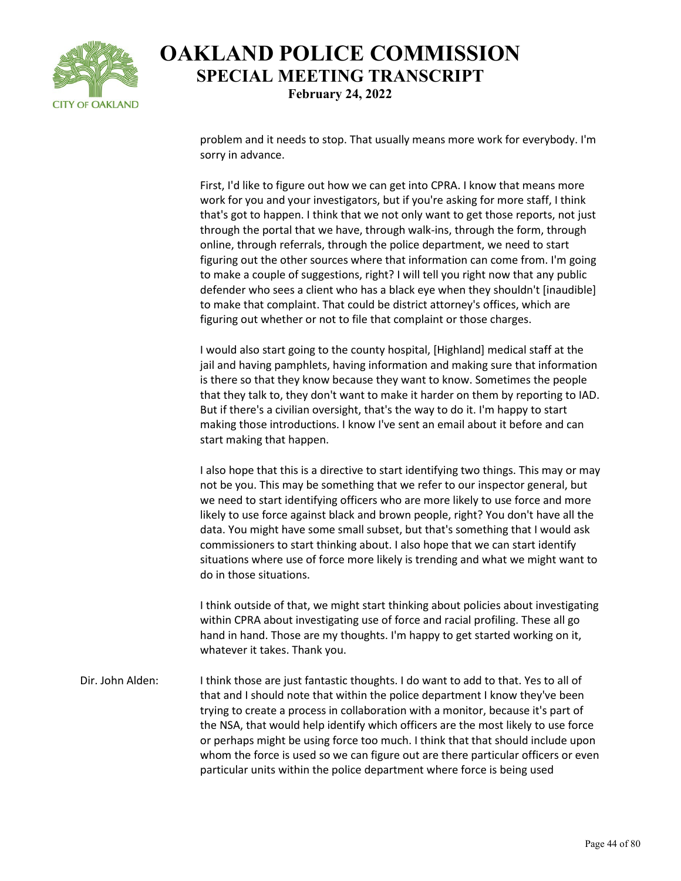problem and it needs to stop. That usually means more work for everybody. I'm sorry in advance.

First, I'd like to figure out how we can get into CPRA. I know that means more work for you and your investigators, but if you're asking for more staff, I think that's got to happen. I think that we not only want to get those reports, not just through the portal that we have, through walk-ins, through the form, through online, through referrals, through the police department, we need to start figuring out the other sources where that information can come from. I'm going to make a couple of suggestions, right? I will tell you right now that any public defender who sees a client who has a black eye when they shouldn't [inaudible] to make that complaint. That could be district attorney's offices, which are figuring out whether or not to file that complaint or those charges.

I would also start going to the county hospital, [Highland] medical staff at the jail and having pamphlets, having information and making sure that information is there so that they know because they want to know. Sometimes the people that they talk to, they don't want to make it harder on them by reporting to IAD. But if there's a civilian oversight, that's the way to do it. I'm happy to start making those introductions. I know I've sent an email about it before and can start making that happen.

I also hope that this is a directive to start identifying two things. This may or may not be you. This may be something that we refer to our inspector general, but we need to start identifying officers who are more likely to use force and more likely to use force against black and brown people, right? You don't have all the data. You might have some small subset, but that's something that I would ask commissioners to start thinking about. I also hope that we can start identify situations where use of force more likely is trending and what we might want to do in those situations.

I think outside of that, we might start thinking about policies about investigating within CPRA about investigating use of force and racial profiling. These all go hand in hand. Those are my thoughts. I'm happy to get started working on it, whatever it takes. Thank you.

Dir. John Alden: I think those are just fantastic thoughts. I do want to add to that. Yes to all of that and I should note that within the police department I know they've been trying to create a process in collaboration with a monitor, because it's part of the NSA, that would help identify which officers are the most likely to use force or perhaps might be using force too much. I think that that should include upon whom the force is used so we can figure out are there particular officers or even particular units within the police department where force is being used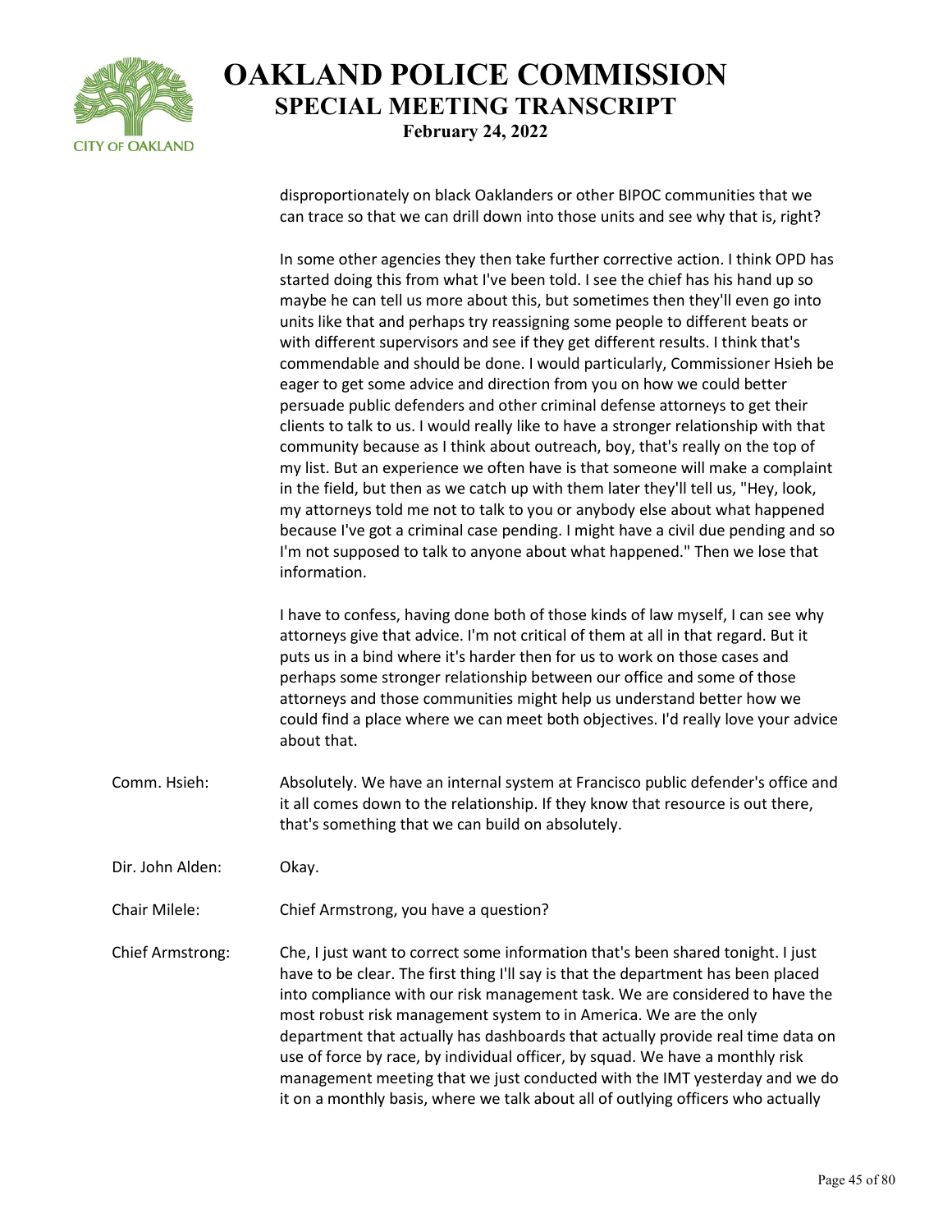disproportionately on black Oaklanders or other BIPOC communities that we can trace so that we can drill down into those units and see why that is, right?

In some other agencies they then take further corrective action. I think OPD has started doing this from what I've been told. I see the chief has his hand up so maybe he can tell us more about this, but sometimes then they'll even go into units like that and perhaps try reassigning some people to different beats or with different supervisors and see if they get different results. I think that's commendable and should be done. I would particularly, Commissioner Hsieh be eager to get some advice and direction from you on how we could better persuade public defenders and other criminal defense attorneys to get their clients to talk to us. I would really like to have a stronger relationship with that community because as I think about outreach, boy, that's really on the top of my list. But an experience we often have is that someone will make a complaint in the field, but then as we catch up with them later they'll tell us, "Hey, look, my attorneys told me not to talk to you or anybody else about what happened because I've got a criminal case pending. I might have a civil due pending and so I'm not supposed to talk to anyone about what happened." Then we lose that information.

I have to confess, having done both of those kinds of law myself, I can see why attorneys give that advice. I'm not critical of them at all in that regard. But it puts us in a bind where it's harder then for us to work on those cases and perhaps some stronger relationship between our office and some of those attorneys and those communities might help us understand better how we could find a place where we can meet both objectives. I'd really love your advice about that.

Comm. Hsieh: Absolutely. We have an internal system at Francisco public defender's office and it all comes down to the relationship. If they know that resource is out there, that's something that we can build on absolutely.

Dir. John Alden: Okay.

Chair Milele: Chief Armstrong, you have a question?

Chief Armstrong: Che, I just want to correct some information that's been shared tonight. I just have to be clear. The first thing I'll say is that the department has been placed into compliance with our risk management task. We are considered to have the most robust risk management system to in America. We are the only department that actually has dashboards that actually provide real time data on use of force by race, by individual officer, by squad. We have a monthly risk management meeting that we just conducted with the IMT yesterday and we do it on a monthly basis, where we talk about all of outlying officers who actually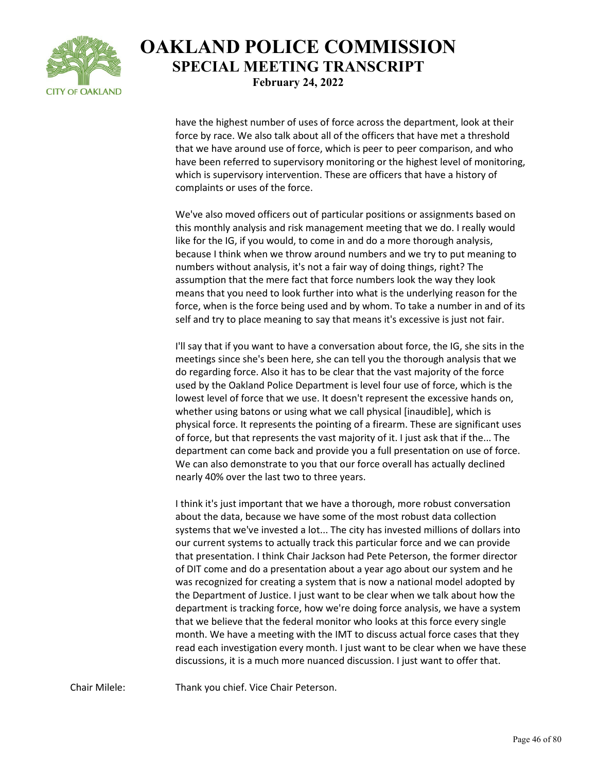have the highest number of uses of force across the department, look at their force by race. We also talk about all of the officers that have met a threshold that we have around use of force, which is peer to peer comparison, and who have been referred to supervisory monitoring or the highest level of monitoring, which is supervisory intervention. These are officers that have a history of complaints or uses of the force.

We've also moved officers out of particular positions or assignments based on this monthly analysis and risk management meeting that we do. I really would like for the IG, if you would, to come in and do a more thorough analysis, because I think when we throw around numbers and we try to put meaning to numbers without analysis, it's not a fair way of doing things, right? The assumption that the mere fact that force numbers look the way they look means that you need to look further into what is the underlying reason for the force, when is the force being used and by whom. To take a number in and of its self and try to place meaning to say that means it's excessive is just not fair.

I'll say that if you want to have a conversation about force, the IG, she sits in the meetings since she's been here, she can tell you the thorough analysis that we do regarding force. Also it has to be clear that the vast majority of the force used by the Oakland Police Department is level four use of force, which is the lowest level of force that we use. It doesn't represent the excessive hands on, whether using batons or using what we call physical [inaudible], which is physical force. It represents the pointing of a firearm. These are significant uses of force, but that represents the vast majority of it. I just ask that if the... The department can come back and provide you a full presentation on use of force. We can also demonstrate to you that our force overall has actually declined nearly 40% over the last two to three years.

I think it's just important that we have a thorough, more robust conversation about the data, because we have some of the most robust data collection systems that we've invested a lot... The city has invested millions of dollars into our current systems to actually track this particular force and we can provide that presentation. I think Chair Jackson had Pete Peterson, the former director of DIT come and do a presentation about a year ago about our system and he was recognized for creating a system that is now a national model adopted by the Department of Justice. I just want to be clear when we talk about how the department is tracking force, how we're doing force analysis, we have a system that we believe that the federal monitor who looks at this force every single month. We have a meeting with the IMT to discuss actual force cases that they read each investigation every month. I just want to be clear when we have these discussions, it is a much more nuanced discussion. I just want to offer that.

Chair Milele: Thank you chief. Vice Chair Peterson.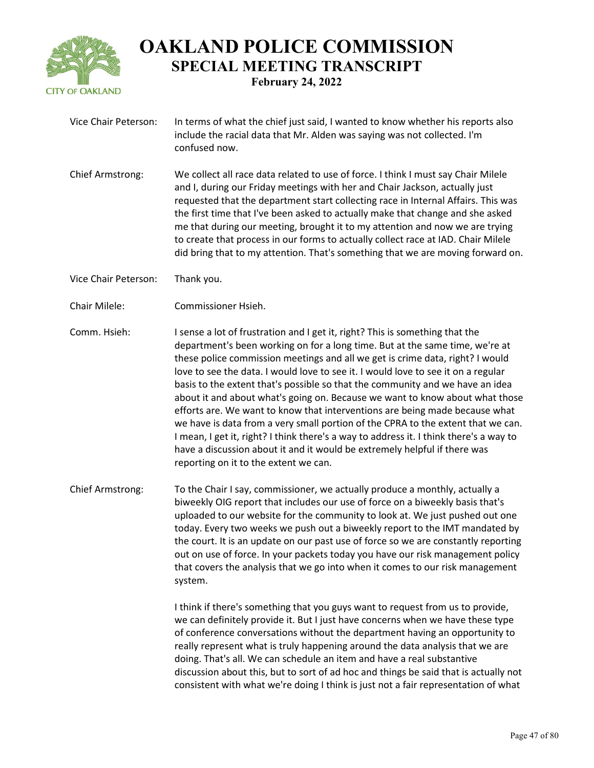Vice Chair Peterson: In terms of what the chief just said, I wanted to know whether his reports also include the racial data that Mr. Alden was saying was not collected. I'm confused now.

Chief Armstrong: We collect all race data related to use of force. I think I must say Chair Milele and I, during our Friday meetings with her and Chair Jackson, actually just requested that the department start collecting race in Internal Affairs. This was the first time that I've been asked to actually make that change and she asked me that during our meeting, brought it to my attention and now we are trying to create that process in our forms to actually collect race at IAD. Chair Milele did bring that to my attention. That's something that we are moving forward on.

Vice Chair Peterson: Thank you.

Chair Milele: Commissioner Hsieh.

Comm. Hsieh: I sense a lot of frustration and I get it, right? This is something that the department's been working on for a long time. But at the same time, we're at these police commission meetings and all we get is crime data, right? I would love to see the data. I would love to see it. I would love to see it on a regular basis to the extent that's possible so that the community and we have an idea about it and about what's going on. Because we want to know about what those efforts are. We want to know that interventions are being made because what we have is data from a very small portion of the CPRA to the extent that we can. I mean, I get it, right? I think there's a way to address it. I think there's a way to have a discussion about it and it would be extremely helpful if there was reporting on it to the extent we can.

Chief Armstrong: To the Chair I say, commissioner, we actually produce a monthly, actually a biweekly OIG report that includes our use of force on a biweekly basis that's uploaded to our website for the community to look at. We just pushed out one today. Every two weeks we push out a biweekly report to the IMT mandated by the court. It is an update on our past use of force so we are constantly reporting out on use of force. In your packets today you have our risk management policy that covers the analysis that we go into when it comes to our risk management system.

I think if there's something that you guys want to request from us to provide, we can definitely provide it. But I just have concerns when we have these type of conference conversations without the department having an opportunity to really represent what is truly happening around the data analysis that we are doing. That's all. We can schedule an item and have a real substantive discussion about this, but to sort of ad hoc and things be said that is actually not consistent with what we're doing I think is just not a fair representation of what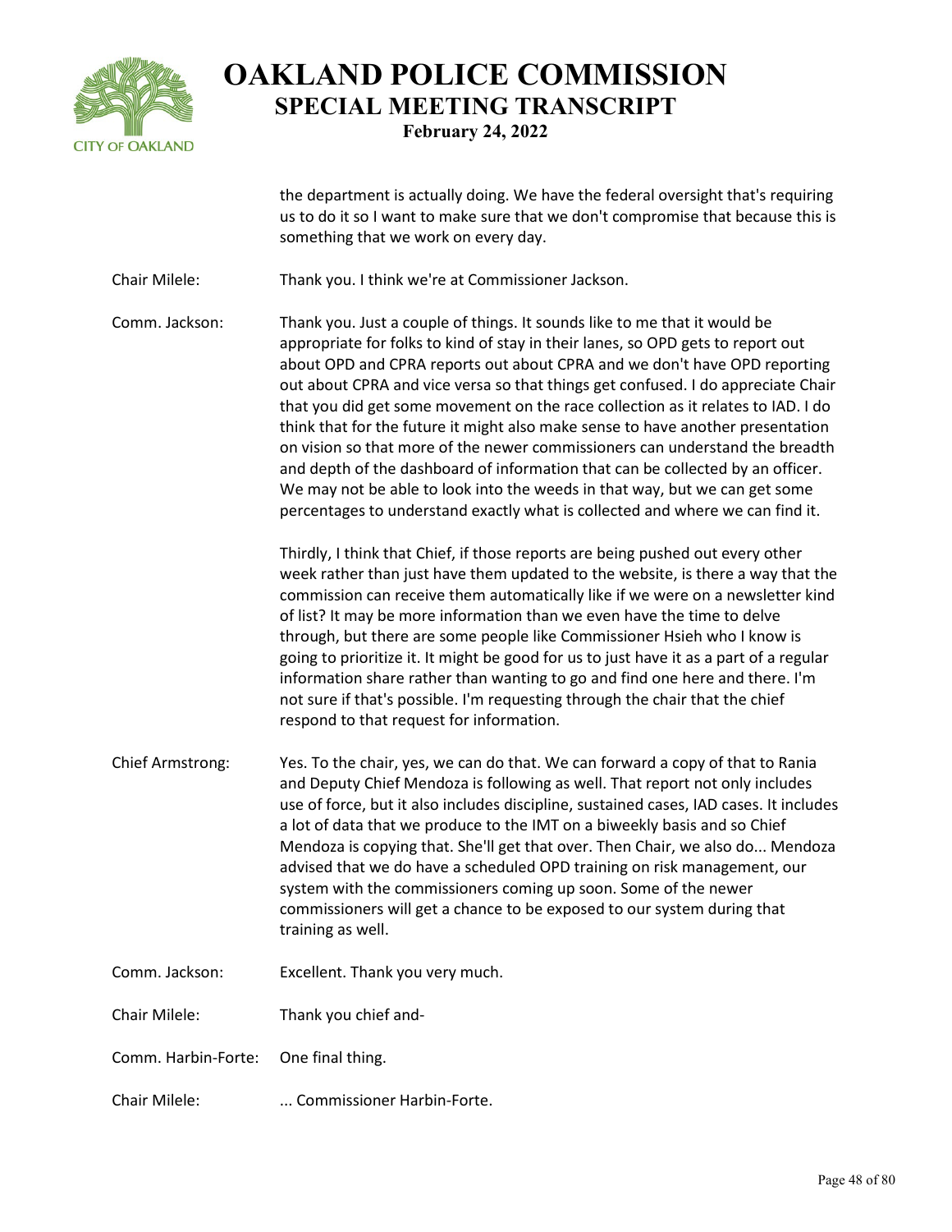the department is actually doing. We have the federal oversight that's requiring us to do it so I want to make sure that we don't compromise that because this is something that we work on every day.

Chair Milele: Thank you. I think we're at Commissioner Jackson.

Comm. Jackson: Thank you. Just a couple of things. It sounds like to me that it would be appropriate for folks to kind of stay in their lanes, so OPD gets to report out about OPD and CPRA reports out about CPRA and we don't have OPD reporting out about CPRA and vice versa so that things get confused. I do appreciate Chair that you did get some movement on the race collection as it relates to IAD. I do think that for the future it might also make sense to have another presentation on vision so that more of the newer commissioners can understand the breadth and depth of the dashboard of information that can be collected by an officer. We may not be able to look into the weeds in that way, but we can get some percentages to understand exactly what is collected and where we can find it.

Thirdly, I think that Chief, if those reports are being pushed out every other week rather than just have them updated to the website, is there a way that the commission can receive them automatically like if we were on a newsletter kind of list? It may be more information than we even have the time to delve through, but there are some people like Commissioner Hsieh who I know is going to prioritize it. It might be good for us to just have it as a part of a regular information share rather than wanting to go and find one here and there. I'm not sure if that's possible. I'm requesting through the chair that the chief respond to that request for information.

Chief Armstrong: Yes. To the chair, yes, we can do that. We can forward a copy of that to Rania and Deputy Chief Mendoza is following as well. That report not only includes use of force, but it also includes discipline, sustained cases, IAD cases. It includes a lot of data that we produce to the IMT on a biweekly basis and so Chief Mendoza is copying that. She'll get that over. Then Chair, we also do... Mendoza advised that we do have a scheduled OPD training on risk management, our system with the commissioners coming up soon. Some of the newer commissioners will get a chance to be exposed to our system during that training as well.

Comm. Jackson: Excellent. Thank you very much.

Chair Milele: Thank you chief and-

Comm. Harbin-Forte: One final thing.

Chair Milele: ... Commissioner Harbin-Forte.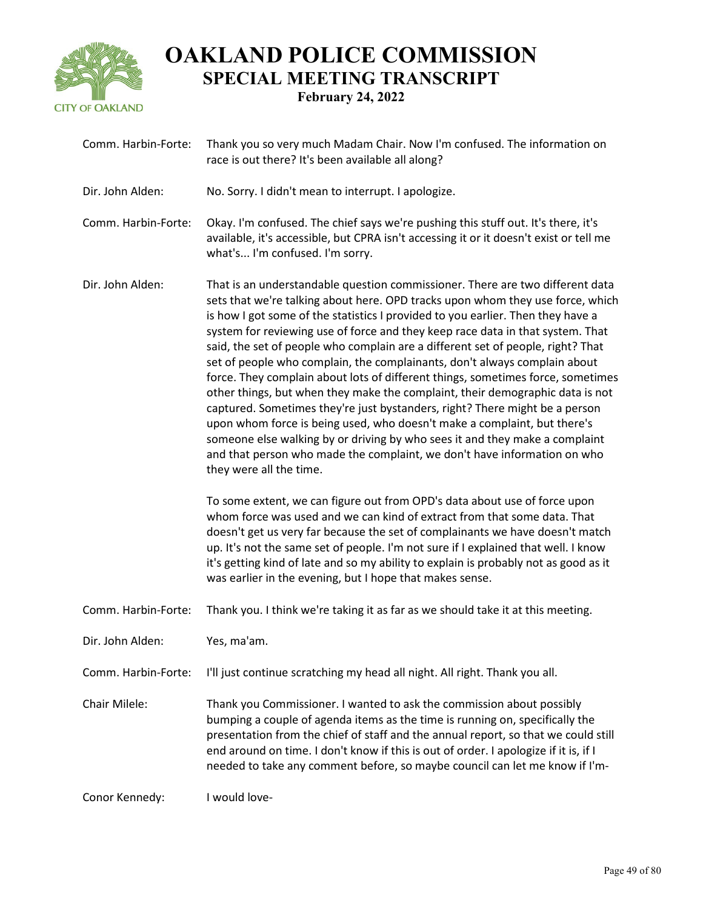Comm. Harbin-Forte: Thank you so very much Madam Chair. Now I'm confused. The information on race is out there? It's been available all along?

Dir. John Alden: No. Sorry. I didn't mean to interrupt. I apologize.

Comm. Harbin-Forte: Okay. I'm confused. The chief says we're pushing this stuff out. It's there, it's available, it's accessible, but CPRA isn't accessing it or it doesn't exist or tell me what's... I'm confused. I'm sorry.

Dir. John Alden: That is an understandable question commissioner. There are two different data sets that we're talking about here. OPD tracks upon whom they use force, which is how I got some of the statistics I provided to you earlier. Then they have a system for reviewing use of force and they keep race data in that system. That said, the set of people who complain are a different set of people, right? That set of people who complain, the complainants, don't always complain about force. They complain about lots of different things, sometimes force, sometimes other things, but when they make the complaint, their demographic data is not captured. Sometimes they're just bystanders, right? There might be a person upon whom force is being used, who doesn't make a complaint, but there's someone else walking by or driving by who sees it and they make a complaint and that person who made the complaint, we don't have information on who they were all the time.

To some extent, we can figure out from OPD's data about use of force upon whom force was used and we can kind of extract from that some data. That doesn't get us very far because the set of complainants we have doesn't match up. It's not the same set of people. I'm not sure if I explained that well. I know it's getting kind of late and so my ability to explain is probably not as good as it was earlier in the evening, but I hope that makes sense.

Comm. Harbin-Forte: Thank you. I think we're taking it as far as we should take it at this meeting.

Dir. John Alden: Yes, ma'am.

Comm. Harbin-Forte: I'll just continue scratching my head all night. All right. Thank you all.

Chair Milele: Thank you Commissioner. I wanted to ask the commission about possibly bumping a couple of agenda items as the time is running on, specifically the presentation from the chief of staff and the annual report, so that we could still end around on time. I don't know if this is out of order. I apologize if it is, if I needed to take any comment before, so maybe council can let me know if I'm-

Conor Kennedy: I would love-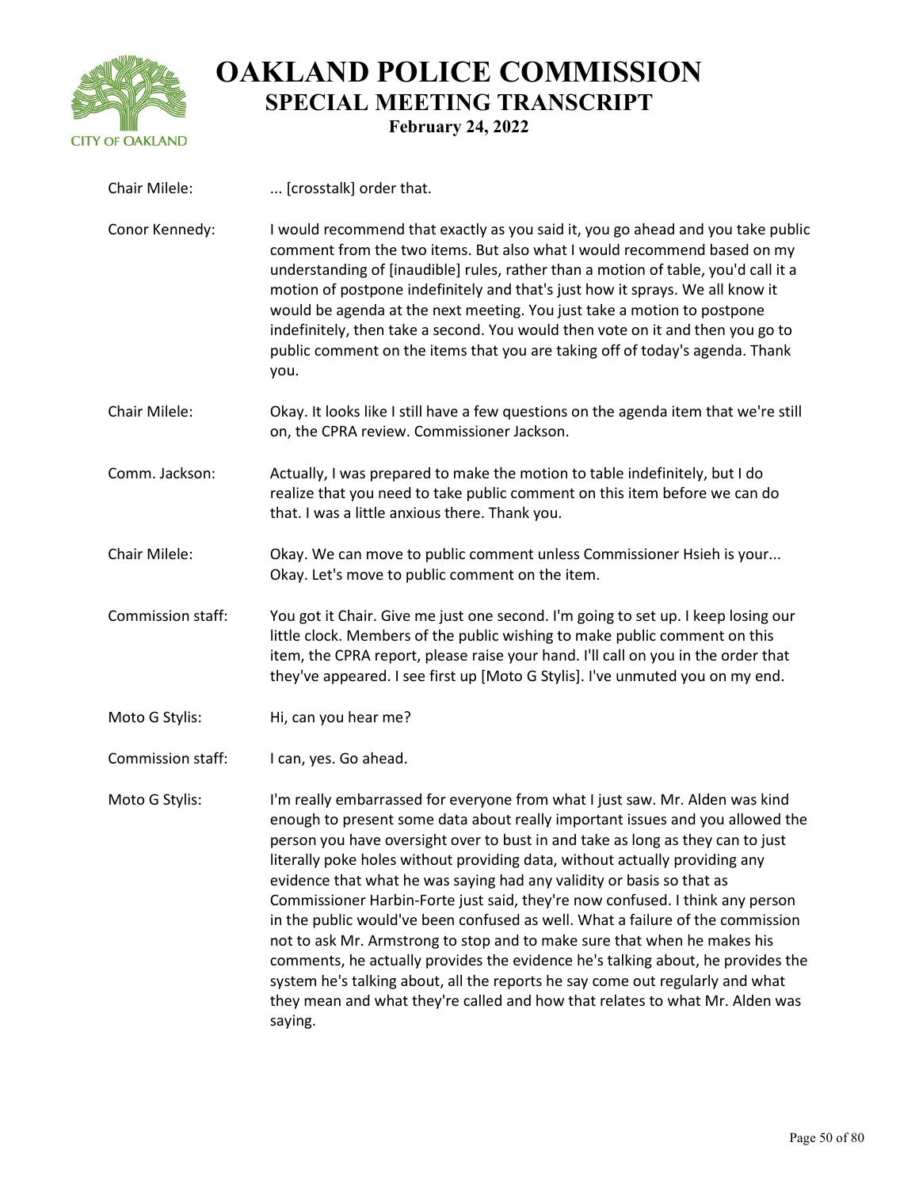**Chair Milele:** ... [crosstalk] order that.

**Conor Kennedy:** I would recommend that exactly as you said it, you go ahead and you take public comment from the two items. But also what I would recommend based on my understanding of [inaudible] rules, rather than a motion of table, you'd call it a motion of postpone indefinitely and that's just how it sprays. We all know it would be agenda at the next meeting. You just take a motion to postpone indefinitely, then take a second. You would then vote on it and then you go to public comment on the items that you are taking off of today's agenda. Thank you.

**Chair Milele:** Okay. It looks like I still have a few questions on the agenda item that we're still on, the CPRA review. Commissioner Jackson.

**Comm. Jackson:** Actually, I was prepared to make the motion to table indefinitely, but I do realize that you need to take public comment on this item before we can do that. I was a little anxious there. Thank you.

**Chair Milele:** Okay. We can move to public comment unless Commissioner Hsieh is your... Okay. Let's move to public comment on the item.

**Commission staff:** You got it Chair. Give me just one second. I'm going to set up. I keep losing our little clock. Members of the public wishing to make public comment on this item, the CPRA report, please raise your hand. I'll call on you in the order that they've appeared. I see first up [Moto G Stylis]. I've unmuted you on my end.

**Moto G Stylis:** Hi, can you hear me?

**Commission staff:** I can, yes. Go ahead.

**Moto G Stylis:** I'm really embarrassed for everyone from what I just saw. Mr. Alden was kind enough to present some data about really important issues and you allowed the person you have oversight over to bust in and take as long as they can to just literally poke holes without providing data, without actually providing any evidence that what he was saying had any validity or basis so that as Commissioner Harbin-Forte just said, they're now confused. I think any person in the public would've been confused as well. What a failure of the commission not to ask Mr. Armstrong to stop and to make sure that when he makes his comments, he actually provides the evidence he's talking about, he provides the system he's talking about, all the reports he say come out regularly and what they mean and what they're called and how that relates to what Mr. Alden was saying.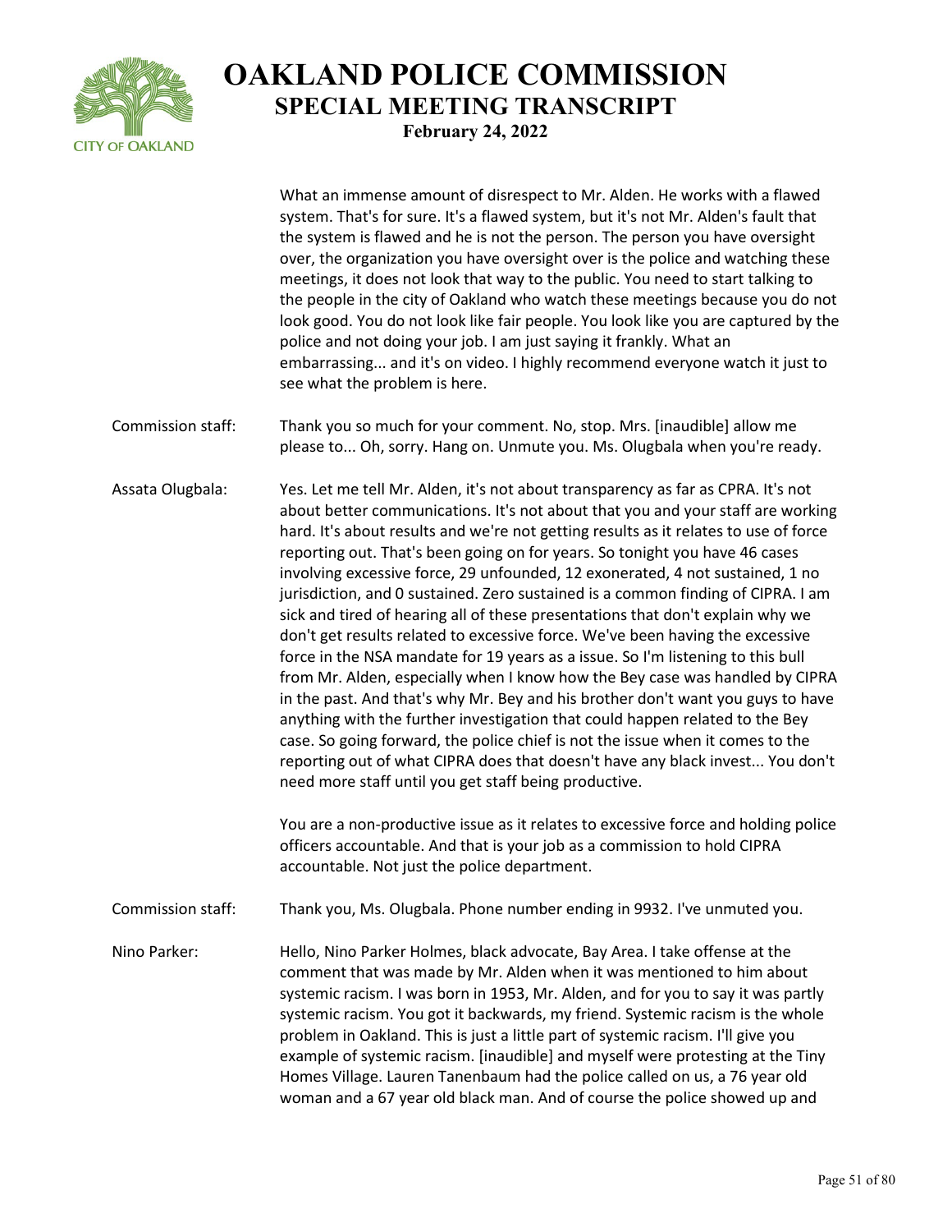What an immense amount of disrespect to Mr. Alden. He works with a flawed system. That's for sure. It's a flawed system, but it's not Mr. Alden's fault that the system is flawed and he is not the person. The person you have oversight over, the organization you have oversight over is the police and watching these meetings, it does not look that way to the public. You need to start talking to the people in the city of Oakland who watch these meetings because you do not look good. You do not look like fair people. You look like you are captured by the police and not doing your job. I am just saying it frankly. What an embarrassing... and it's on video. I highly recommend everyone watch it just to see what the problem is here.

Commission staff: Thank you so much for your comment. No, stop. Mrs. [inaudible] allow me please to... Oh, sorry. Hang on. Unmute you. Ms. Olugbala when you're ready.

Assata Olugbala: Yes. Let me tell Mr. Alden, it's not about transparency as far as CPRA. It's not about better communications. It's not about that you and your staff are working hard. It's about results and we're not getting results as it relates to use of force reporting out. That's been going on for years. So tonight you have 46 cases involving excessive force, 29 unfounded, 12 exonerated, 4 not sustained, 1 no jurisdiction, and 0 sustained. Zero sustained is a common finding of CIPRA. I am sick and tired of hearing all of these presentations that don't explain why we don't get results related to excessive force. We've been having the excessive force in the NSA mandate for 19 years as a issue. So I'm listening to this bull from Mr. Alden, especially when I know how the Bey case was handled by CIPRA in the past. And that's why Mr. Bey and his brother don't want you guys to have anything with the further investigation that could happen related to the Bey case. So going forward, the police chief is not the issue when it comes to the reporting out of what CIPRA does that doesn't have any black invest... You don't need more staff until you get staff being productive.

You are a non-productive issue as it relates to excessive force and holding police officers accountable. And that is your job as a commission to hold CIPRA accountable. Not just the police department.

Commission staff: Thank you, Ms. Olugbala. Phone number ending in 9932. I've unmuted you.

Nino Parker: Hello, Nino Parker Holmes, black advocate, Bay Area. I take offense at the comment that was made by Mr. Alden when it was mentioned to him about systemic racism. I was born in 1953, Mr. Alden, and for you to say it was partly systemic racism. You got it backwards, my friend. Systemic racism is the whole problem in Oakland. This is just a little part of systemic racism. I'll give you example of systemic racism. [inaudible] and myself were protesting at the Tiny Homes Village. Lauren Tanenbaum had the police called on us, a 76 year old woman and a 67 year old black man. And of course the police showed up and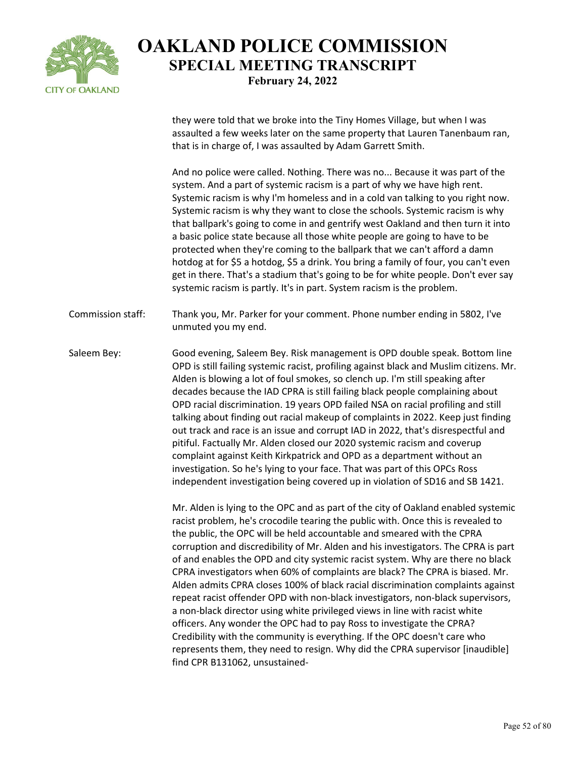they were told that we broke into the Tiny Homes Village, but when I was assaulted a few weeks later on the same property that Lauren Tanenbaum ran, that is in charge of, I was assaulted by Adam Garrett Smith.

And no police were called. Nothing. There was no... Because it was part of the system. And a part of systemic racism is a part of why we have high rent. Systemic racism is why I'm homeless and in a cold van talking to you right now. Systemic racism is why they want to close the schools. Systemic racism is why that ballpark's going to come in and gentrify west Oakland and then turn it into a basic police state because all those white people are going to have to be protected when they're coming to the ballpark that we can't afford a damn hotdog at for $5 a hotdog, $5 a drink. You bring a family of four, you can't even get in there. That's a stadium that's going to be for white people. Don't ever say systemic racism is partly. It's in part. System racism is the problem.

Commission staff: Thank you, Mr. Parker for your comment. Phone number ending in 5802, I've unmuted you my end.

Saleem Bey: Good evening, Saleem Bey. Risk management is OPD double speak. Bottom line OPD is still failing systemic racist, profiling against black and Muslim citizens. Mr. Alden is blowing a lot of foul smokes, so clench up. I'm still speaking after decades because the IAD CPRA is still failing black people complaining about OPD racial discrimination. 19 years OPD failed NSA on racial profiling and still talking about finding out racial makeup of complaints in 2022. Keep just finding out track and race is an issue and corrupt IAD in 2022, that's disrespectful and pitiful. Factually Mr. Alden closed our 2020 systemic racism and coverup complaint against Keith Kirkpatrick and OPD as a department without an investigation. So he's lying to your face. That was part of this OPCs Ross independent investigation being covered up in violation of SD16 and SB 1421.

Mr. Alden is lying to the OPC and as part of the city of Oakland enabled systemic racist problem, he's crocodile tearing the public with. Once this is revealed to the public, the OPC will be held accountable and smeared with the CPRA corruption and discredibility of Mr. Alden and his investigators. The CPRA is part of and enables the OPD and city systemic racist system. Why are there no black CPRA investigators when 60% of complaints are black? The CPRA is biased. Mr. Alden admits CPRA closes 100% of black racial discrimination complaints against repeat racist offender OPD with non-black investigators, non-black supervisors, a non-black director using white privileged views in line with racist white officers. Any wonder the OPC had to pay Ross to investigate the CPRA? Credibility with the community is everything. If the OPC doesn't care who represents them, they need to resign. Why did the CPRA supervisor [inaudible] find CPR B131062, unsustained-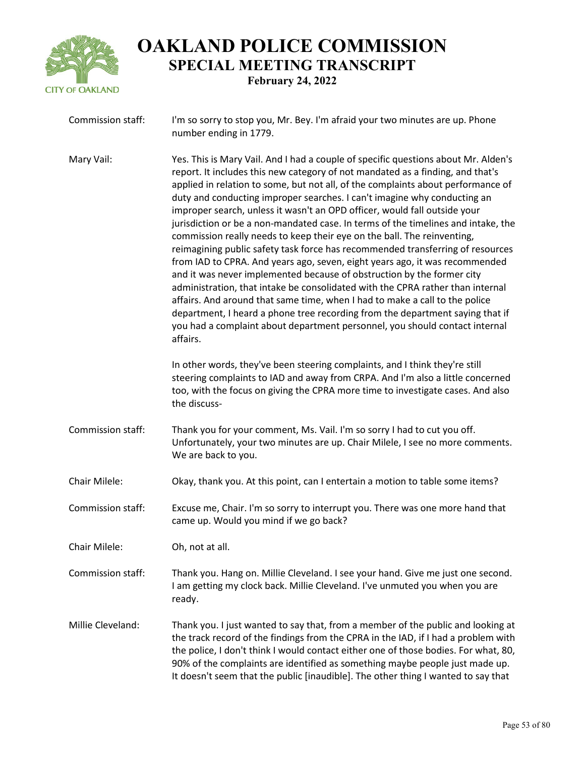**Commission staff:** I'm so sorry to stop you, Mr. Bey. I'm afraid your two minutes are up. Phone number ending in 1779.

**Mary Vail:** Yes. This is Mary Vail. And I had a couple of specific questions about Mr. Alden's report. It includes this new category of not mandated as a finding, and that's applied in relation to some, but not all, of the complaints about performance of duty and conducting improper searches. I can't imagine why conducting an improper search, unless it wasn't an OPD officer, would fall outside your jurisdiction or be a non-mandated case. In terms of the timelines and intake, the commission really needs to keep their eye on the ball. The reinventing, reimagining public safety task force has recommended transferring of resources from IAD to CPRA. And years ago, seven, eight years ago, it was recommended and it was never implemented because of obstruction by the former city administration, that intake be consolidated with the CPRA rather than internal affairs. And around that same time, when I had to make a call to the police department, I heard a phone tree recording from the department saying that if you had a complaint about department personnel, you should contact internal affairs.

In other words, they've been steering complaints, and I think they're still steering complaints to IAD and away from CRPA. And I'm also a little concerned too, with the focus on giving the CPRA more time to investigate cases. And also the discuss-

**Commission staff:** Thank you for your comment, Ms. Vail. I'm so sorry I had to cut you off. Unfortunately, your two minutes are up. Chair Milele, I see no more comments. We are back to you.

**Chair Milele:** Okay, thank you. At this point, can I entertain a motion to table some items?

**Commission staff:** Excuse me, Chair. I'm so sorry to interrupt you. There was one more hand that came up. Would you mind if we go back?

**Chair Milele:** Oh, not at all.

**Commission staff:** Thank you. Hang on. Millie Cleveland. I see your hand. Give me just one second. I am getting my clock back. Millie Cleveland. I've unmuted you when you are ready.

**Millie Cleveland:** Thank you. I just wanted to say that, from a member of the public and looking at the track record of the findings from the CPRA in the IAD, if I had a problem with the police, I don't think I would contact either one of those bodies. For what, 80, 90% of the complaints are identified as something maybe people just made up. It doesn't seem that the public [inaudible]. The other thing I wanted to say that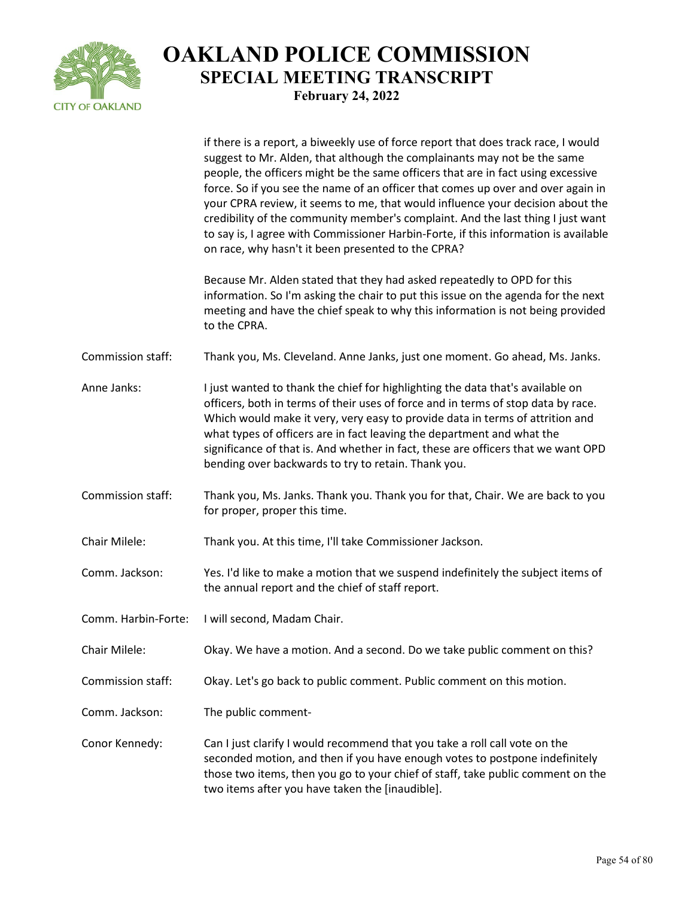| | |
|---|---|
| | if there is a report, a biweekly use of force report that does track race, I would suggest to Mr. Alden, that although the complainants may not be the same people, the officers might be the same officers that are in fact using excessive force. So if you see the name of an officer that comes up over and over again in your CPRA review, it seems to me, that would influence your decision about the credibility of the community member's complaint. And the last thing I just want to say is, I agree with Commissioner Harbin-Forte, if this information is available on race, why hasn't it been presented to the CPRA? |
| | Because Mr. Alden stated that they had asked repeatedly to OPD for this information. So I'm asking the chair to put this issue on the agenda for the next meeting and have the chief speak to why this information is not being provided to the CPRA. |
| Commission staff: | Thank you, Ms. Cleveland. Anne Janks, just one moment. Go ahead, Ms. Janks. |
| Anne Janks: | I just wanted to thank the chief for highlighting the data that's available on officers, both in terms of their uses of force and in terms of stop data by race. Which would make it very, very easy to provide data in terms of attrition and what types of officers are in fact leaving the department and what the significance of that is. And whether in fact, these are officers that we want OPD bending over backwards to try to retain. Thank you. |
| Commission staff: | Thank you, Ms. Janks. Thank you. Thank you for that, Chair. We are back to you for proper, proper this time. |
| Chair Milele: | Thank you. At this time, I'll take Commissioner Jackson. |
| Comm. Jackson: | Yes. I'd like to make a motion that we suspend indefinitely the subject items of the annual report and the chief of staff report. |
| Comm. Harbin-Forte: | I will second, Madam Chair. |
| Chair Milele: | Okay. We have a motion. And a second. Do we take public comment on this? |
| Commission staff: | Okay. Let's go back to public comment. Public comment on this motion. |
| Comm. Jackson: | The public comment- |
| Conor Kennedy: | Can I just clarify I would recommend that you take a roll call vote on the seconded motion, and then if you have enough votes to postpone indefinitely those two items, then you go to your chief of staff, take public comment on the two items after you have taken the [inaudible]. |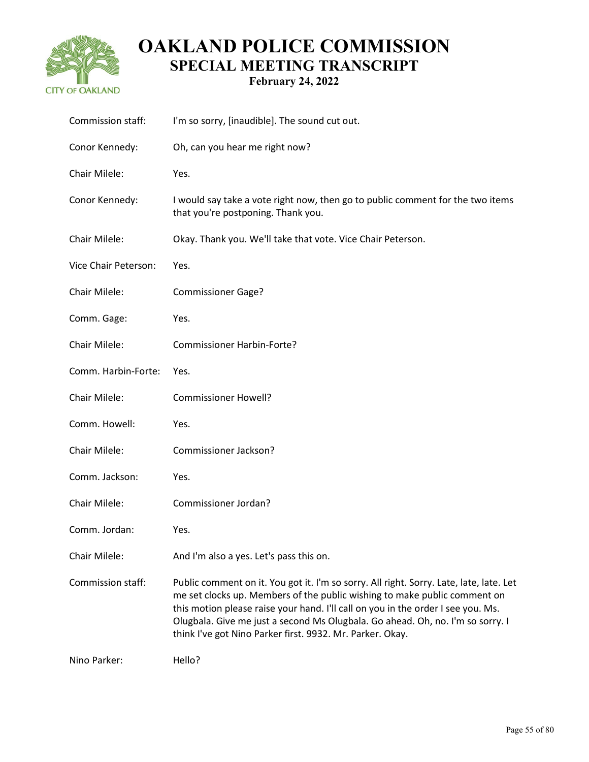| | |
|---|---|
| Commission staff: | I'm so sorry, [inaudible]. The sound cut out. |
| Conor Kennedy: | Oh, can you hear me right now? |
| Chair Milele: | Yes. |
| Conor Kennedy: | I would say take a vote right now, then go to public comment for the two items that you're postponing. Thank you. |
| Chair Milele: | Okay. Thank you. We'll take that vote. Vice Chair Peterson. |
| Vice Chair Peterson: | Yes. |
| Chair Milele: | Commissioner Gage? |
| Comm. Gage: | Yes. |
| Chair Milele: | Commissioner Harbin-Forte? |
| Comm. Harbin-Forte: | Yes. |
| Chair Milele: | Commissioner Howell? |
| Comm. Howell: | Yes. |
| Chair Milele: | Commissioner Jackson? |
| Comm. Jackson: | Yes. |
| Chair Milele: | Commissioner Jordan? |
| Comm. Jordan: | Yes. |
| Chair Milele: | And I'm also a yes. Let's pass this on. |
| Commission staff: | Public comment on it. You got it. I'm so sorry. All right. Sorry. Late, late, late. Let me set clocks up. Members of the public wishing to make public comment on this motion please raise your hand. I'll call on you in the order I see you. Ms. Olugbala. Give me just a second Ms Olugbala. Go ahead. Oh, no. I'm so sorry. I think I've got Nino Parker first. 9932. Mr. Parker. Okay. |
| Nino Parker: | Hello? |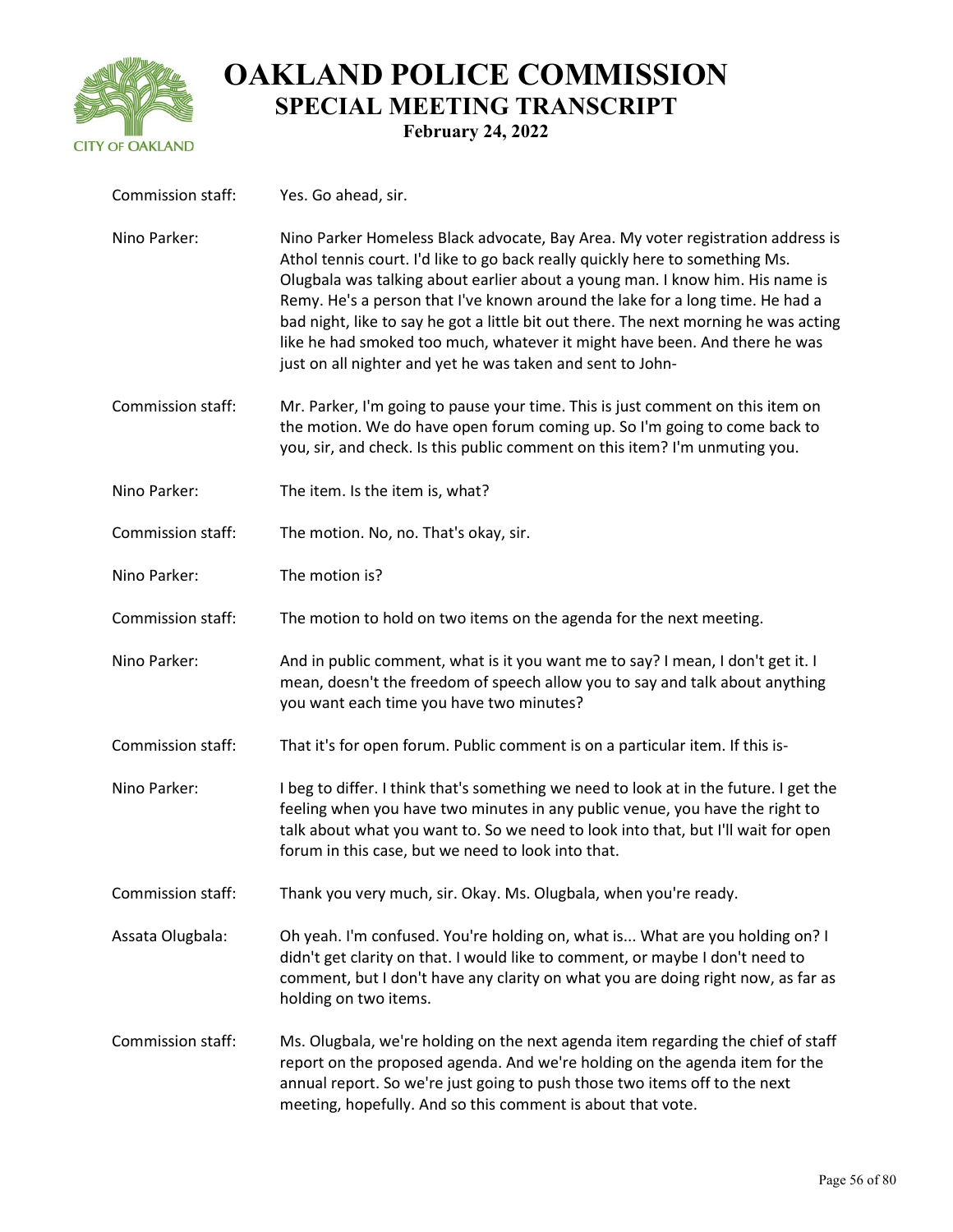Commission staff: Yes. Go ahead, sir.

Nino Parker: Nino Parker Homeless Black advocate, Bay Area. My voter registration address is Athol tennis court. I'd like to go back really quickly here to something Ms. Olugbala was talking about earlier about a young man. I know him. His name is Remy. He's a person that I've known around the lake for a long time. He had a bad night, like to say he got a little bit out there. The next morning he was acting like he had smoked too much, whatever it might have been. And there he was just on all nighter and yet he was taken and sent to John-

Commission staff: Mr. Parker, I'm going to pause your time. This is just comment on this item on the motion. We do have open forum coming up. So I'm going to come back to you, sir, and check. Is this public comment on this item? I'm unmuting you.

Nino Parker: The item. Is the item is, what?

Commission staff: The motion. No, no. That's okay, sir.

Nino Parker: The motion is?

Commission staff: The motion to hold on two items on the agenda for the next meeting.

Nino Parker: And in public comment, what is it you want me to say? I mean, I don't get it. I mean, doesn't the freedom of speech allow you to say and talk about anything you want each time you have two minutes?

Commission staff: That it's for open forum. Public comment is on a particular item. If this is-

Nino Parker: I beg to differ. I think that's something we need to look at in the future. I get the feeling when you have two minutes in any public venue, you have the right to talk about what you want to. So we need to look into that, but I'll wait for open forum in this case, but we need to look into that.

Commission staff: Thank you very much, sir. Okay. Ms. Olugbala, when you're ready.

Assata Olugbala: Oh yeah. I'm confused. You're holding on, what is... What are you holding on? I didn't get clarity on that. I would like to comment, or maybe I don't need to comment, but I don't have any clarity on what you are doing right now, as far as holding on two items.

Commission staff: Ms. Olugbala, we're holding on the next agenda item regarding the chief of staff report on the proposed agenda. And we're holding on the agenda item for the annual report. So we're just going to push those two items off to the next meeting, hopefully. And so this comment is about that vote.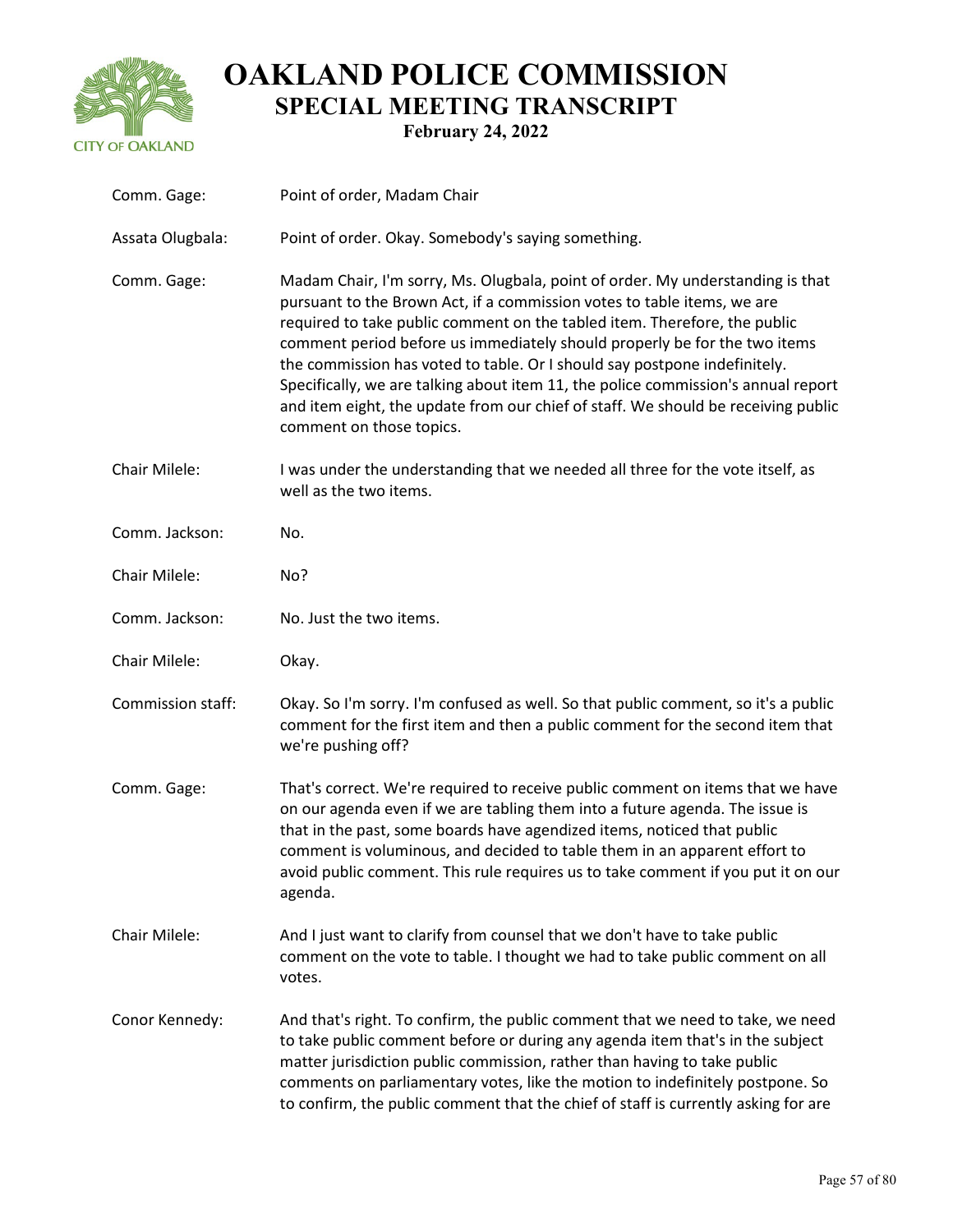| | |
|---|---|
| Comm. Gage: | Point of order, Madam Chair |
| Assata Olugbala: | Point of order. Okay. Somebody's saying something. |
| Comm. Gage: | Madam Chair, I'm sorry, Ms. Olugbala, point of order. My understanding is that pursuant to the Brown Act, if a commission votes to table items, we are required to take public comment on the tabled item. Therefore, the public comment period before us immediately should properly be for the two items the commission has voted to table. Or I should say postpone indefinitely. Specifically, we are talking about item 11, the police commission's annual report and item eight, the update from our chief of staff. We should be receiving public comment on those topics. |
| Chair Milele: | I was under the understanding that we needed all three for the vote itself, as well as the two items. |
| Comm. Jackson: | No. |
| Chair Milele: | No? |
| Comm. Jackson: | No. Just the two items. |
| Chair Milele: | Okay. |
| Commission staff: | Okay. So I'm sorry. I'm confused as well. So that public comment, so it's a public comment for the first item and then a public comment for the second item that we're pushing off? |
| Comm. Gage: | That's correct. We're required to receive public comment on items that we have on our agenda even if we are tabling them into a future agenda. The issue is that in the past, some boards have agendized items, noticed that public comment is voluminous, and decided to table them in an apparent effort to avoid public comment. This rule requires us to take comment if you put it on our agenda. |
| Chair Milele: | And I just want to clarify from counsel that we don't have to take public comment on the vote to table. I thought we had to take public comment on all votes. |
| Conor Kennedy: | And that's right. To confirm, the public comment that we need to take, we need to take public comment before or during any agenda item that's in the subject matter jurisdiction public commission, rather than having to take public comments on parliamentary votes, like the motion to indefinitely postpone. So to confirm, the public comment that the chief of staff is currently asking for are |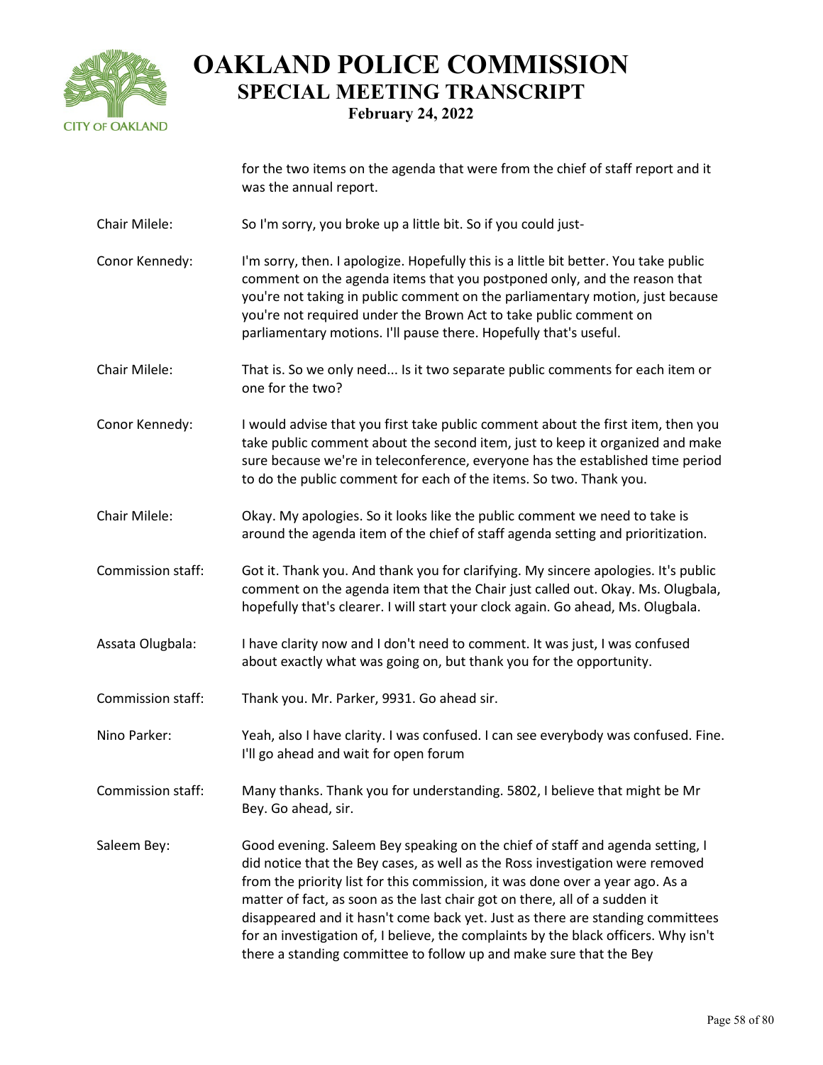for the two items on the agenda that were from the chief of staff report and it was the annual report.

**Chair Milele:** So I'm sorry, you broke up a little bit. So if you could just-

**Conor Kennedy:** I'm sorry, then. I apologize. Hopefully this is a little bit better. You take public comment on the agenda items that you postponed only, and the reason that you're not taking in public comment on the parliamentary motion, just because you're not required under the Brown Act to take public comment on parliamentary motions. I'll pause there. Hopefully that's useful.

**Chair Milele:** That is. So we only need... Is it two separate public comments for each item or one for the two?

**Conor Kennedy:** I would advise that you first take public comment about the first item, then you take public comment about the second item, just to keep it organized and make sure because we're in teleconference, everyone has the established time period to do the public comment for each of the items. So two. Thank you.

**Chair Milele:** Okay. My apologies. So it looks like the public comment we need to take is around the agenda item of the chief of staff agenda setting and prioritization.

**Commission staff:** Got it. Thank you. And thank you for clarifying. My sincere apologies. It's public comment on the agenda item that the Chair just called out. Okay. Ms. Olugbala, hopefully that's clearer. I will start your clock again. Go ahead, Ms. Olugbala.

**Assata Olugbala:** I have clarity now and I don't need to comment. It was just, I was confused about exactly what was going on, but thank you for the opportunity.

**Commission staff:** Thank you. Mr. Parker, 9931. Go ahead sir.

**Nino Parker:** Yeah, also I have clarity. I was confused. I can see everybody was confused. Fine. I'll go ahead and wait for open forum

**Commission staff:** Many thanks. Thank you for understanding. 5802, I believe that might be Mr Bey. Go ahead, sir.

**Saleem Bey:** Good evening. Saleem Bey speaking on the chief of staff and agenda setting, I did notice that the Bey cases, as well as the Ross investigation were removed from the priority list for this commission, it was done over a year ago. As a matter of fact, as soon as the last chair got on there, all of a sudden it disappeared and it hasn't come back yet. Just as there are standing committees for an investigation of, I believe, the complaints by the black officers. Why isn't there a standing committee to follow up and make sure that the Bey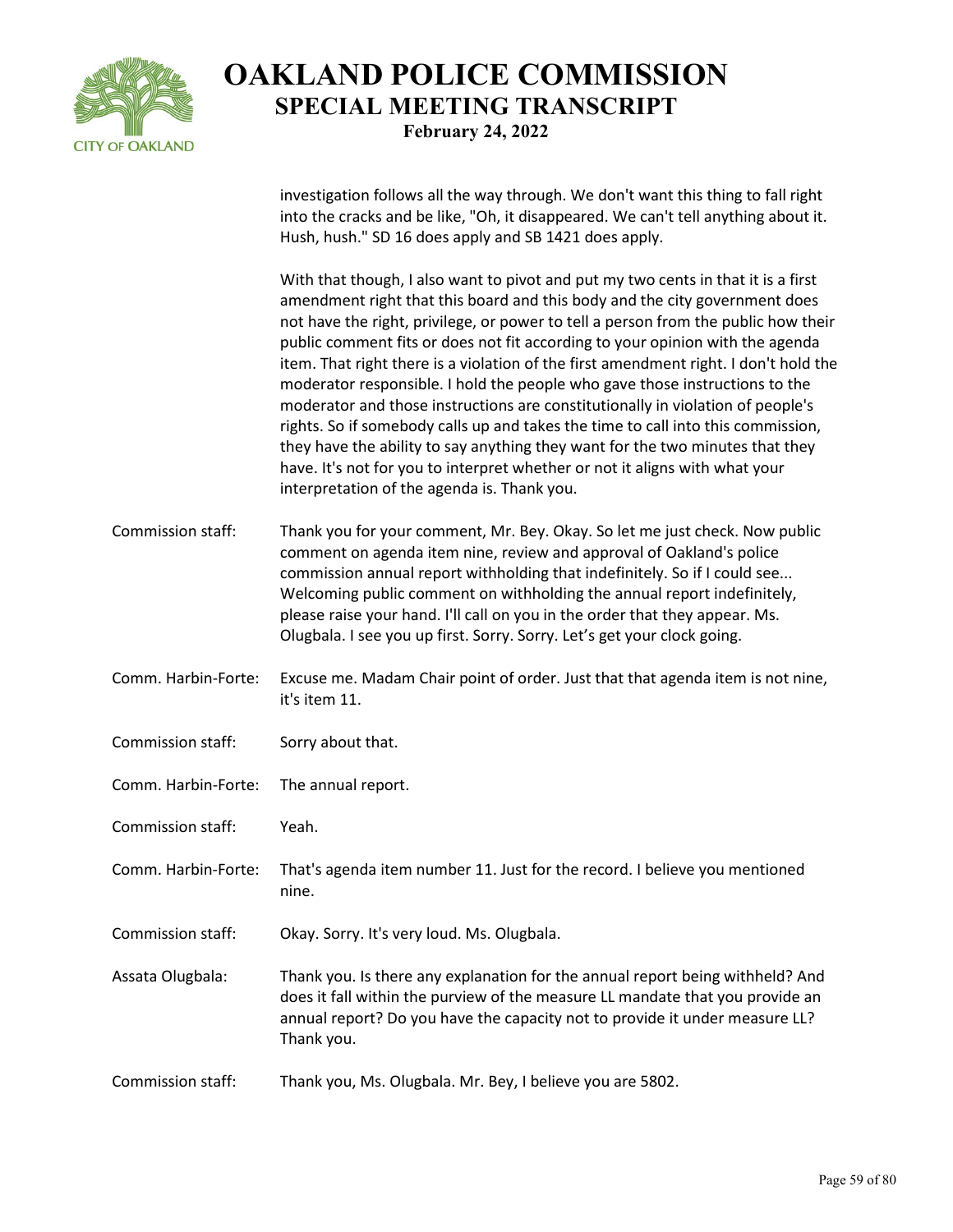investigation follows all the way through. We don't want this thing to fall right into the cracks and be like, "Oh, it disappeared. We can't tell anything about it. Hush, hush." SD 16 does apply and SB 1421 does apply.

With that though, I also want to pivot and put my two cents in that it is a first amendment right that this board and this body and the city government does not have the right, privilege, or power to tell a person from the public how their public comment fits or does not fit according to your opinion with the agenda item. That right there is a violation of the first amendment right. I don't hold the moderator responsible. I hold the people who gave those instructions to the moderator and those instructions are constitutionally in violation of people's rights. So if somebody calls up and takes the time to call into this commission, they have the ability to say anything they want for the two minutes that they have. It's not for you to interpret whether or not it aligns with what your interpretation of the agenda is. Thank you.

Commission staff: Thank you for your comment, Mr. Bey. Okay. So let me just check. Now public comment on agenda item nine, review and approval of Oakland's police commission annual report withholding that indefinitely. So if I could see... Welcoming public comment on withholding the annual report indefinitely, please raise your hand. I'll call on you in the order that they appear. Ms. Olugbala. I see you up first. Sorry. Sorry. Let's get your clock going.

Comm. Harbin-Forte: Excuse me. Madam Chair point of order. Just that that agenda item is not nine, it's item 11.

Commission staff: Sorry about that.

Comm. Harbin-Forte: The annual report.

Commission staff: Yeah.

Comm. Harbin-Forte: That's agenda item number 11. Just for the record. I believe you mentioned nine.

Commission staff: Okay. Sorry. It's very loud. Ms. Olugbala.

Assata Olugbala: Thank you. Is there any explanation for the annual report being withheld? And does it fall within the purview of the measure LL mandate that you provide an annual report? Do you have the capacity not to provide it under measure LL? Thank you.

Commission staff: Thank you, Ms. Olugbala. Mr. Bey, I believe you are 5802.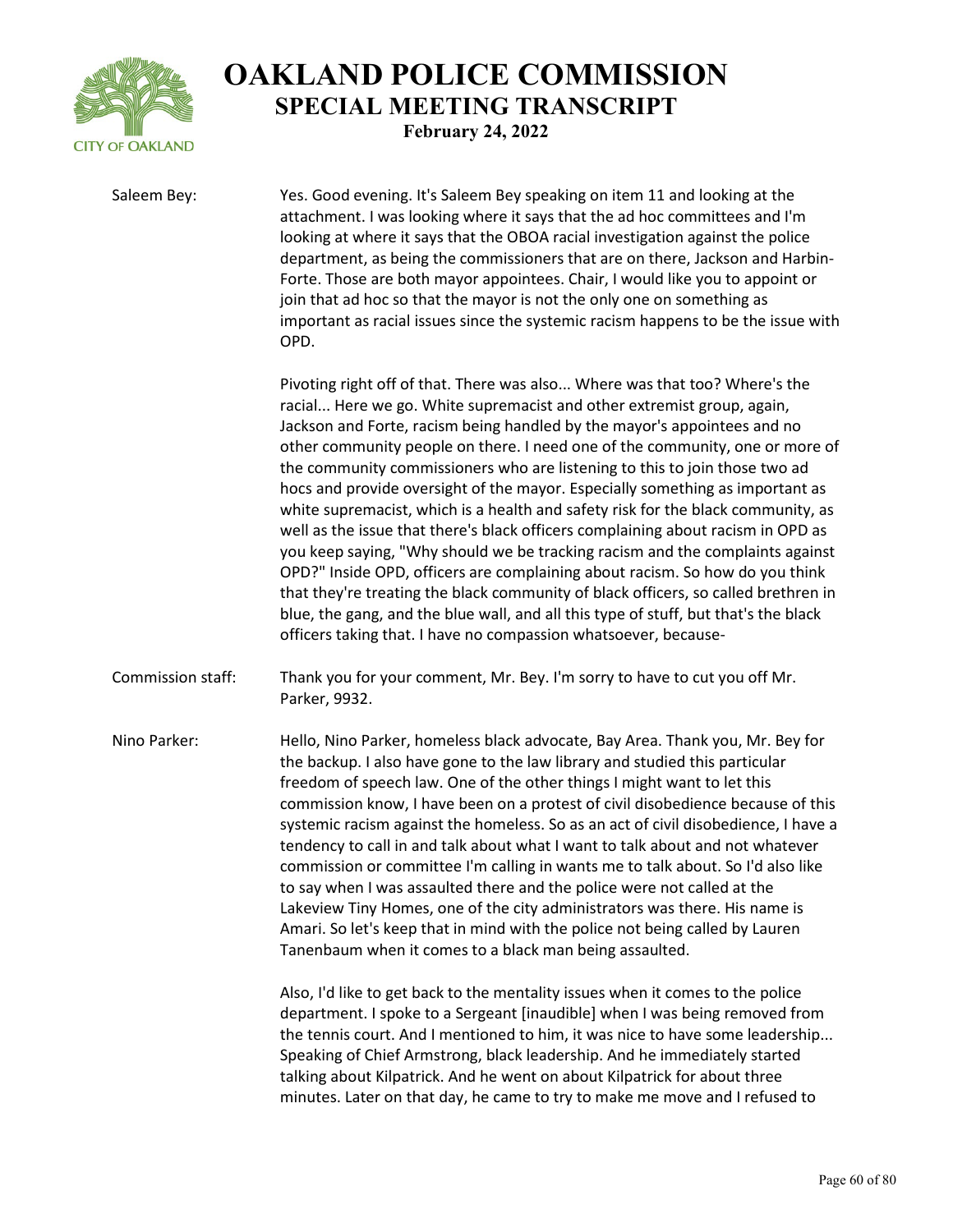**Saleem Bey:** Yes. Good evening. It's Saleem Bey speaking on item 11 and looking at the attachment. I was looking where it says that the ad hoc committees and I'm looking at where it says that the OBOA racial investigation against the police department, as being the commissioners that are on there, Jackson and Harbin-Forte. Those are both mayor appointees. Chair, I would like you to appoint or join that ad hoc so that the mayor is not the only one on something as important as racial issues since the systemic racism happens to be the issue with OPD.

Pivoting right off of that. There was also... Where was that too? Where's the racial... Here we go. White supremacist and other extremist group, again, Jackson and Forte, racism being handled by the mayor's appointees and no other community people on there. I need one of the community, one or more of the community commissioners who are listening to this to join those two ad hocs and provide oversight of the mayor. Especially something as important as white supremacist, which is a health and safety risk for the black community, as well as the issue that there's black officers complaining about racism in OPD as you keep saying, "Why should we be tracking racism and the complaints against OPD?" Inside OPD, officers are complaining about racism. So how do you think that they're treating the black community of black officers, so called brethren in blue, the gang, and the blue wall, and all this type of stuff, but that's the black officers taking that. I have no compassion whatsoever, because-

**Commission staff:** Thank you for your comment, Mr. Bey. I'm sorry to have to cut you off Mr. Parker, 9932.

**Nino Parker:** Hello, Nino Parker, homeless black advocate, Bay Area. Thank you, Mr. Bey for the backup. I also have gone to the law library and studied this particular freedom of speech law. One of the other things I might want to let this commission know, I have been on a protest of civil disobedience because of this systemic racism against the homeless. So as an act of civil disobedience, I have a tendency to call in and talk about what I want to talk about and not whatever commission or committee I'm calling in wants me to talk about. So I'd also like to say when I was assaulted there and the police were not called at the Lakeview Tiny Homes, one of the city administrators was there. His name is Amari. So let's keep that in mind with the police not being called by Lauren Tanenbaum when it comes to a black man being assaulted.

Also, I'd like to get back to the mentality issues when it comes to the police department. I spoke to a Sergeant [inaudible] when I was being removed from the tennis court. And I mentioned to him, it was nice to have some leadership... Speaking of Chief Armstrong, black leadership. And he immediately started talking about Kilpatrick. And he went on about Kilpatrick for about three minutes. Later on that day, he came to try to make me move and I refused to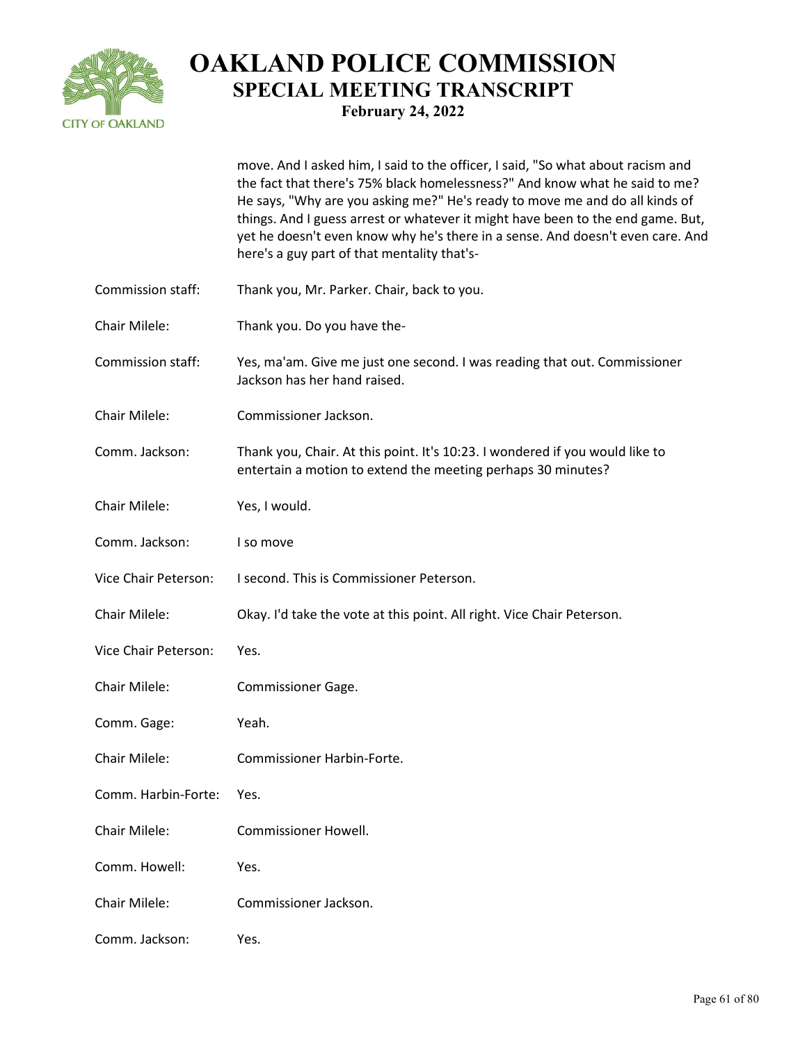move. And I asked him, I said to the officer, I said, "So what about racism and the fact that there's 75% black homelessness?" And know what he said to me? He says, "Why are you asking me?" He's ready to move me and do all kinds of things. And I guess arrest or whatever it might have been to the end game. But, yet he doesn't even know why he's there in a sense. And doesn't even care. And here's a guy part of that mentality that's-

Commission staff: Thank you, Mr. Parker. Chair, back to you.

Chair Milele: Thank you. Do you have the-

Commission staff: Yes, ma'am. Give me just one second. I was reading that out. Commissioner Jackson has her hand raised.

Chair Milele: Commissioner Jackson.

Comm. Jackson: Thank you, Chair. At this point. It's 10:23. I wondered if you would like to entertain a motion to extend the meeting perhaps 30 minutes?

Chair Milele: Yes, I would.

Comm. Jackson: I so move

Vice Chair Peterson: I second. This is Commissioner Peterson.

Chair Milele: Okay. I'd take the vote at this point. All right. Vice Chair Peterson.

Vice Chair Peterson: Yes.

Chair Milele: Commissioner Gage.

Comm. Gage: Yeah.

Chair Milele: Commissioner Harbin-Forte.

Comm. Harbin-Forte: Yes.

Chair Milele: Commissioner Howell.

Comm. Howell: Yes.

Chair Milele: Commissioner Jackson.

Comm. Jackson: Yes.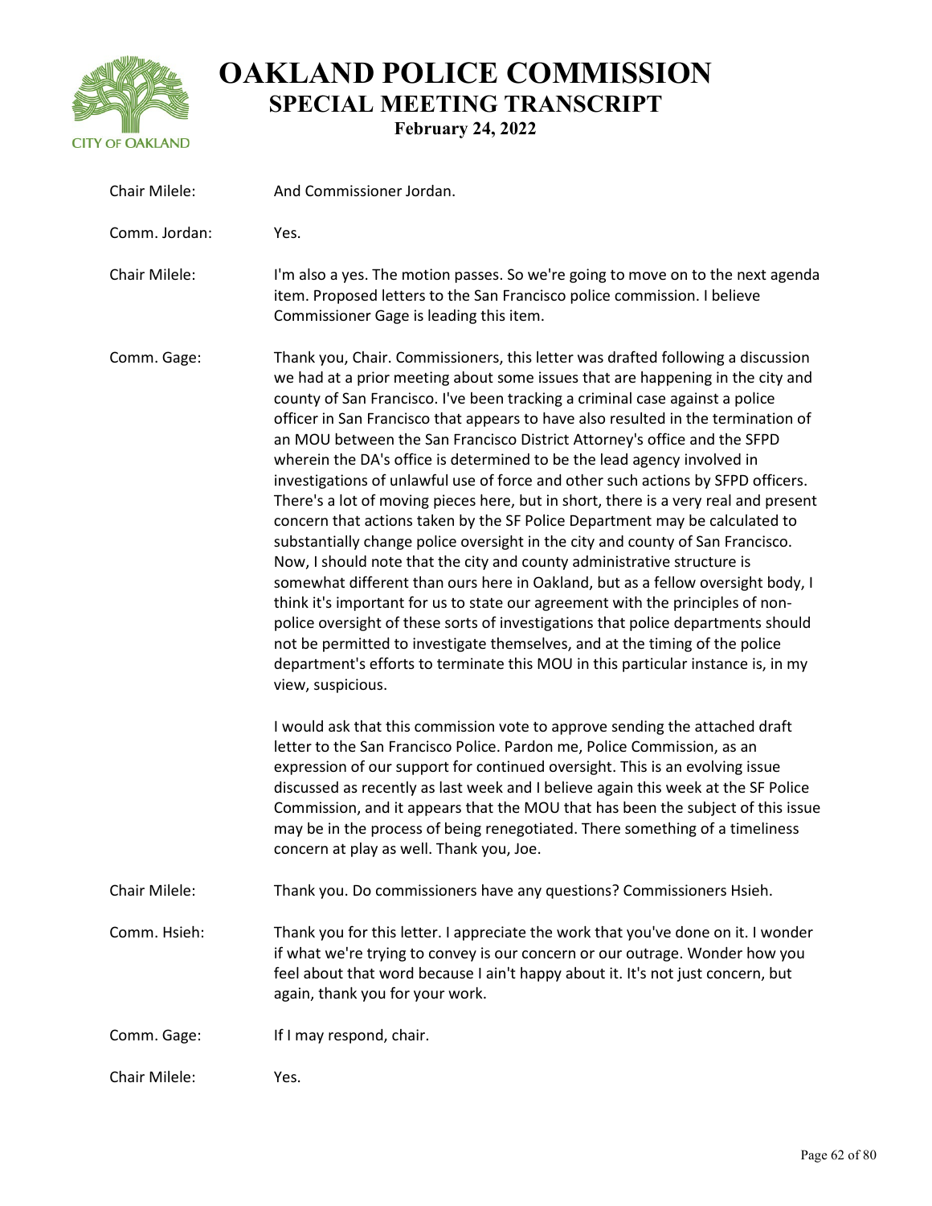Chair Milele: And Commissioner Jordan.

Comm. Jordan: Yes.

Chair Milele: I'm also a yes. The motion passes. So we're going to move on to the next agenda item. Proposed letters to the San Francisco police commission. I believe Commissioner Gage is leading this item.

Comm. Gage: Thank you, Chair. Commissioners, this letter was drafted following a discussion we had at a prior meeting about some issues that are happening in the city and county of San Francisco. I've been tracking a criminal case against a police officer in San Francisco that appears to have also resulted in the termination of an MOU between the San Francisco District Attorney's office and the SFPD wherein the DA's office is determined to be the lead agency involved in investigations of unlawful use of force and other such actions by SFPD officers. There's a lot of moving pieces here, but in short, there is a very real and present concern that actions taken by the SF Police Department may be calculated to substantially change police oversight in the city and county of San Francisco. Now, I should note that the city and county administrative structure is somewhat different than ours here in Oakland, but as a fellow oversight body, I think it's important for us to state our agreement with the principles of non-police oversight of these sorts of investigations that police departments should not be permitted to investigate themselves, and at the timing of the police department's efforts to terminate this MOU in this particular instance is, in my view, suspicious.

I would ask that this commission vote to approve sending the attached draft letter to the San Francisco Police. Pardon me, Police Commission, as an expression of our support for continued oversight. This is an evolving issue discussed as recently as last week and I believe again this week at the SF Police Commission, and it appears that the MOU that has been the subject of this issue may be in the process of being renegotiated. There something of a timeliness concern at play as well. Thank you, Joe.

Chair Milele: Thank you. Do commissioners have any questions? Commissioners Hsieh.

Comm. Hsieh: Thank you for this letter. I appreciate the work that you've done on it. I wonder if what we're trying to convey is our concern or our outrage. Wonder how you feel about that word because I ain't happy about it. It's not just concern, but again, thank you for your work.

Comm. Gage: If I may respond, chair.

Chair Milele: Yes.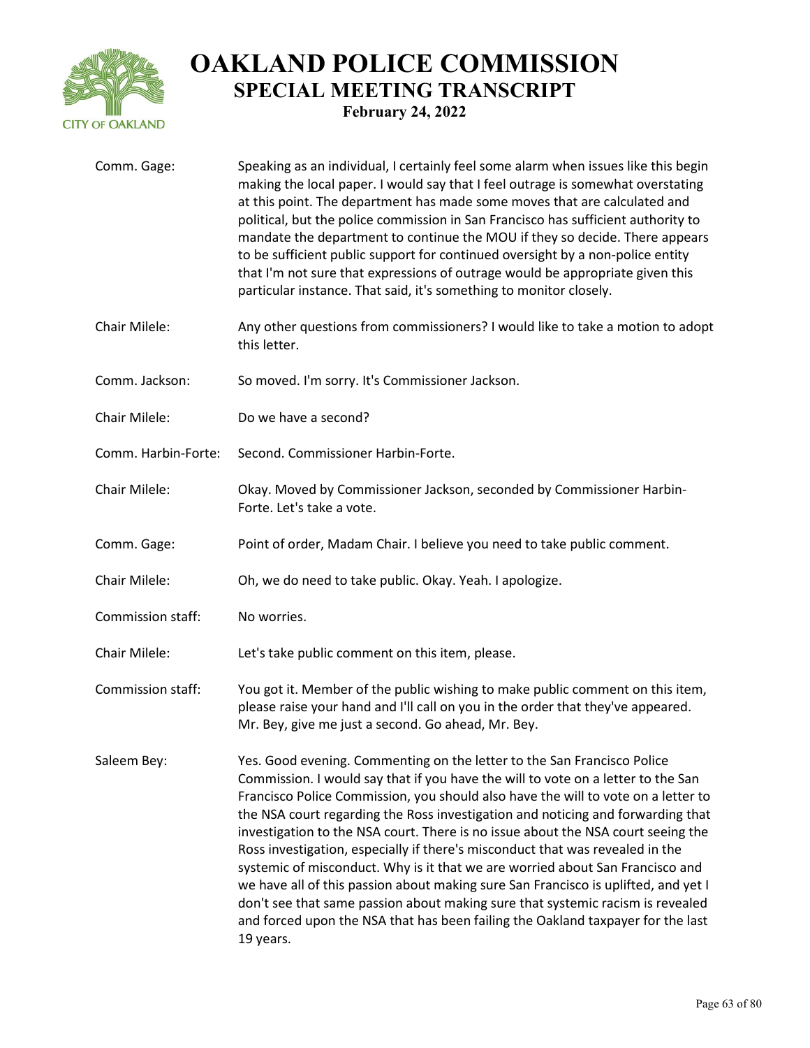**Comm. Gage:** Speaking as an individual, I certainly feel some alarm when issues like this begin making the local paper. I would say that I feel outrage is somewhat overstating at this point. The department has made some moves that are calculated and political, but the police commission in San Francisco has sufficient authority to mandate the department to continue the MOU if they so decide. There appears to be sufficient public support for continued oversight by a non-police entity that I'm not sure that expressions of outrage would be appropriate given this particular instance. That said, it's something to monitor closely.

**Chair Milele:** Any other questions from commissioners? I would like to take a motion to adopt this letter.

**Comm. Jackson:** So moved. I'm sorry. It's Commissioner Jackson.

**Chair Milele:** Do we have a second?

**Comm. Harbin-Forte:** Second. Commissioner Harbin-Forte.

**Chair Milele:** Okay. Moved by Commissioner Jackson, seconded by Commissioner Harbin-Forte. Let's take a vote.

**Comm. Gage:** Point of order, Madam Chair. I believe you need to take public comment.

**Chair Milele:** Oh, we do need to take public. Okay. Yeah. I apologize.

**Commission staff:** No worries.

**Chair Milele:** Let's take public comment on this item, please.

**Commission staff:** You got it. Member of the public wishing to make public comment on this item, please raise your hand and I'll call on you in the order that they've appeared. Mr. Bey, give me just a second. Go ahead, Mr. Bey.

**Saleem Bey:** Yes. Good evening. Commenting on the letter to the San Francisco Police Commission. I would say that if you have the will to vote on a letter to the San Francisco Police Commission, you should also have the will to vote on a letter to the NSA court regarding the Ross investigation and noticing and forwarding that investigation to the NSA court. There is no issue about the NSA court seeing the Ross investigation, especially if there's misconduct that was revealed in the systemic of misconduct. Why is it that we are worried about San Francisco and we have all of this passion about making sure San Francisco is uplifted, and yet I don't see that same passion about making sure that systemic racism is revealed and forced upon the NSA that has been failing the Oakland taxpayer for the last 19 years.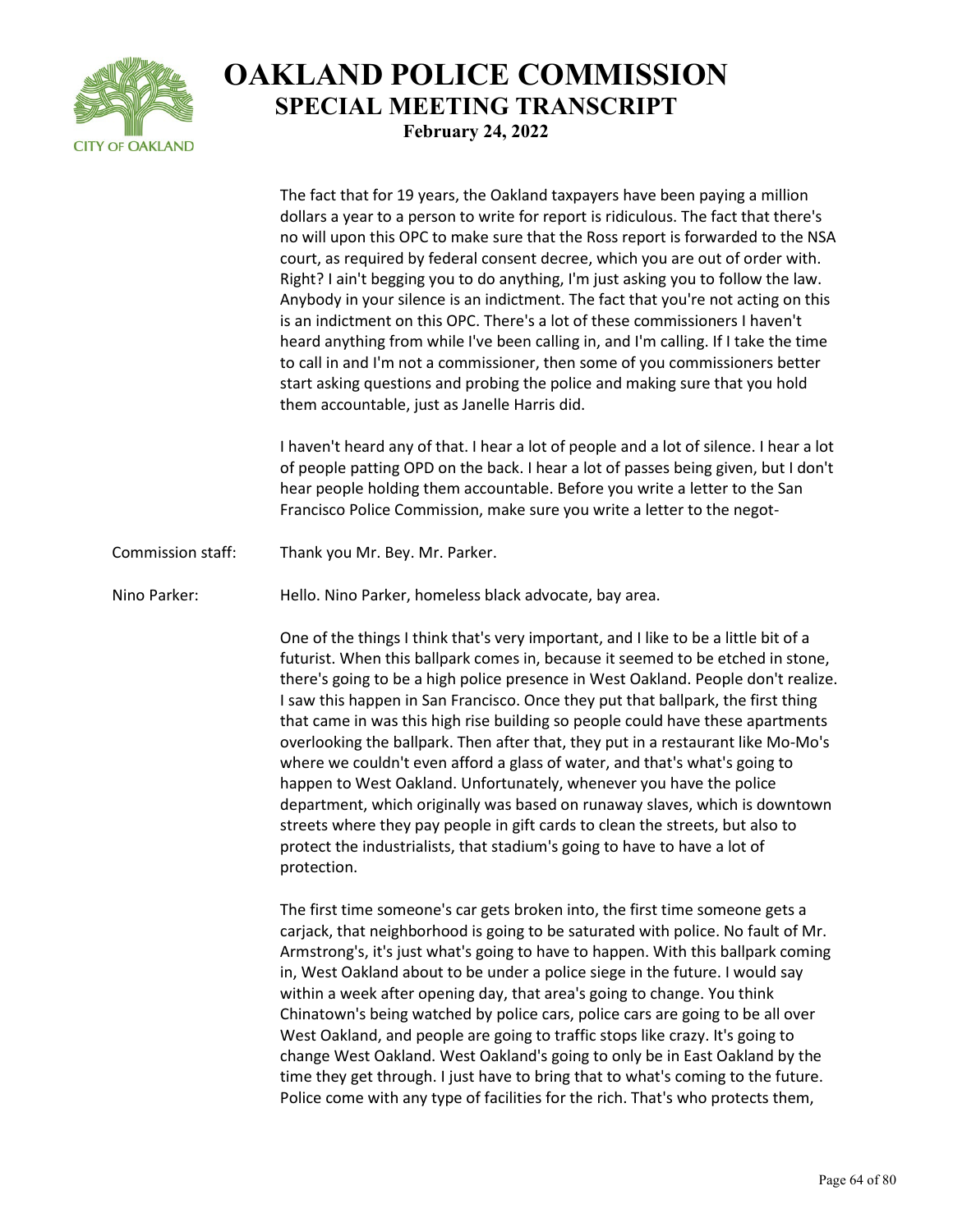The fact that for 19 years, the Oakland taxpayers have been paying a million dollars a year to a person to write for report is ridiculous. The fact that there's no will upon this OPC to make sure that the Ross report is forwarded to the NSA court, as required by federal consent decree, which you are out of order with. Right? I ain't begging you to do anything, I'm just asking you to follow the law. Anybody in your silence is an indictment. The fact that you're not acting on this is an indictment on this OPC. There's a lot of these commissioners I haven't heard anything from while I've been calling in, and I'm calling. If I take the time to call in and I'm not a commissioner, then some of you commissioners better start asking questions and probing the police and making sure that you hold them accountable, just as Janelle Harris did.

I haven't heard any of that. I hear a lot of people and a lot of silence. I hear a lot of people patting OPD on the back. I hear a lot of passes being given, but I don't hear people holding them accountable. Before you write a letter to the San Francisco Police Commission, make sure you write a letter to the negot-

**Commission staff:** Thank you Mr. Bey. Mr. Parker.

**Nino Parker:** Hello. Nino Parker, homeless black advocate, bay area.

One of the things I think that's very important, and I like to be a little bit of a futurist. When this ballpark comes in, because it seemed to be etched in stone, there's going to be a high police presence in West Oakland. People don't realize. I saw this happen in San Francisco. Once they put that ballpark, the first thing that came in was this high rise building so people could have these apartments overlooking the ballpark. Then after that, they put in a restaurant like Mo-Mo's where we couldn't even afford a glass of water, and that's what's going to happen to West Oakland. Unfortunately, whenever you have the police department, which originally was based on runaway slaves, which is downtown streets where they pay people in gift cards to clean the streets, but also to protect the industrialists, that stadium's going to have to have a lot of protection.

The first time someone's car gets broken into, the first time someone gets a carjack, that neighborhood is going to be saturated with police. No fault of Mr. Armstrong's, it's just what's going to have to happen. With this ballpark coming in, West Oakland about to be under a police siege in the future. I would say within a week after opening day, that area's going to change. You think Chinatown's being watched by police cars, police cars are going to be all over West Oakland, and people are going to traffic stops like crazy. It's going to change West Oakland. West Oakland's going to only be in East Oakland by the time they get through. I just have to bring that to what's coming to the future. Police come with any type of facilities for the rich. That's who protects them,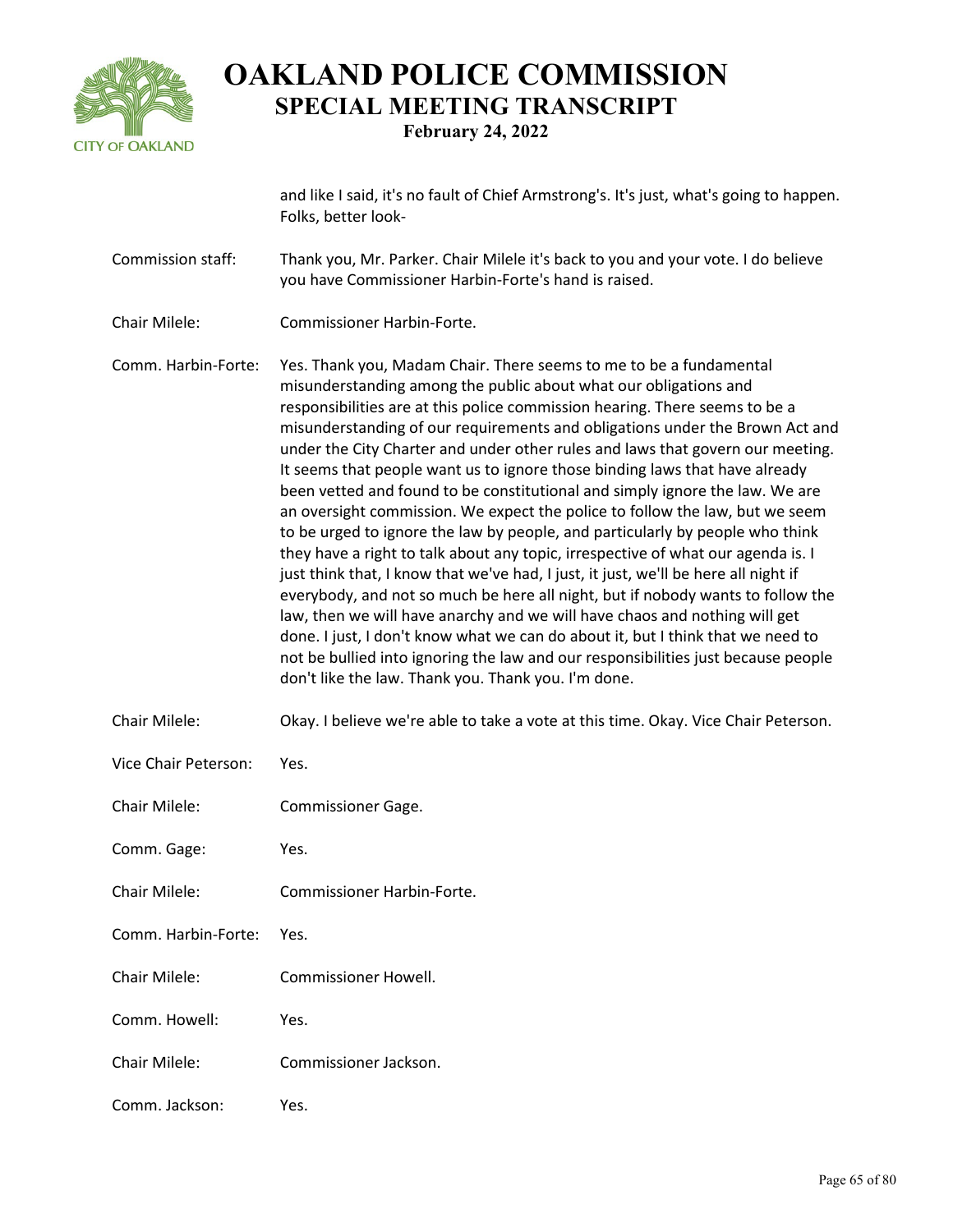and like I said, it's no fault of Chief Armstrong's. It's just, what's going to happen. Folks, better look-

| | |
|---|---|
| Commission staff: | Thank you, Mr. Parker. Chair Milele it's back to you and your vote. I do believe you have Commissioner Harbin-Forte's hand is raised. |
| Chair Milele: | Commissioner Harbin-Forte. |
| Comm. Harbin-Forte: | Yes. Thank you, Madam Chair. There seems to me to be a fundamental misunderstanding among the public about what our obligations and responsibilities are at this police commission hearing. There seems to be a misunderstanding of our requirements and obligations under the Brown Act and under the City Charter and under other rules and laws that govern our meeting. It seems that people want us to ignore those binding laws that have already been vetted and found to be constitutional and simply ignore the law. We are an oversight commission. We expect the police to follow the law, but we seem to be urged to ignore the law by people, and particularly by people who think they have a right to talk about any topic, irrespective of what our agenda is. I just think that, I know that we've had, I just, it just, we'll be here all night if everybody, and not so much be here all night, but if nobody wants to follow the law, then we will have anarchy and we will have chaos and nothing will get done. I just, I don't know what we can do about it, but I think that we need to not be bullied into ignoring the law and our responsibilities just because people don't like the law. Thank you. Thank you. I'm done. |
| Chair Milele: | Okay. I believe we're able to take a vote at this time. Okay. Vice Chair Peterson. |
| Vice Chair Peterson: | Yes. |
| Chair Milele: | Commissioner Gage. |
| Comm. Gage: | Yes. |
| Chair Milele: | Commissioner Harbin-Forte. |
| Comm. Harbin-Forte: | Yes. |
| Chair Milele: | Commissioner Howell. |
| Comm. Howell: | Yes. |
| Chair Milele: | Commissioner Jackson. |
| Comm. Jackson: | Yes. |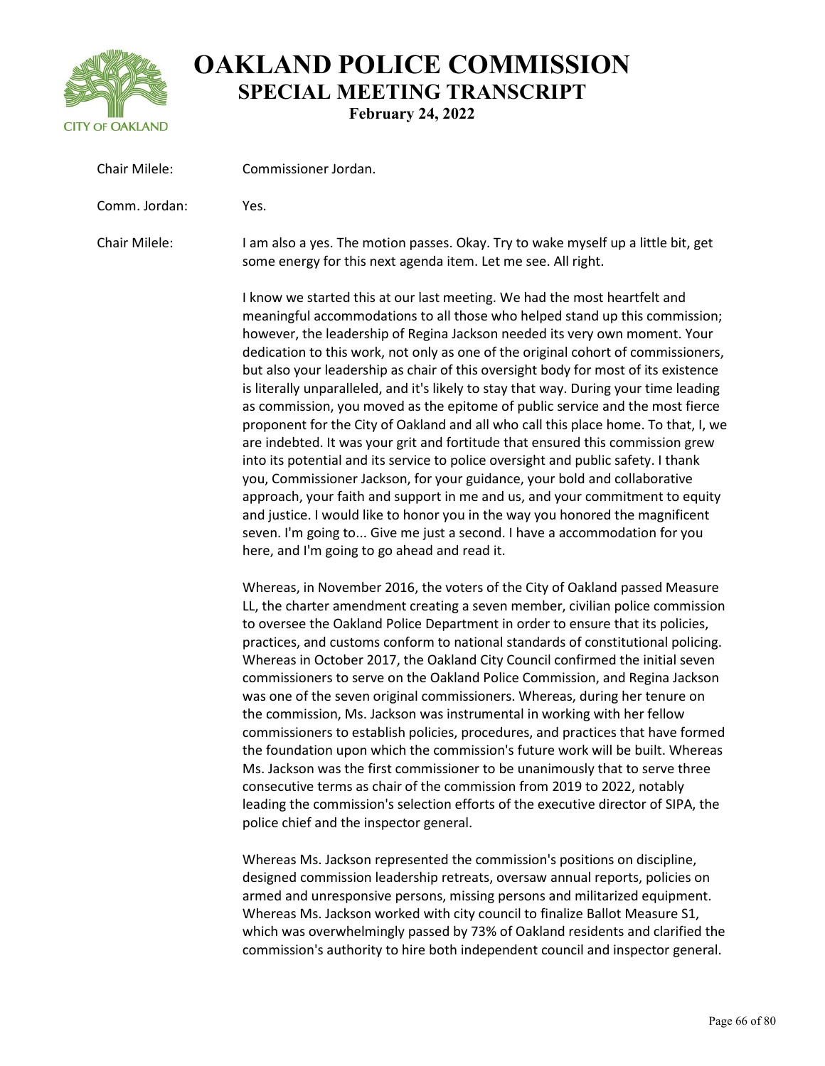| | |
|---|---|
| Chair Milele: | Commissioner Jordan. |
| Comm. Jordan: | Yes. |
| Chair Milele: | I am also a yes. The motion passes. Okay. Try to wake myself up a little bit, get some energy for this next agenda item. Let me see. All right. |

I know we started this at our last meeting. We had the most heartfelt and meaningful accommodations to all those who helped stand up this commission; however, the leadership of Regina Jackson needed its very own moment. Your dedication to this work, not only as one of the original cohort of commissioners, but also your leadership as chair of this oversight body for most of its existence is literally unparalleled, and it's likely to stay that way. During your time leading as commission, you moved as the epitome of public service and the most fierce proponent for the City of Oakland and all who call this place home. To that, I, we are indebted. It was your grit and fortitude that ensured this commission grew into its potential and its service to police oversight and public safety. I thank you, Commissioner Jackson, for your guidance, your bold and collaborative approach, your faith and support in me and us, and your commitment to equity and justice. I would like to honor you in the way you honored the magnificent seven. I'm going to... Give me just a second. I have a accommodation for you here, and I'm going to go ahead and read it.

Whereas, in November 2016, the voters of the City of Oakland passed Measure LL, the charter amendment creating a seven member, civilian police commission to oversee the Oakland Police Department in order to ensure that its policies, practices, and customs conform to national standards of constitutional policing. Whereas in October 2017, the Oakland City Council confirmed the initial seven commissioners to serve on the Oakland Police Commission, and Regina Jackson was one of the seven original commissioners. Whereas, during her tenure on the commission, Ms. Jackson was instrumental in working with her fellow commissioners to establish policies, procedures, and practices that have formed the foundation upon which the commission's future work will be built. Whereas Ms. Jackson was the first commissioner to be unanimously that to serve three consecutive terms as chair of the commission from 2019 to 2022, notably leading the commission's selection efforts of the executive director of SIPA, the police chief and the inspector general.

Whereas Ms. Jackson represented the commission's positions on discipline, designed commission leadership retreats, oversaw annual reports, policies on armed and unresponsive persons, missing persons and militarized equipment. Whereas Ms. Jackson worked with city council to finalize Ballot Measure S1, which was overwhelmingly passed by 73% of Oakland residents and clarified the commission's authority to hire both independent council and inspector general.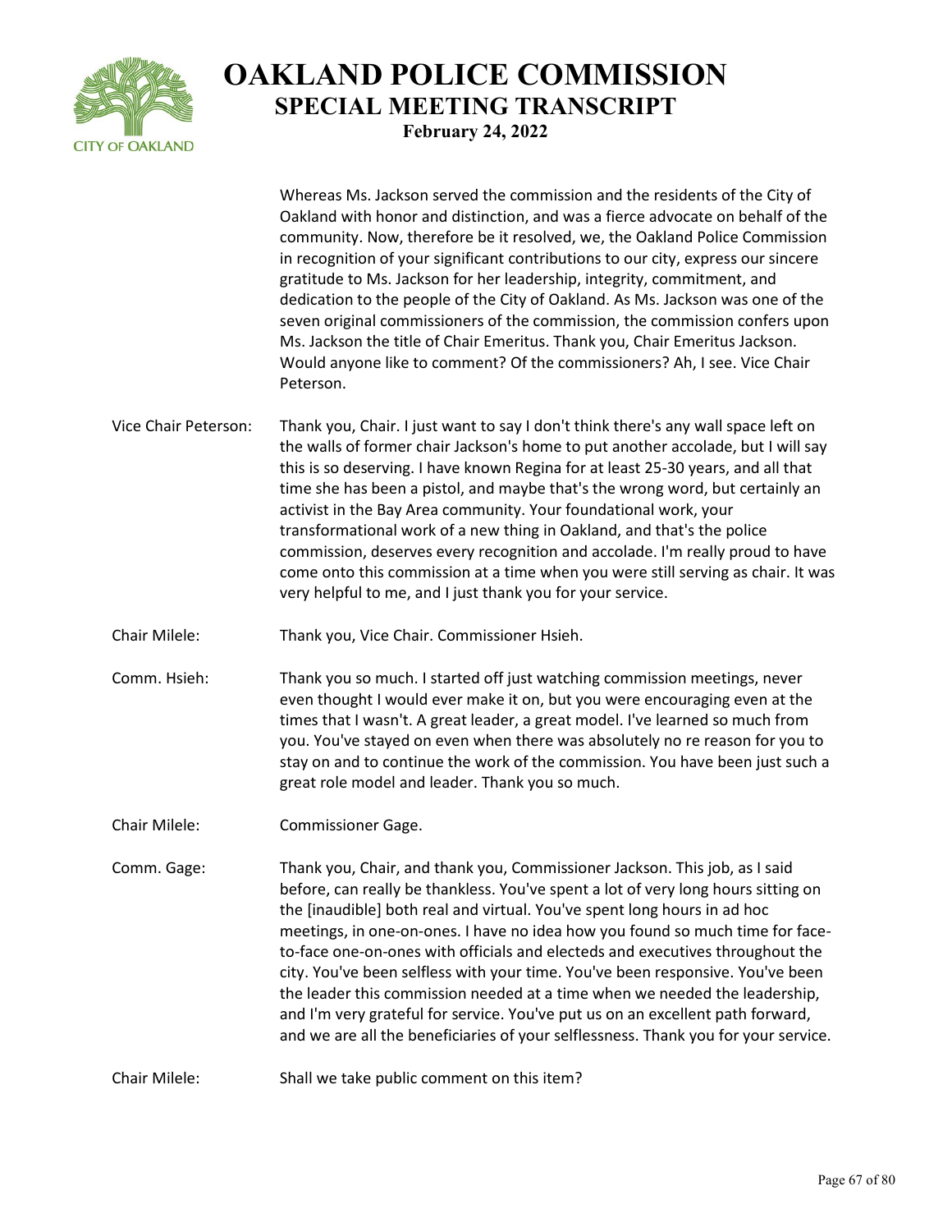Whereas Ms. Jackson served the commission and the residents of the City of Oakland with honor and distinction, and was a fierce advocate on behalf of the community. Now, therefore be it resolved, we, the Oakland Police Commission in recognition of your significant contributions to our city, express our sincere gratitude to Ms. Jackson for her leadership, integrity, commitment, and dedication to the people of the City of Oakland. As Ms. Jackson was one of the seven original commissioners of the commission, the commission confers upon Ms. Jackson the title of Chair Emeritus. Thank you, Chair Emeritus Jackson. Would anyone like to comment? Of the commissioners? Ah, I see. Vice Chair Peterson.

| | |
|---|---|
| Vice Chair Peterson: | Thank you, Chair. I just want to say I don't think there's any wall space left on the walls of former chair Jackson's home to put another accolade, but I will say this is so deserving. I have known Regina for at least 25-30 years, and all that time she has been a pistol, and maybe that's the wrong word, but certainly an activist in the Bay Area community. Your foundational work, your transformational work of a new thing in Oakland, and that's the police commission, deserves every recognition and accolade. I'm really proud to have come onto this commission at a time when you were still serving as chair. It was very helpful to me, and I just thank you for your service. |
| Chair Milele: | Thank you, Vice Chair. Commissioner Hsieh. |
| Comm. Hsieh: | Thank you so much. I started off just watching commission meetings, never even thought I would ever make it on, but you were encouraging even at the times that I wasn't. A great leader, a great model. I've learned so much from you. You've stayed on even when there was absolutely no re reason for you to stay on and to continue the work of the commission. You have been just such a great role model and leader. Thank you so much. |
| Chair Milele: | Commissioner Gage. |
| Comm. Gage: | Thank you, Chair, and thank you, Commissioner Jackson. This job, as I said before, can really be thankless. You've spent a lot of very long hours sitting on the [inaudible] both real and virtual. You've spent long hours in ad hoc meetings, in one-on-ones. I have no idea how you found so much time for face-to-face one-on-ones with officials and electeds and executives throughout the city. You've been selfless with your time. You've been responsive. You've been the leader this commission needed at a time when we needed the leadership, and I'm very grateful for service. You've put us on an excellent path forward, and we are all the beneficiaries of your selflessness. Thank you for your service. |
| Chair Milele: | Shall we take public comment on this item? |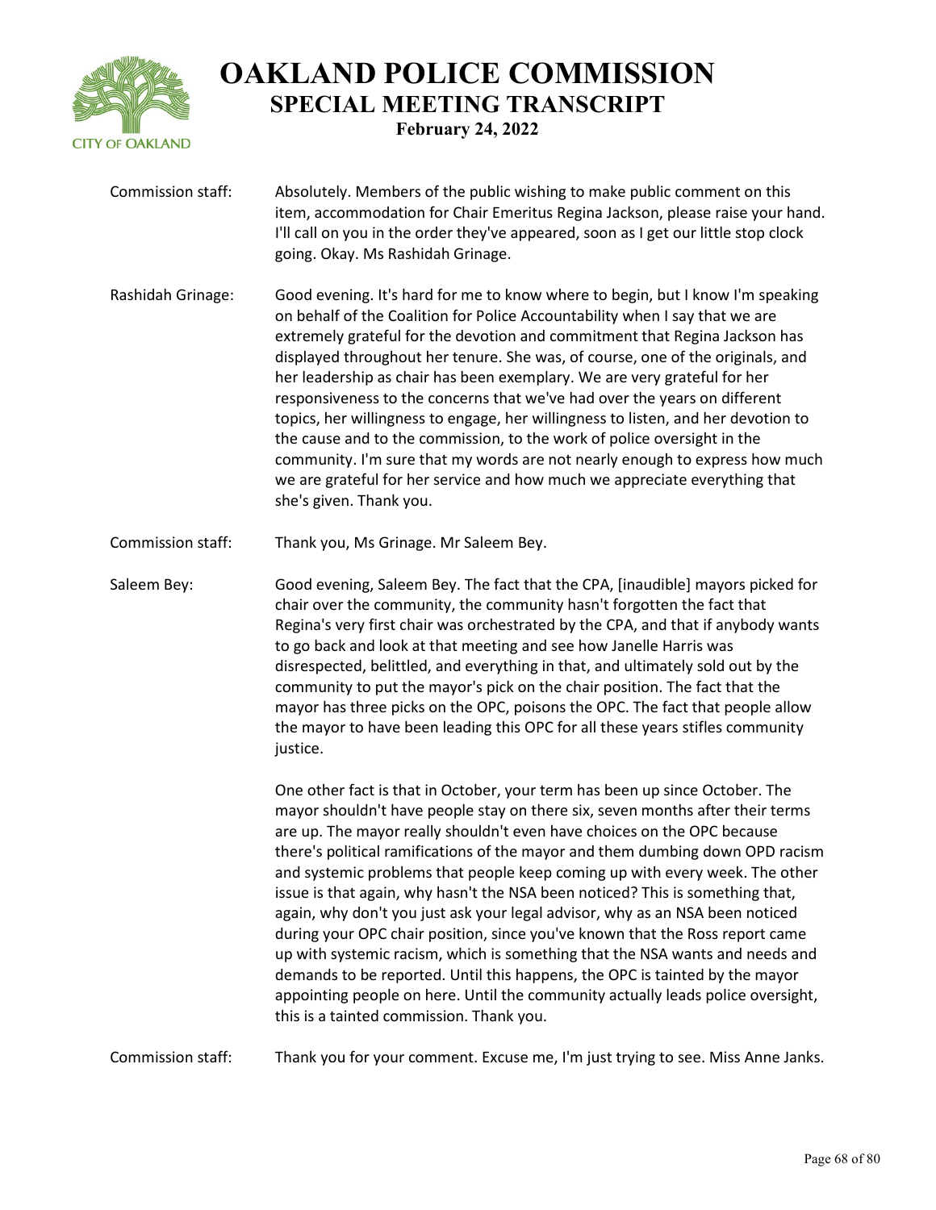**Commission staff:** Absolutely. Members of the public wishing to make public comment on this item, accommodation for Chair Emeritus Regina Jackson, please raise your hand. I'll call on you in the order they've appeared, soon as I get our little stop clock going. Okay. Ms Rashidah Grinage.

**Rashidah Grinage:** Good evening. It's hard for me to know where to begin, but I know I'm speaking on behalf of the Coalition for Police Accountability when I say that we are extremely grateful for the devotion and commitment that Regina Jackson has displayed throughout her tenure. She was, of course, one of the originals, and her leadership as chair has been exemplary. We are very grateful for her responsiveness to the concerns that we've had over the years on different topics, her willingness to engage, her willingness to listen, and her devotion to the cause and to the commission, to the work of police oversight in the community. I'm sure that my words are not nearly enough to express how much we are grateful for her service and how much we appreciate everything that she's given. Thank you.

**Commission staff:** Thank you, Ms Grinage. Mr Saleem Bey.

**Saleem Bey:** Good evening, Saleem Bey. The fact that the CPA, [inaudible] mayors picked for chair over the community, the community hasn't forgotten the fact that Regina's very first chair was orchestrated by the CPA, and that if anybody wants to go back and look at that meeting and see how Janelle Harris was disrespected, belittled, and everything in that, and ultimately sold out by the community to put the mayor's pick on the chair position. The fact that the mayor has three picks on the OPC, poisons the OPC. The fact that people allow the mayor to have been leading this OPC for all these years stifles community justice.

One other fact is that in October, your term has been up since October. The mayor shouldn't have people stay on there six, seven months after their terms are up. The mayor really shouldn't even have choices on the OPC because there's political ramifications of the mayor and them dumbing down OPD racism and systemic problems that people keep coming up with every week. The other issue is that again, why hasn't the NSA been noticed? This is something that, again, why don't you just ask your legal advisor, why as an NSA been noticed during your OPC chair position, since you've known that the Ross report came up with systemic racism, which is something that the NSA wants and needs and demands to be reported. Until this happens, the OPC is tainted by the mayor appointing people on here. Until the community actually leads police oversight, this is a tainted commission. Thank you.

**Commission staff:** Thank you for your comment. Excuse me, I'm just trying to see. Miss Anne Janks.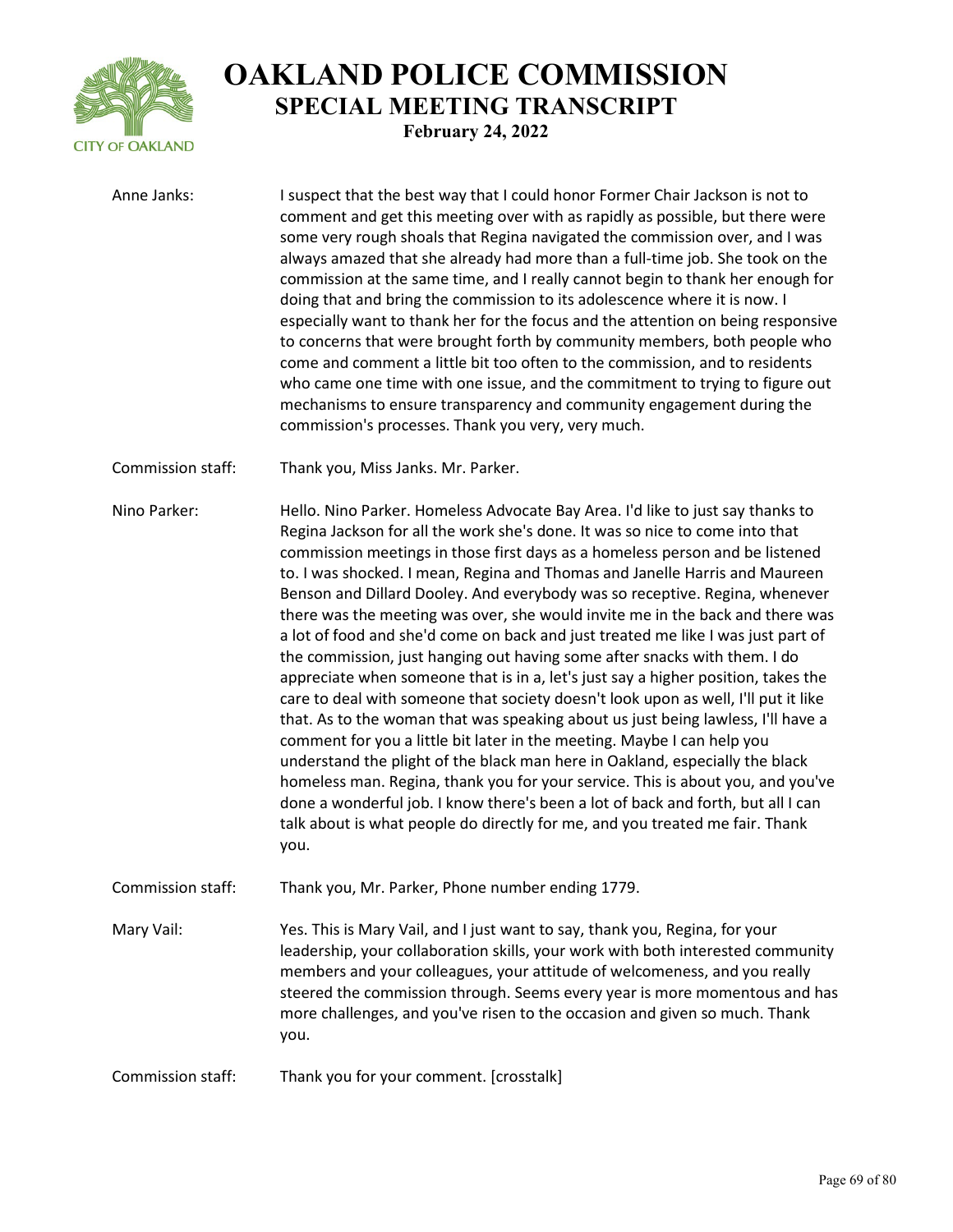**Anne Janks:** I suspect that the best way that I could honor Former Chair Jackson is not to comment and get this meeting over with as rapidly as possible, but there were some very rough shoals that Regina navigated the commission over, and I was always amazed that she already had more than a full-time job. She took on the commission at the same time, and I really cannot begin to thank her enough for doing that and bring the commission to its adolescence where it is now. I especially want to thank her for the focus and the attention on being responsive to concerns that were brought forth by community members, both people who come and comment a little bit too often to the commission, and to residents who came one time with one issue, and the commitment to trying to figure out mechanisms to ensure transparency and community engagement during the commission's processes. Thank you very, very much.

**Commission staff:** Thank you, Miss Janks. Mr. Parker.

**Nino Parker:** Hello. Nino Parker. Homeless Advocate Bay Area. I'd like to just say thanks to Regina Jackson for all the work she's done. It was so nice to come into that commission meetings in those first days as a homeless person and be listened to. I was shocked. I mean, Regina and Thomas and Janelle Harris and Maureen Benson and Dillard Dooley. And everybody was so receptive. Regina, whenever there was the meeting was over, she would invite me in the back and there was a lot of food and she'd come on back and just treated me like I was just part of the commission, just hanging out having some after snacks with them. I do appreciate when someone that is in a, let's just say a higher position, takes the care to deal with someone that society doesn't look upon as well, I'll put it like that. As to the woman that was speaking about us just being lawless, I'll have a comment for you a little bit later in the meeting. Maybe I can help you understand the plight of the black man here in Oakland, especially the black homeless man. Regina, thank you for your service. This is about you, and you've done a wonderful job. I know there's been a lot of back and forth, but all I can talk about is what people do directly for me, and you treated me fair. Thank you.

**Commission staff:** Thank you, Mr. Parker, Phone number ending 1779.

**Mary Vail:** Yes. This is Mary Vail, and I just want to say, thank you, Regina, for your leadership, your collaboration skills, your work with both interested community members and your colleagues, your attitude of welcomeness, and you really steered the commission through. Seems every year is more momentous and has more challenges, and you've risen to the occasion and given so much. Thank you.

**Commission staff:** Thank you for your comment. [crosstalk]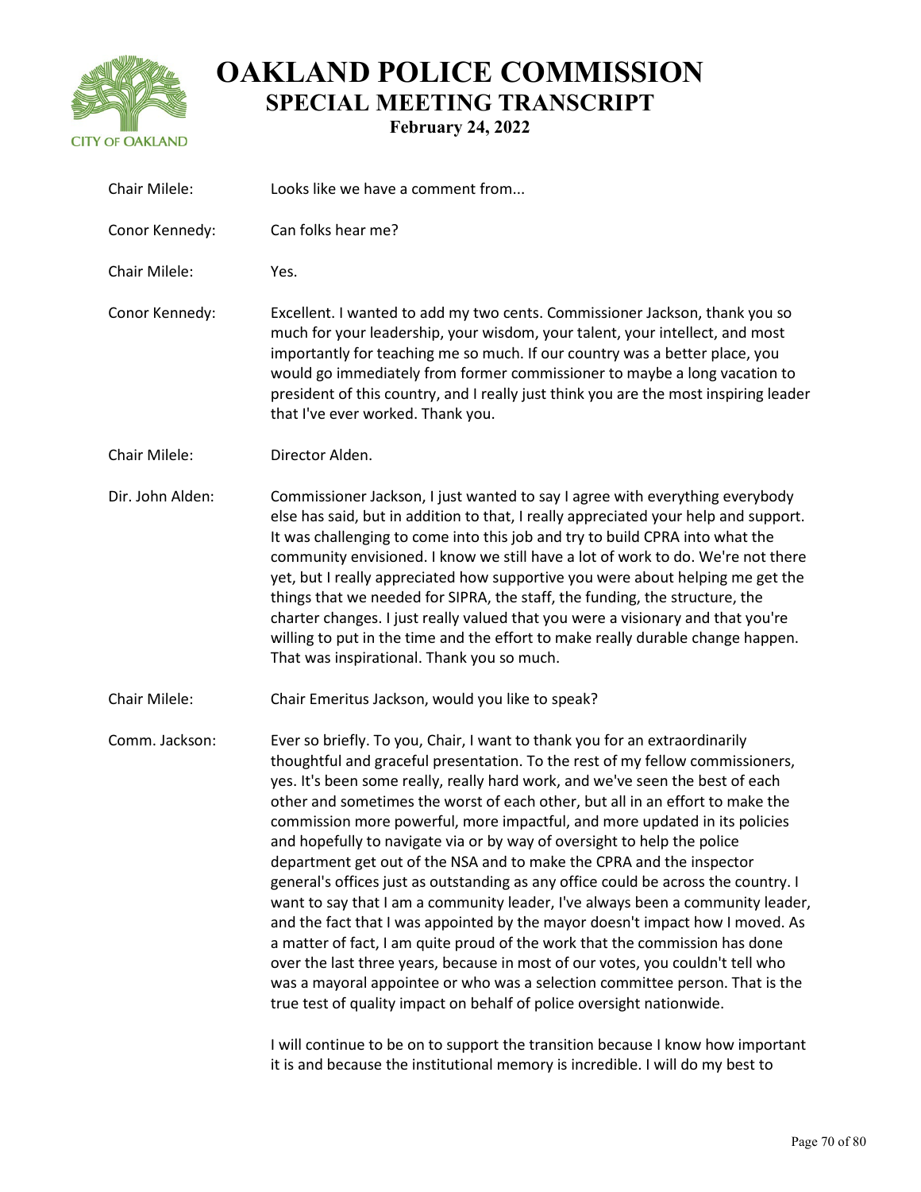Chair Milele: Looks like we have a comment from...

Conor Kennedy: Can folks hear me?

Chair Milele: Yes.

Conor Kennedy: Excellent. I wanted to add my two cents. Commissioner Jackson, thank you so much for your leadership, your wisdom, your talent, your intellect, and most importantly for teaching me so much. If our country was a better place, you would go immediately from former commissioner to maybe a long vacation to president of this country, and I really just think you are the most inspiring leader that I've ever worked. Thank you.

Chair Milele: Director Alden.

Dir. John Alden: Commissioner Jackson, I just wanted to say I agree with everything everybody else has said, but in addition to that, I really appreciated your help and support. It was challenging to come into this job and try to build CPRA into what the community envisioned. I know we still have a lot of work to do. We're not there yet, but I really appreciated how supportive you were about helping me get the things that we needed for SIPRA, the staff, the funding, the structure, the charter changes. I just really valued that you were a visionary and that you're willing to put in the time and the effort to make really durable change happen. That was inspirational. Thank you so much.

Chair Milele: Chair Emeritus Jackson, would you like to speak?

Comm. Jackson: Ever so briefly. To you, Chair, I want to thank you for an extraordinarily thoughtful and graceful presentation. To the rest of my fellow commissioners, yes. It's been some really, really hard work, and we've seen the best of each other and sometimes the worst of each other, but all in an effort to make the commission more powerful, more impactful, and more updated in its policies and hopefully to navigate via or by way of oversight to help the police department get out of the NSA and to make the CPRA and the inspector general's offices just as outstanding as any office could be across the country. I want to say that I am a community leader, I've always been a community leader, and the fact that I was appointed by the mayor doesn't impact how I moved. As a matter of fact, I am quite proud of the work that the commission has done over the last three years, because in most of our votes, you couldn't tell who was a mayoral appointee or who was a selection committee person. That is the true test of quality impact on behalf of police oversight nationwide.

I will continue to be on to support the transition because I know how important it is and because the institutional memory is incredible. I will do my best to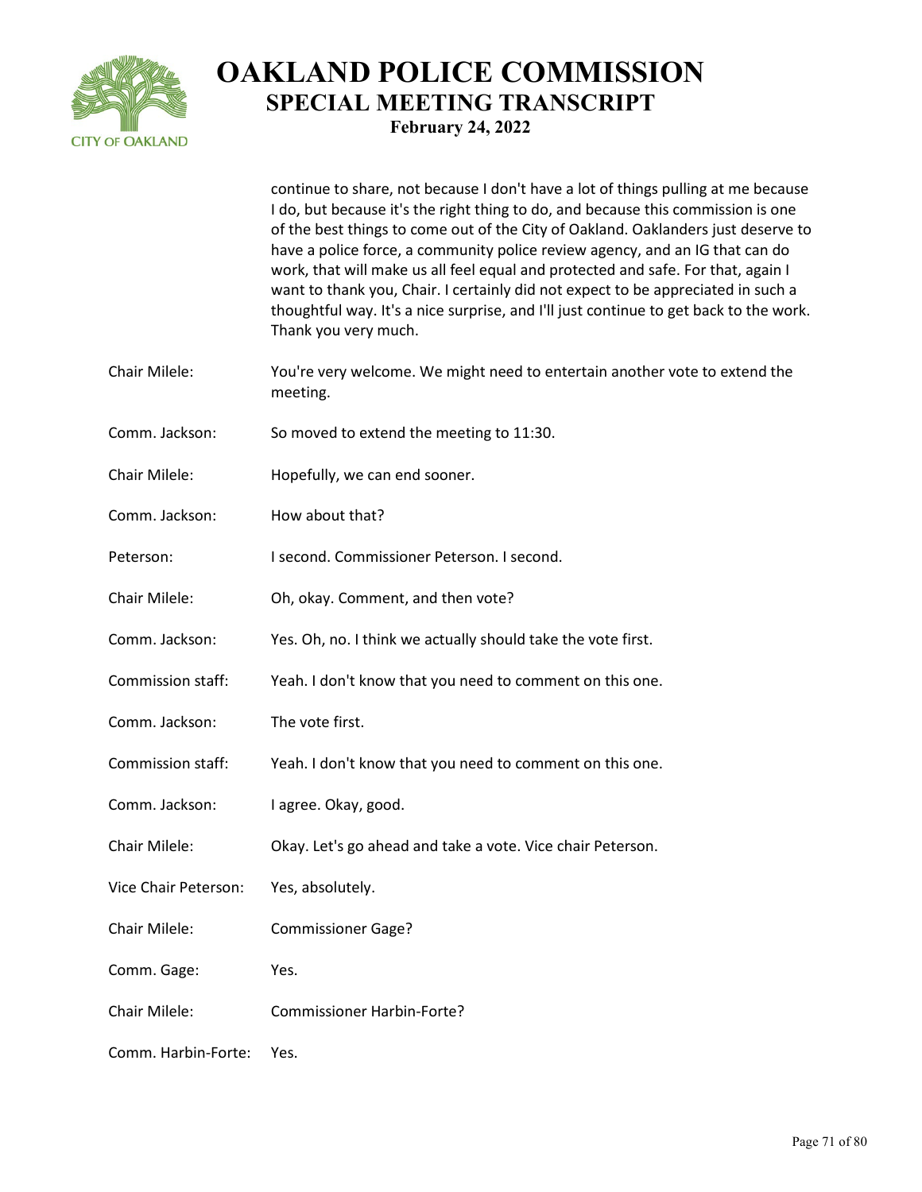continue to share, not because I don't have a lot of things pulling at me because I do, but because it's the right thing to do, and because this commission is one of the best things to come out of the City of Oakland. Oaklanders just deserve to have a police force, a community police review agency, and an IG that can do work, that will make us all feel equal and protected and safe. For that, again I want to thank you, Chair. I certainly did not expect to be appreciated in such a thoughtful way. It's a nice surprise, and I'll just continue to get back to the work. Thank you very much.

Chair Milele: You're very welcome. We might need to entertain another vote to extend the meeting.

Comm. Jackson: So moved to extend the meeting to 11:30.

Chair Milele: Hopefully, we can end sooner.

Comm. Jackson: How about that?

Peterson: I second. Commissioner Peterson. I second.

Chair Milele: Oh, okay. Comment, and then vote?

Comm. Jackson: Yes. Oh, no. I think we actually should take the vote first.

Commission staff: Yeah. I don't know that you need to comment on this one.

Comm. Jackson: The vote first.

Commission staff: Yeah. I don't know that you need to comment on this one.

Comm. Jackson: I agree. Okay, good.

Chair Milele: Okay. Let's go ahead and take a vote. Vice chair Peterson.

Vice Chair Peterson: Yes, absolutely.

Chair Milele: Commissioner Gage?

Comm. Gage: Yes.

Chair Milele: Commissioner Harbin-Forte?

Comm. Harbin-Forte: Yes.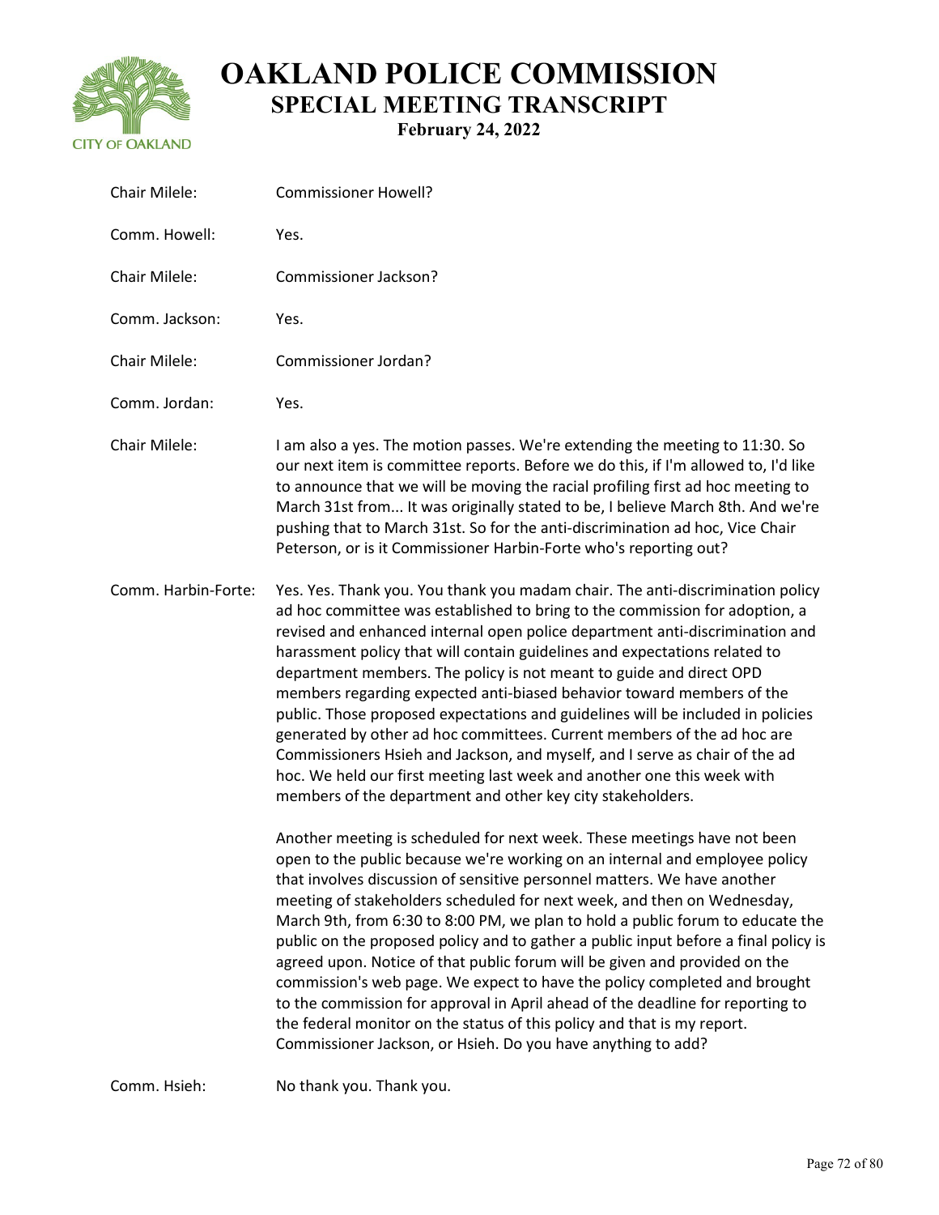| | |
|---|---|
| Chair Milele: | Commissioner Howell? |
| Comm. Howell: | Yes. |
| Chair Milele: | Commissioner Jackson? |
| Comm. Jackson: | Yes. |
| Chair Milele: | Commissioner Jordan? |
| Comm. Jordan: | Yes. |
| Chair Milele: | I am also a yes. The motion passes. We're extending the meeting to 11:30. So our next item is committee reports. Before we do this, if I'm allowed to, I'd like to announce that we will be moving the racial profiling first ad hoc meeting to March 31st from... It was originally stated to be, I believe March 8th. And we're pushing that to March 31st. So for the anti-discrimination ad hoc, Vice Chair Peterson, or is it Commissioner Harbin-Forte who's reporting out? |
| Comm. Harbin-Forte: | Yes. Yes. Thank you. You thank you madam chair. The anti-discrimination policy ad hoc committee was established to bring to the commission for adoption, a revised and enhanced internal open police department anti-discrimination and harassment policy that will contain guidelines and expectations related to department members. The policy is not meant to guide and direct OPD members regarding expected anti-biased behavior toward members of the public. Those proposed expectations and guidelines will be included in policies generated by other ad hoc committees. Current members of the ad hoc are Commissioners Hsieh and Jackson, and myself, and I serve as chair of the ad hoc. We held our first meeting last week and another one this week with members of the department and other key city stakeholders.<br><br>Another meeting is scheduled for next week. These meetings have not been open to the public because we're working on an internal and employee policy that involves discussion of sensitive personnel matters. We have another meeting of stakeholders scheduled for next week, and then on Wednesday, March 9th, from 6:30 to 8:00 PM, we plan to hold a public forum to educate the public on the proposed policy and to gather a public input before a final policy is agreed upon. Notice of that public forum will be given and provided on the commission's web page. We expect to have the policy completed and brought to the commission for approval in April ahead of the deadline for reporting to the federal monitor on the status of this policy and that is my report. Commissioner Jackson, or Hsieh. Do you have anything to add? |
| Comm. Hsieh: | No thank you. Thank you. |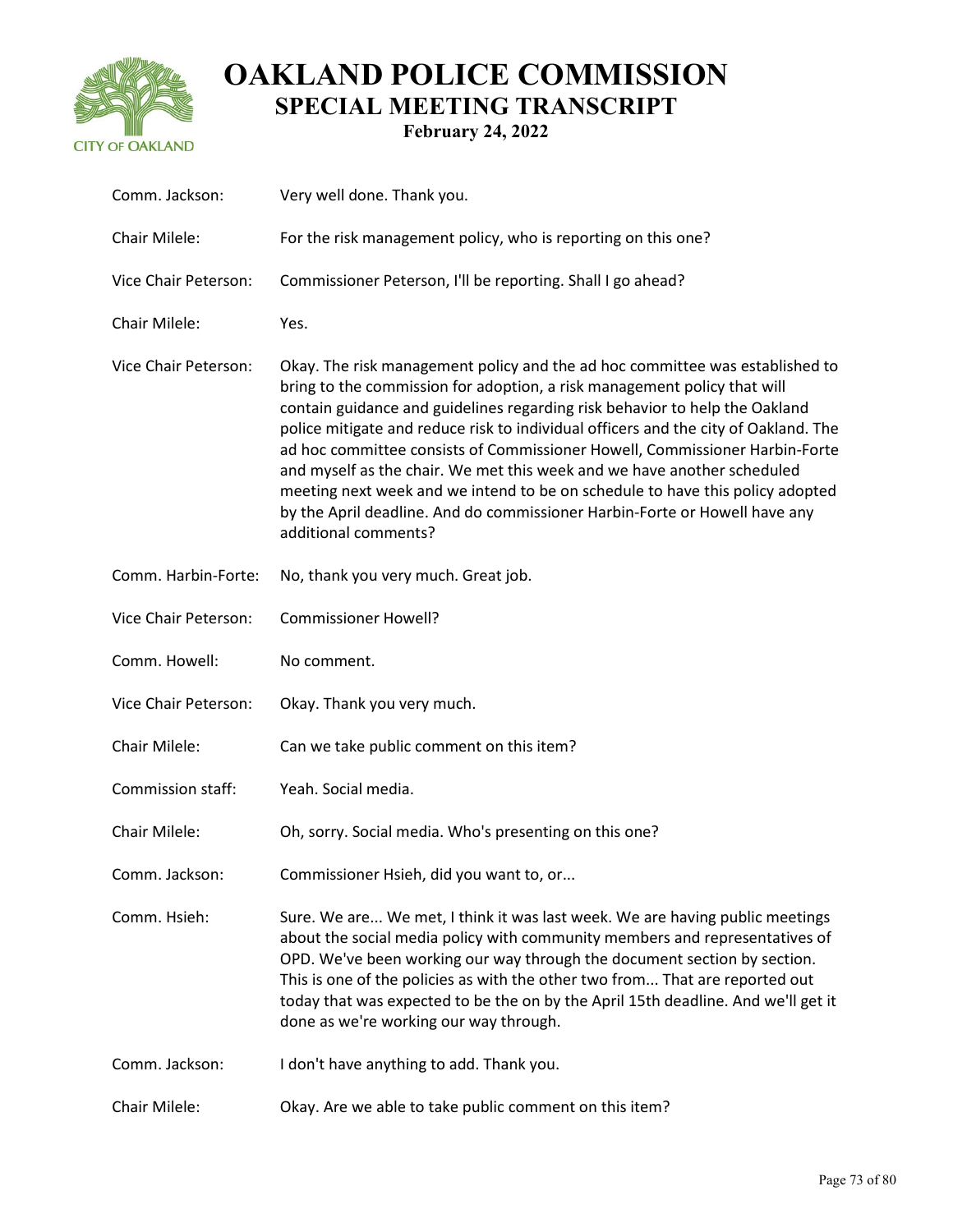Comm. Jackson: Very well done. Thank you.

Chair Milele: For the risk management policy, who is reporting on this one?

Vice Chair Peterson: Commissioner Peterson, I'll be reporting. Shall I go ahead?

Chair Milele: Yes.

Vice Chair Peterson: Okay. The risk management policy and the ad hoc committee was established to bring to the commission for adoption, a risk management policy that will contain guidance and guidelines regarding risk behavior to help the Oakland police mitigate and reduce risk to individual officers and the city of Oakland. The ad hoc committee consists of Commissioner Howell, Commissioner Harbin-Forte and myself as the chair. We met this week and we have another scheduled meeting next week and we intend to be on schedule to have this policy adopted by the April deadline. And do commissioner Harbin-Forte or Howell have any additional comments?

Comm. Harbin-Forte: No, thank you very much. Great job.

Vice Chair Peterson: Commissioner Howell?

Comm. Howell: No comment.

Vice Chair Peterson: Okay. Thank you very much.

Chair Milele: Can we take public comment on this item?

Commission staff: Yeah. Social media.

Chair Milele: Oh, sorry. Social media. Who's presenting on this one?

Comm. Jackson: Commissioner Hsieh, did you want to, or...

Comm. Hsieh: Sure. We are... We met, I think it was last week. We are having public meetings about the social media policy with community members and representatives of OPD. We've been working our way through the document section by section. This is one of the policies as with the other two from... That are reported out today that was expected to be the on by the April 15th deadline. And we'll get it done as we're working our way through.

Comm. Jackson: I don't have anything to add. Thank you.

Chair Milele: Okay. Are we able to take public comment on this item?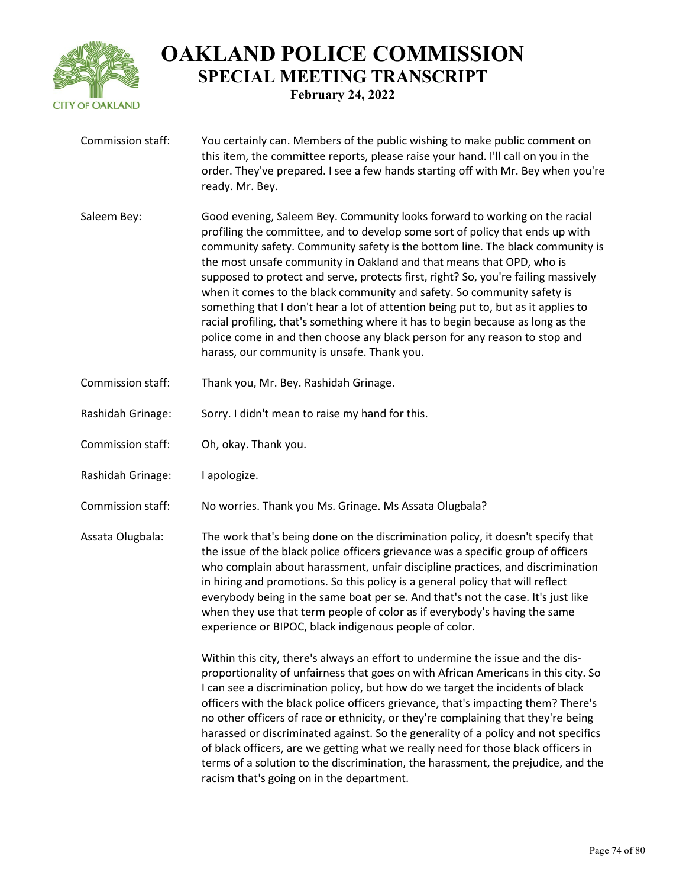**Commission staff:** You certainly can. Members of the public wishing to make public comment on this item, the committee reports, please raise your hand. I'll call on you in the order. They've prepared. I see a few hands starting off with Mr. Bey when you're ready. Mr. Bey.

**Saleem Bey:** Good evening, Saleem Bey. Community looks forward to working on the racial profiling the committee, and to develop some sort of policy that ends up with community safety. Community safety is the bottom line. The black community is the most unsafe community in Oakland and that means that OPD, who is supposed to protect and serve, protects first, right? So, you're failing massively when it comes to the black community and safety. So community safety is something that I don't hear a lot of attention being put to, but as it applies to racial profiling, that's something where it has to begin because as long as the police come in and then choose any black person for any reason to stop and harass, our community is unsafe. Thank you.

**Commission staff:** Thank you, Mr. Bey. Rashidah Grinage.

**Rashidah Grinage:** Sorry. I didn't mean to raise my hand for this.

**Commission staff:** Oh, okay. Thank you.

**Rashidah Grinage:** I apologize.

**Commission staff:** No worries. Thank you Ms. Grinage. Ms Assata Olugbala?

**Assata Olugbala:** The work that's being done on the discrimination policy, it doesn't specify that the issue of the black police officers grievance was a specific group of officers who complain about harassment, unfair discipline practices, and discrimination in hiring and promotions. So this policy is a general policy that will reflect everybody being in the same boat per se. And that's not the case. It's just like when they use that term people of color as if everybody's having the same experience or BIPOC, black indigenous people of color.

Within this city, there's always an effort to undermine the issue and the dis-proportionality of unfairness that goes on with African Americans in this city. So I can see a discrimination policy, but how do we target the incidents of black officers with the black police officers grievance, that's impacting them? There's no other officers of race or ethnicity, or they're complaining that they're being harassed or discriminated against. So the generality of a policy and not specifics of black officers, are we getting what we really need for those black officers in terms of a solution to the discrimination, the harassment, the prejudice, and the racism that's going on in the department.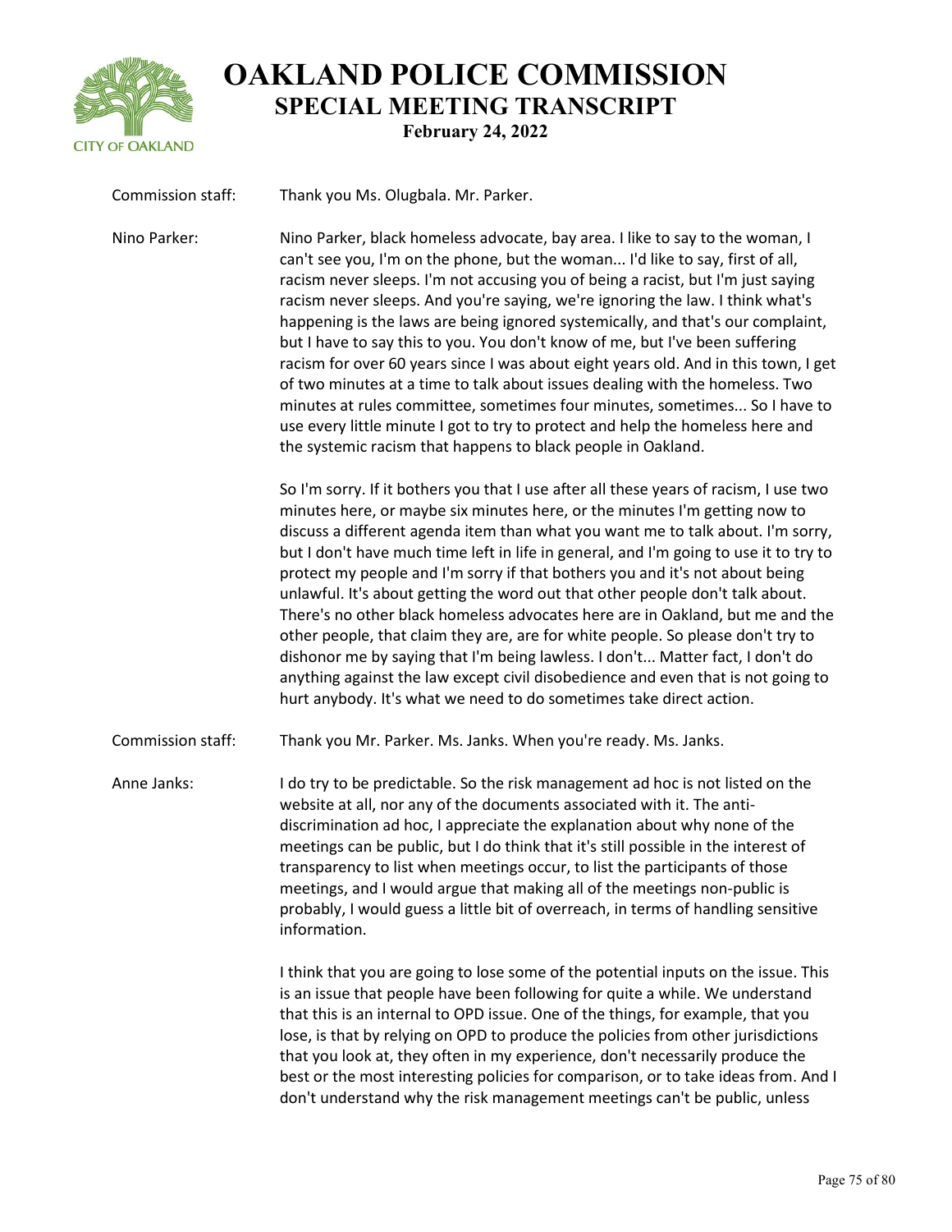Commission staff: Thank you Ms. Olugbala. Mr. Parker.

Nino Parker: Nino Parker, black homeless advocate, bay area. I like to say to the woman, I can't see you, I'm on the phone, but the woman... I'd like to say, first of all, racism never sleeps. I'm not accusing you of being a racist, but I'm just saying racism never sleeps. And you're saying, we're ignoring the law. I think what's happening is the laws are being ignored systemically, and that's our complaint, but I have to say this to you. You don't know of me, but I've been suffering racism for over 60 years since I was about eight years old. And in this town, I get of two minutes at a time to talk about issues dealing with the homeless. Two minutes at rules committee, sometimes four minutes, sometimes... So I have to use every little minute I got to try to protect and help the homeless here and the systemic racism that happens to black people in Oakland.

So I'm sorry. If it bothers you that I use after all these years of racism, I use two minutes here, or maybe six minutes here, or the minutes I'm getting now to discuss a different agenda item than what you want me to talk about. I'm sorry, but I don't have much time left in life in general, and I'm going to use it to try to protect my people and I'm sorry if that bothers you and it's not about being unlawful. It's about getting the word out that other people don't talk about. There's no other black homeless advocates here are in Oakland, but me and the other people, that claim they are, are for white people. So please don't try to dishonor me by saying that I'm being lawless. I don't... Matter fact, I don't do anything against the law except civil disobedience and even that is not going to hurt anybody. It's what we need to do sometimes take direct action.

Commission staff: Thank you Mr. Parker. Ms. Janks. When you're ready. Ms. Janks.

Anne Janks: I do try to be predictable. So the risk management ad hoc is not listed on the website at all, nor any of the documents associated with it. The anti-discrimination ad hoc, I appreciate the explanation about why none of the meetings can be public, but I do think that it's still possible in the interest of transparency to list when meetings occur, to list the participants of those meetings, and I would argue that making all of the meetings non-public is probably, I would guess a little bit of overreach, in terms of handling sensitive information.

I think that you are going to lose some of the potential inputs on the issue. This is an issue that people have been following for quite a while. We understand that this is an internal to OPD issue. One of the things, for example, that you lose, is that by relying on OPD to produce the policies from other jurisdictions that you look at, they often in my experience, don't necessarily produce the best or the most interesting policies for comparison, or to take ideas from. And I don't understand why the risk management meetings can't be public, unless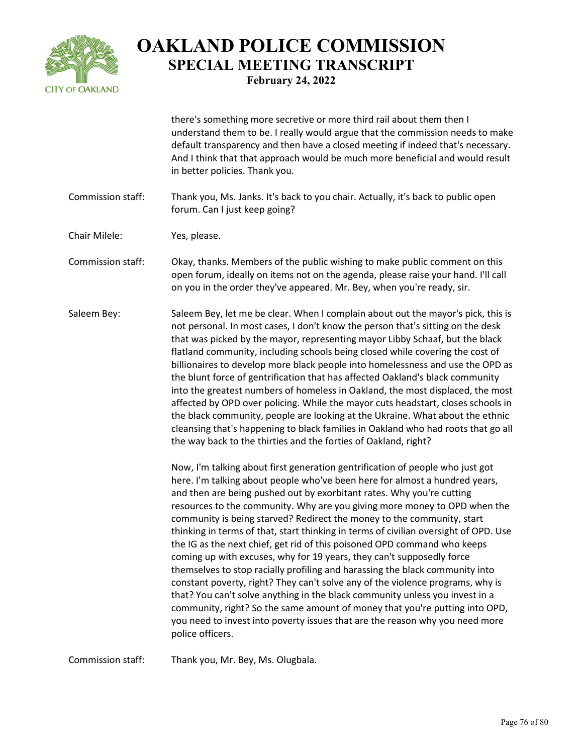there's something more secretive or more third rail about them then I understand them to be. I really would argue that the commission needs to make default transparency and then have a closed meeting if indeed that's necessary. And I think that that approach would be much more beneficial and would result in better policies. Thank you.

**Commission staff:** Thank you, Ms. Janks. It's back to you chair. Actually, it's back to public open forum. Can I just keep going?

**Chair Milele:** Yes, please.

**Commission staff:** Okay, thanks. Members of the public wishing to make public comment on this open forum, ideally on items not on the agenda, please raise your hand. I'll call on you in the order they've appeared. Mr. Bey, when you're ready, sir.

**Saleem Bey:** Saleem Bey, let me be clear. When I complain about out the mayor's pick, this is not personal. In most cases, I don't know the person that's sitting on the desk that was picked by the mayor, representing mayor Libby Schaaf, but the black flatland community, including schools being closed while covering the cost of billionaires to develop more black people into homelessness and use the OPD as the blunt force of gentrification that has affected Oakland's black community into the greatest numbers of homeless in Oakland, the most displaced, the most affected by OPD over policing. While the mayor cuts headstart, closes schools in the black community, people are looking at the Ukraine. What about the ethnic cleansing that's happening to black families in Oakland who had roots that go all the way back to the thirties and the forties of Oakland, right?

Now, I'm talking about first generation gentrification of people who just got here. I'm talking about people who've been here for almost a hundred years, and then are being pushed out by exorbitant rates. Why you're cutting resources to the community. Why are you giving more money to OPD when the community is being starved? Redirect the money to the community, start thinking in terms of that, start thinking in terms of civilian oversight of OPD. Use the IG as the next chief, get rid of this poisoned OPD command who keeps coming up with excuses, why for 19 years, they can't supposedly force themselves to stop racially profiling and harassing the black community into constant poverty, right? They can't solve any of the violence programs, why is that? You can't solve anything in the black community unless you invest in a community, right? So the same amount of money that you're putting into OPD, you need to invest into poverty issues that are the reason why you need more police officers.

**Commission staff:** Thank you, Mr. Bey, Ms. Olugbala.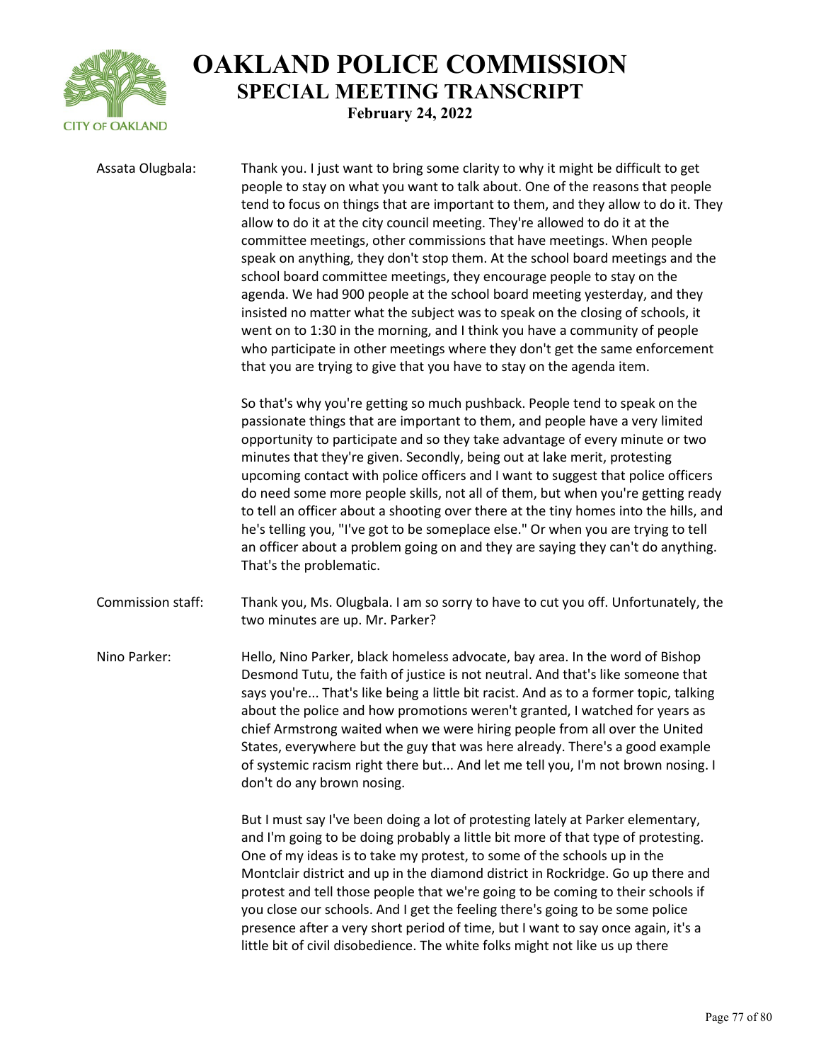**Assata Olugbala:** Thank you. I just want to bring some clarity to why it might be difficult to get people to stay on what you want to talk about. One of the reasons that people tend to focus on things that are important to them, and they allow to do it. They allow to do it at the city council meeting. They're allowed to do it at the committee meetings, other commissions that have meetings. When people speak on anything, they don't stop them. At the school board meetings and the school board committee meetings, they encourage people to stay on the agenda. We had 900 people at the school board meeting yesterday, and they insisted no matter what the subject was to speak on the closing of schools, it went on to 1:30 in the morning, and I think you have a community of people who participate in other meetings where they don't get the same enforcement that you are trying to give that you have to stay on the agenda item.

So that's why you're getting so much pushback. People tend to speak on the passionate things that are important to them, and people have a very limited opportunity to participate and so they take advantage of every minute or two minutes that they're given. Secondly, being out at lake merit, protesting upcoming contact with police officers and I want to suggest that police officers do need some more people skills, not all of them, but when you're getting ready to tell an officer about a shooting over there at the tiny homes into the hills, and he's telling you, "I've got to be someplace else." Or when you are trying to tell an officer about a problem going on and they are saying they can't do anything. That's the problematic.

**Commission staff:** Thank you, Ms. Olugbala. I am so sorry to have to cut you off. Unfortunately, the two minutes are up. Mr. Parker?

**Nino Parker:** Hello, Nino Parker, black homeless advocate, bay area. In the word of Bishop Desmond Tutu, the faith of justice is not neutral. And that's like someone that says you're... That's like being a little bit racist. And as to a former topic, talking about the police and how promotions weren't granted, I watched for years as chief Armstrong waited when we were hiring people from all over the United States, everywhere but the guy that was here already. There's a good example of systemic racism right there but... And let me tell you, I'm not brown nosing. I don't do any brown nosing.

But I must say I've been doing a lot of protesting lately at Parker elementary, and I'm going to be doing probably a little bit more of that type of protesting. One of my ideas is to take my protest, to some of the schools up in the Montclair district and up in the diamond district in Rockridge. Go up there and protest and tell those people that we're going to be coming to their schools if you close our schools. And I get the feeling there's going to be some police presence after a very short period of time, but I want to say once again, it's a little bit of civil disobedience. The white folks might not like us up there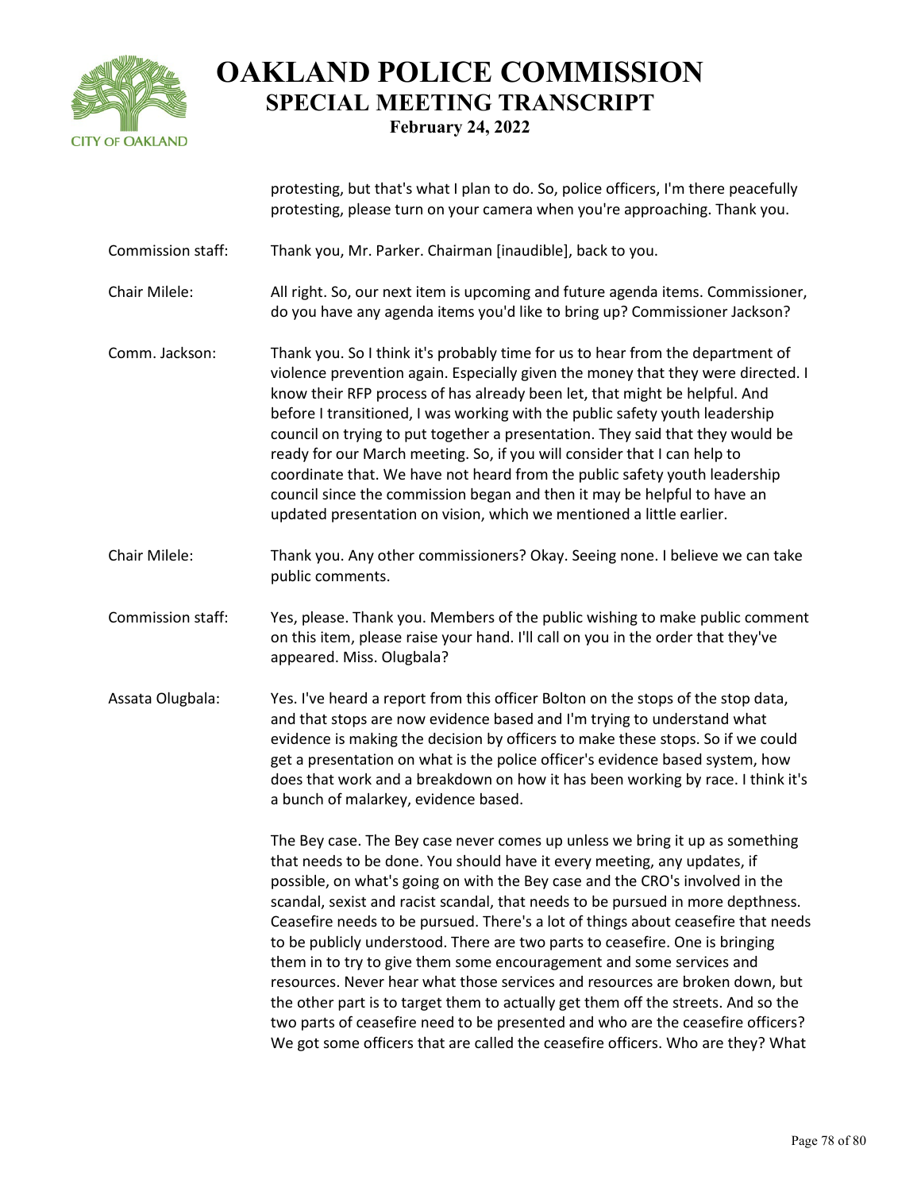protesting, but that's what I plan to do. So, police officers, I'm there peacefully protesting, please turn on your camera when you're approaching. Thank you.

**Commission staff:** Thank you, Mr. Parker. Chairman [inaudible], back to you.

**Chair Milele:** All right. So, our next item is upcoming and future agenda items. Commissioner, do you have any agenda items you'd like to bring up? Commissioner Jackson?

**Comm. Jackson:** Thank you. So I think it's probably time for us to hear from the department of violence prevention again. Especially given the money that they were directed. I know their RFP process of has already been let, that might be helpful. And before I transitioned, I was working with the public safety youth leadership council on trying to put together a presentation. They said that they would be ready for our March meeting. So, if you will consider that I can help to coordinate that. We have not heard from the public safety youth leadership council since the commission began and then it may be helpful to have an updated presentation on vision, which we mentioned a little earlier.

**Chair Milele:** Thank you. Any other commissioners? Okay. Seeing none. I believe we can take public comments.

**Commission staff:** Yes, please. Thank you. Members of the public wishing to make public comment on this item, please raise your hand. I'll call on you in the order that they've appeared. Miss. Olugbala?

**Assata Olugbala:** Yes. I've heard a report from this officer Bolton on the stops of the stop data, and that stops are now evidence based and I'm trying to understand what evidence is making the decision by officers to make these stops. So if we could get a presentation on what is the police officer's evidence based system, how does that work and a breakdown on how it has been working by race. I think it's a bunch of malarkey, evidence based.

The Bey case. The Bey case never comes up unless we bring it up as something that needs to be done. You should have it every meeting, any updates, if possible, on what's going on with the Bey case and the CRO's involved in the scandal, sexist and racist scandal, that needs to be pursued in more depthness. Ceasefire needs to be pursued. There's a lot of things about ceasefire that needs to be publicly understood. There are two parts to ceasefire. One is bringing them in to try to give them some encouragement and some services and resources. Never hear what those services and resources are broken down, but the other part is to target them to actually get them off the streets. And so the two parts of ceasefire need to be presented and who are the ceasefire officers? We got some officers that are called the ceasefire officers. Who are they? What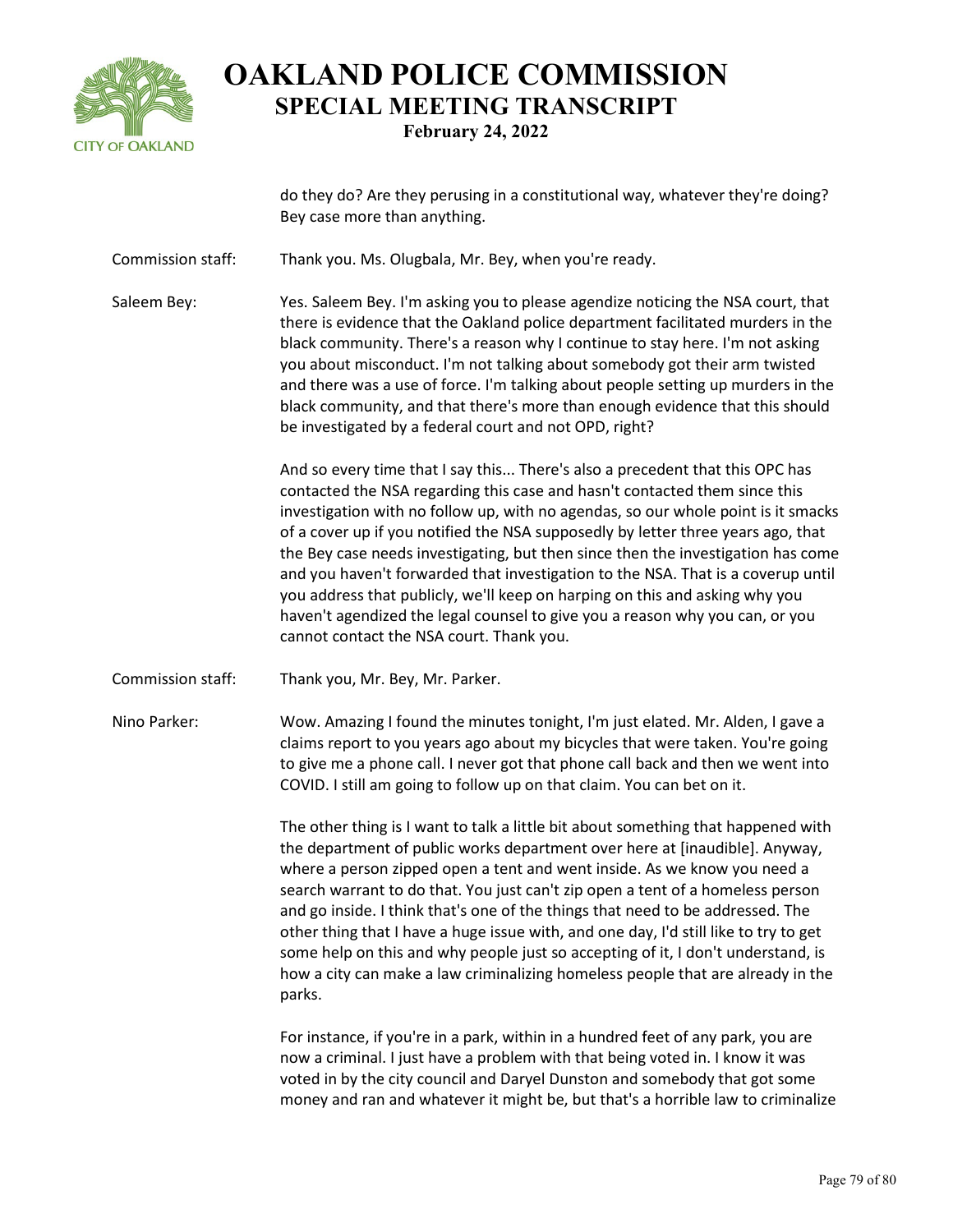do they do? Are they perusing in a constitutional way, whatever they're doing? Bey case more than anything.

Commission staff: Thank you. Ms. Olugbala, Mr. Bey, when you're ready.

Saleem Bey: Yes. Saleem Bey. I'm asking you to please agendize noticing the NSA court, that there is evidence that the Oakland police department facilitated murders in the black community. There's a reason why I continue to stay here. I'm not asking you about misconduct. I'm not talking about somebody got their arm twisted and there was a use of force. I'm talking about people setting up murders in the black community, and that there's more than enough evidence that this should be investigated by a federal court and not OPD, right?

And so every time that I say this... There's also a precedent that this OPC has contacted the NSA regarding this case and hasn't contacted them since this investigation with no follow up, with no agendas, so our whole point is it smacks of a cover up if you notified the NSA supposedly by letter three years ago, that the Bey case needs investigating, but then since then the investigation has come and you haven't forwarded that investigation to the NSA. That is a coverup until you address that publicly, we'll keep on harping on this and asking why you haven't agendized the legal counsel to give you a reason why you can, or you cannot contact the NSA court. Thank you.

Commission staff: Thank you, Mr. Bey, Mr. Parker.

Nino Parker: Wow. Amazing I found the minutes tonight, I'm just elated. Mr. Alden, I gave a claims report to you years ago about my bicycles that were taken. You're going to give me a phone call. I never got that phone call back and then we went into COVID. I still am going to follow up on that claim. You can bet on it.

The other thing is I want to talk a little bit about something that happened with the department of public works department over here at [inaudible]. Anyway, where a person zipped open a tent and went inside. As we know you need a search warrant to do that. You just can't zip open a tent of a homeless person and go inside. I think that's one of the things that need to be addressed. The other thing that I have a huge issue with, and one day, I'd still like to try to get some help on this and why people just so accepting of it, I don't understand, is how a city can make a law criminalizing homeless people that are already in the parks.

For instance, if you're in a park, within in a hundred feet of any park, you are now a criminal. I just have a problem with that being voted in. I know it was voted in by the city council and Daryel Dunston and somebody that got some money and ran and whatever it might be, but that's a horrible law to criminalize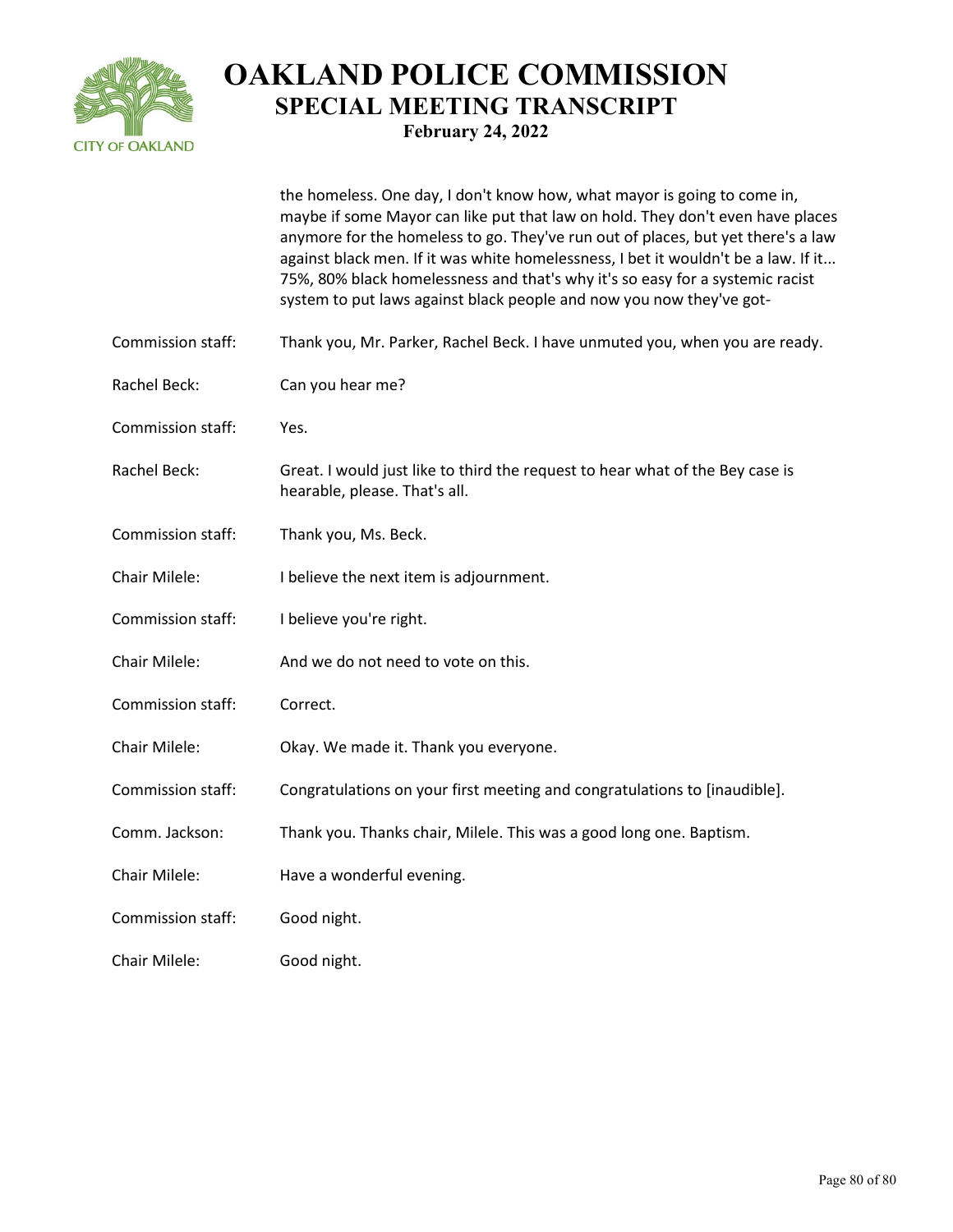the homeless. One day, I don't know how, what mayor is going to come in, maybe if some Mayor can like put that law on hold. They don't even have places anymore for the homeless to go. They've run out of places, but yet there's a law against black men. If it was white homelessness, I bet it wouldn't be a law. If it... 75%, 80% black homelessness and that's why it's so easy for a systemic racist system to put laws against black people and now you now they've got-

| | |
|---|---|
| Commission staff: | Thank you, Mr. Parker, Rachel Beck. I have unmuted you, when you are ready. |
| Rachel Beck: | Can you hear me? |
| Commission staff: | Yes. |
| Rachel Beck: | Great. I would just like to third the request to hear what of the Bey case is hearable, please. That's all. |
| Commission staff: | Thank you, Ms. Beck. |
| Chair Milele: | I believe the next item is adjournment. |
| Commission staff: | I believe you're right. |
| Chair Milele: | And we do not need to vote on this. |
| Commission staff: | Correct. |
| Chair Milele: | Okay. We made it. Thank you everyone. |
| Commission staff: | Congratulations on your first meeting and congratulations to [inaudible]. |
| Comm. Jackson: | Thank you. Thanks chair, Milele. This was a good long one. Baptism. |
| Chair Milele: | Have a wonderful evening. |
| Commission staff: | Good night. |
| Chair Milele: | Good night. |